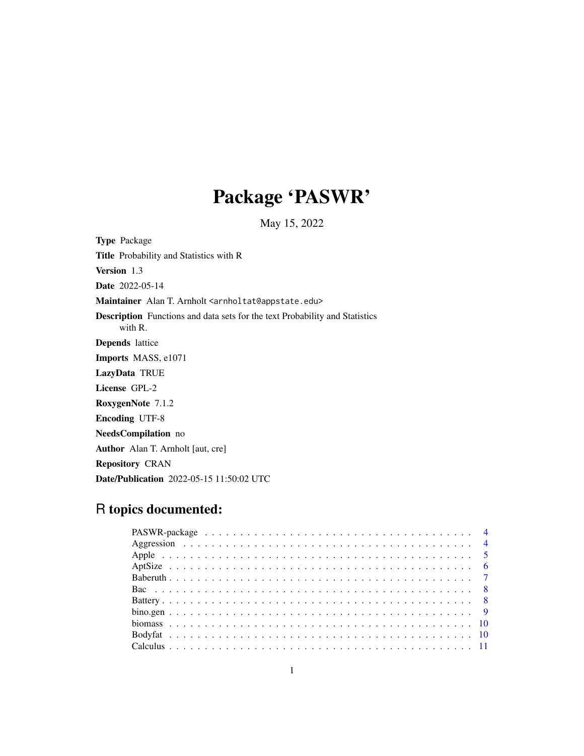# Package 'PASWR'

May 15, 2022

**Type** Package

**Title** Probability and Statistics with R

**Version** 1.3

**Date** 2022-05-14

**Maintainer** Alan T. Arnholt <arnholtat@appstate.edu>

**Description** Functions and data sets for the text Probability and Statistics with R.

**Depends** lattice

**Imports** MASS, e1071

**LazyData** TRUE

**License** GPL-2

**RoxygenNote** 7.1.2

**Encoding** UTF-8

**NeedsCompilation** no

**Author** Alan T. Arnholt [aut, cre]

**Repository** CRAN

**Date/Publication** 2022-05-15 11:50:02 UTC

## R topics documented:

| | |
|---|---|
| PASWR-package | 4 |
| Aggression | 4 |
| Apple | 5 |
| AptSize | 6 |
| Baberuth | 7 |
| Bac | 8 |
| Battery | 8 |
| bino.gen | 9 |
| biomass | 10 |
| Bodyfat | 10 |
| Calculus | 11 |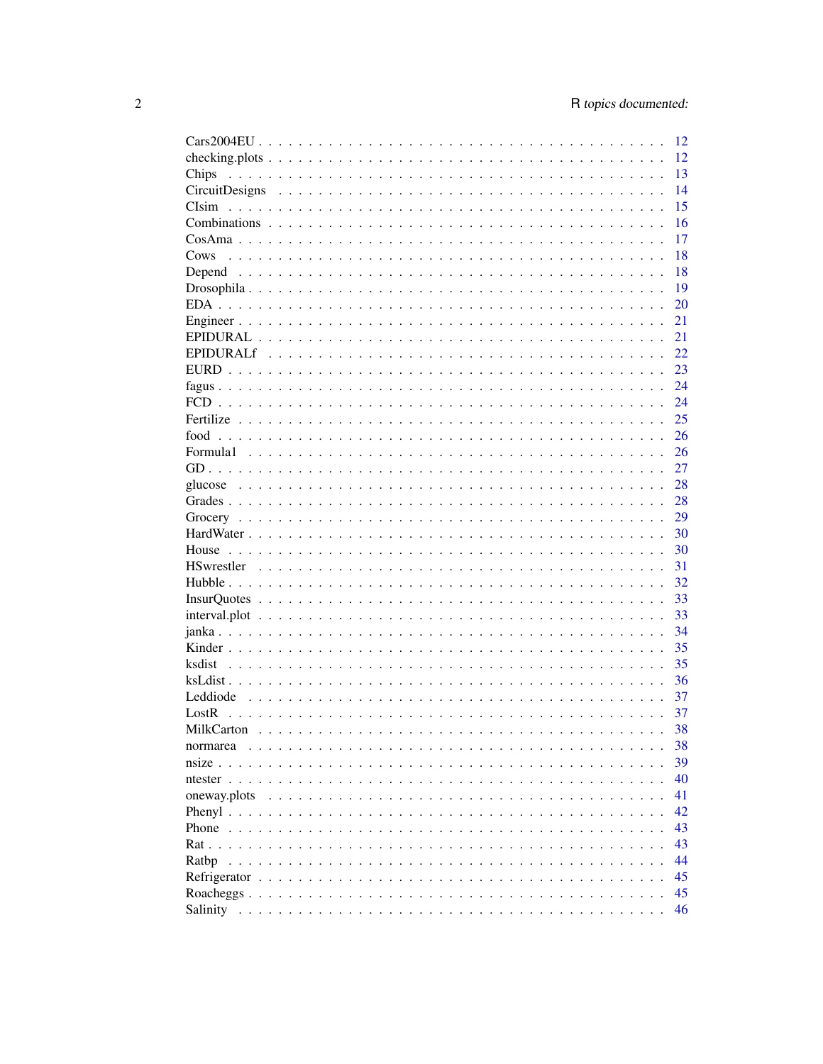Cars2004EU . . . . . . . . . . . . . . . . . . . . . . . . . . . . . . . . . . . . . . . 12
checking.plots . . . . . . . . . . . . . . . . . . . . . . . . . . . . . . . . . . . . . 12
Chips . . . . . . . . . . . . . . . . . . . . . . . . . . . . . . . . . . . . . . . . . . 13
CircuitDesigns . . . . . . . . . . . . . . . . . . . . . . . . . . . . . . . . . . . . . 14
CIsim . . . . . . . . . . . . . . . . . . . . . . . . . . . . . . . . . . . . . . . . . . 15
Combinations . . . . . . . . . . . . . . . . . . . . . . . . . . . . . . . . . . . . . . 16
CosAma . . . . . . . . . . . . . . . . . . . . . . . . . . . . . . . . . . . . . . . . . 17
Cows . . . . . . . . . . . . . . . . . . . . . . . . . . . . . . . . . . . . . . . . . . . 18
Depend . . . . . . . . . . . . . . . . . . . . . . . . . . . . . . . . . . . . . . . . . 18
Drosophila . . . . . . . . . . . . . . . . . . . . . . . . . . . . . . . . . . . . . . . 19
EDA . . . . . . . . . . . . . . . . . . . . . . . . . . . . . . . . . . . . . . . . . . . 20
Engineer . . . . . . . . . . . . . . . . . . . . . . . . . . . . . . . . . . . . . . . . 21
EPIDURAL . . . . . . . . . . . . . . . . . . . . . . . . . . . . . . . . . . . . . . . 21
EPIDURALf . . . . . . . . . . . . . . . . . . . . . . . . . . . . . . . . . . . . . . . 22
EURD . . . . . . . . . . . . . . . . . . . . . . . . . . . . . . . . . . . . . . . . . . 23
fagus . . . . . . . . . . . . . . . . . . . . . . . . . . . . . . . . . . . . . . . . . . 24
FCD . . . . . . . . . . . . . . . . . . . . . . . . . . . . . . . . . . . . . . . . . . . 24
Fertilize . . . . . . . . . . . . . . . . . . . . . . . . . . . . . . . . . . . . . . . . 25
food . . . . . . . . . . . . . . . . . . . . . . . . . . . . . . . . . . . . . . . . . . . 26
Formula1 . . . . . . . . . . . . . . . . . . . . . . . . . . . . . . . . . . . . . . . . 26
GD . . . . . . . . . . . . . . . . . . . . . . . . . . . . . . . . . . . . . . . . . . . . 27
glucose . . . . . . . . . . . . . . . . . . . . . . . . . . . . . . . . . . . . . . . . . 28
Grades . . . . . . . . . . . . . . . . . . . . . . . . . . . . . . . . . . . . . . . . . 28
Grocery . . . . . . . . . . . . . . . . . . . . . . . . . . . . . . . . . . . . . . . . . 29
HardWater . . . . . . . . . . . . . . . . . . . . . . . . . . . . . . . . . . . . . . . 30
House . . . . . . . . . . . . . . . . . . . . . . . . . . . . . . . . . . . . . . . . . . 30
HSwrestler . . . . . . . . . . . . . . . . . . . . . . . . . . . . . . . . . . . . . . . 31
Hubble . . . . . . . . . . . . . . . . . . . . . . . . . . . . . . . . . . . . . . . . . 32
InsurQuotes . . . . . . . . . . . . . . . . . . . . . . . . . . . . . . . . . . . . . . 33
interval.plot . . . . . . . . . . . . . . . . . . . . . . . . . . . . . . . . . . . . . 33
janka . . . . . . . . . . . . . . . . . . . . . . . . . . . . . . . . . . . . . . . . . . 34
Kinder . . . . . . . . . . . . . . . . . . . . . . . . . . . . . . . . . . . . . . . . . 35
ksdist . . . . . . . . . . . . . . . . . . . . . . . . . . . . . . . . . . . . . . . . . 35
ksLdist . . . . . . . . . . . . . . . . . . . . . . . . . . . . . . . . . . . . . . . . 36
Leddiode . . . . . . . . . . . . . . . . . . . . . . . . . . . . . . . . . . . . . . . . 37
LostR . . . . . . . . . . . . . . . . . . . . . . . . . . . . . . . . . . . . . . . . . . 37
MilkCarton . . . . . . . . . . . . . . . . . . . . . . . . . . . . . . . . . . . . . . . 38
normarea . . . . . . . . . . . . . . . . . . . . . . . . . . . . . . . . . . . . . . . . 38
nsize . . . . . . . . . . . . . . . . . . . . . . . . . . . . . . . . . . . . . . . . . . 39
ntester . . . . . . . . . . . . . . . . . . . . . . . . . . . . . . . . . . . . . . . . . 40
oneway.plots . . . . . . . . . . . . . . . . . . . . . . . . . . . . . . . . . . . . . 41
Phenyl . . . . . . . . . . . . . . . . . . . . . . . . . . . . . . . . . . . . . . . . . 42
Phone . . . . . . . . . . . . . . . . . . . . . . . . . . . . . . . . . . . . . . . . . . 43
Rat . . . . . . . . . . . . . . . . . . . . . . . . . . . . . . . . . . . . . . . . . . . . 43
Ratbp . . . . . . . . . . . . . . . . . . . . . . . . . . . . . . . . . . . . . . . . . . 44
Refrigerator . . . . . . . . . . . . . . . . . . . . . . . . . . . . . . . . . . . . . . 45
Roacheggs . . . . . . . . . . . . . . . . . . . . . . . . . . . . . . . . . . . . . . . 45
Salinity . . . . . . . . . . . . . . . . . . . . . . . . . . . . . . . . . . . . . . . . 46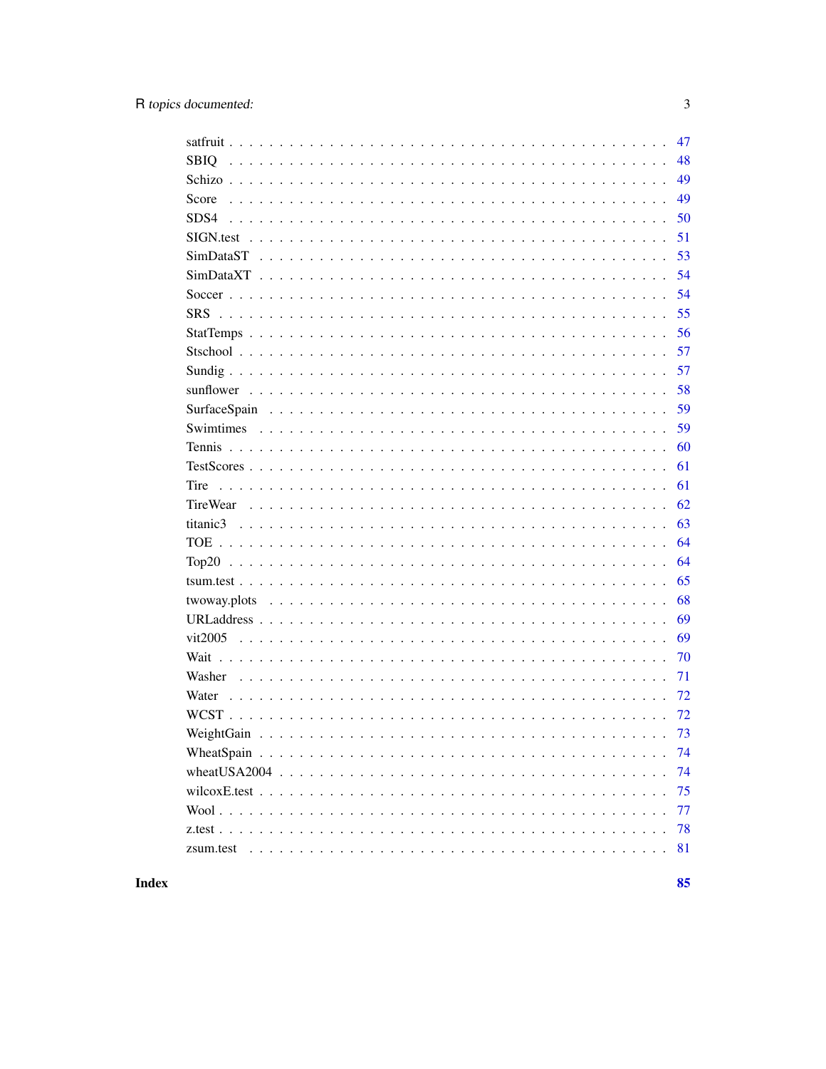satfruit . . . . . . . . . . . . . . . . . . . . . . . . . . . . . . . . . . . . . . . . 47
SBIQ . . . . . . . . . . . . . . . . . . . . . . . . . . . . . . . . . . . . . . . . . 48
Schizo . . . . . . . . . . . . . . . . . . . . . . . . . . . . . . . . . . . . . . . . 49
Score . . . . . . . . . . . . . . . . . . . . . . . . . . . . . . . . . . . . . . . . . 49
SDS4 . . . . . . . . . . . . . . . . . . . . . . . . . . . . . . . . . . . . . . . . . 50
SIGN.test . . . . . . . . . . . . . . . . . . . . . . . . . . . . . . . . . . . . . . . 51
SimDataST . . . . . . . . . . . . . . . . . . . . . . . . . . . . . . . . . . . . . . 53
SimDataXT . . . . . . . . . . . . . . . . . . . . . . . . . . . . . . . . . . . . . . 54
Soccer . . . . . . . . . . . . . . . . . . . . . . . . . . . . . . . . . . . . . . . . 54
SRS . . . . . . . . . . . . . . . . . . . . . . . . . . . . . . . . . . . . . . . . . . 55
StatTemps . . . . . . . . . . . . . . . . . . . . . . . . . . . . . . . . . . . . . . 56
Stschool . . . . . . . . . . . . . . . . . . . . . . . . . . . . . . . . . . . . . . . 57
Sundig . . . . . . . . . . . . . . . . . . . . . . . . . . . . . . . . . . . . . . . . 57
sunflower . . . . . . . . . . . . . . . . . . . . . . . . . . . . . . . . . . . . . . 58
SurfaceSpain . . . . . . . . . . . . . . . . . . . . . . . . . . . . . . . . . . . . 59
Swimtimes . . . . . . . . . . . . . . . . . . . . . . . . . . . . . . . . . . . . . . 59
Tennis . . . . . . . . . . . . . . . . . . . . . . . . . . . . . . . . . . . . . . . . 60
TestScores . . . . . . . . . . . . . . . . . . . . . . . . . . . . . . . . . . . . . . 61
Tire . . . . . . . . . . . . . . . . . . . . . . . . . . . . . . . . . . . . . . . . . . 61
TireWear . . . . . . . . . . . . . . . . . . . . . . . . . . . . . . . . . . . . . . . 62
titanic3 . . . . . . . . . . . . . . . . . . . . . . . . . . . . . . . . . . . . . . . 63
TOE . . . . . . . . . . . . . . . . . . . . . . . . . . . . . . . . . . . . . . . . . . 64
Top20 . . . . . . . . . . . . . . . . . . . . . . . . . . . . . . . . . . . . . . . . . 64
tsum.test . . . . . . . . . . . . . . . . . . . . . . . . . . . . . . . . . . . . . . . 65
twoway.plots . . . . . . . . . . . . . . . . . . . . . . . . . . . . . . . . . . . . . 68
URLaddress . . . . . . . . . . . . . . . . . . . . . . . . . . . . . . . . . . . . . . 69
vit2005 . . . . . . . . . . . . . . . . . . . . . . . . . . . . . . . . . . . . . . . . 69
Wait . . . . . . . . . . . . . . . . . . . . . . . . . . . . . . . . . . . . . . . . . . 70
Washer . . . . . . . . . . . . . . . . . . . . . . . . . . . . . . . . . . . . . . . . 71
Water . . . . . . . . . . . . . . . . . . . . . . . . . . . . . . . . . . . . . . . . . 72
WCST . . . . . . . . . . . . . . . . . . . . . . . . . . . . . . . . . . . . . . . . . 72
WeightGain . . . . . . . . . . . . . . . . . . . . . . . . . . . . . . . . . . . . . . 73
WheatSpain . . . . . . . . . . . . . . . . . . . . . . . . . . . . . . . . . . . . . . 74
wheatUSA2004 . . . . . . . . . . . . . . . . . . . . . . . . . . . . . . . . . . . . 74
wilcoxE.test . . . . . . . . . . . . . . . . . . . . . . . . . . . . . . . . . . . . . 75
Wool . . . . . . . . . . . . . . . . . . . . . . . . . . . . . . . . . . . . . . . . . . 77
z.test . . . . . . . . . . . . . . . . . . . . . . . . . . . . . . . . . . . . . . . . . 78
zsum.test . . . . . . . . . . . . . . . . . . . . . . . . . . . . . . . . . . . . . . . 81

**Index** **85**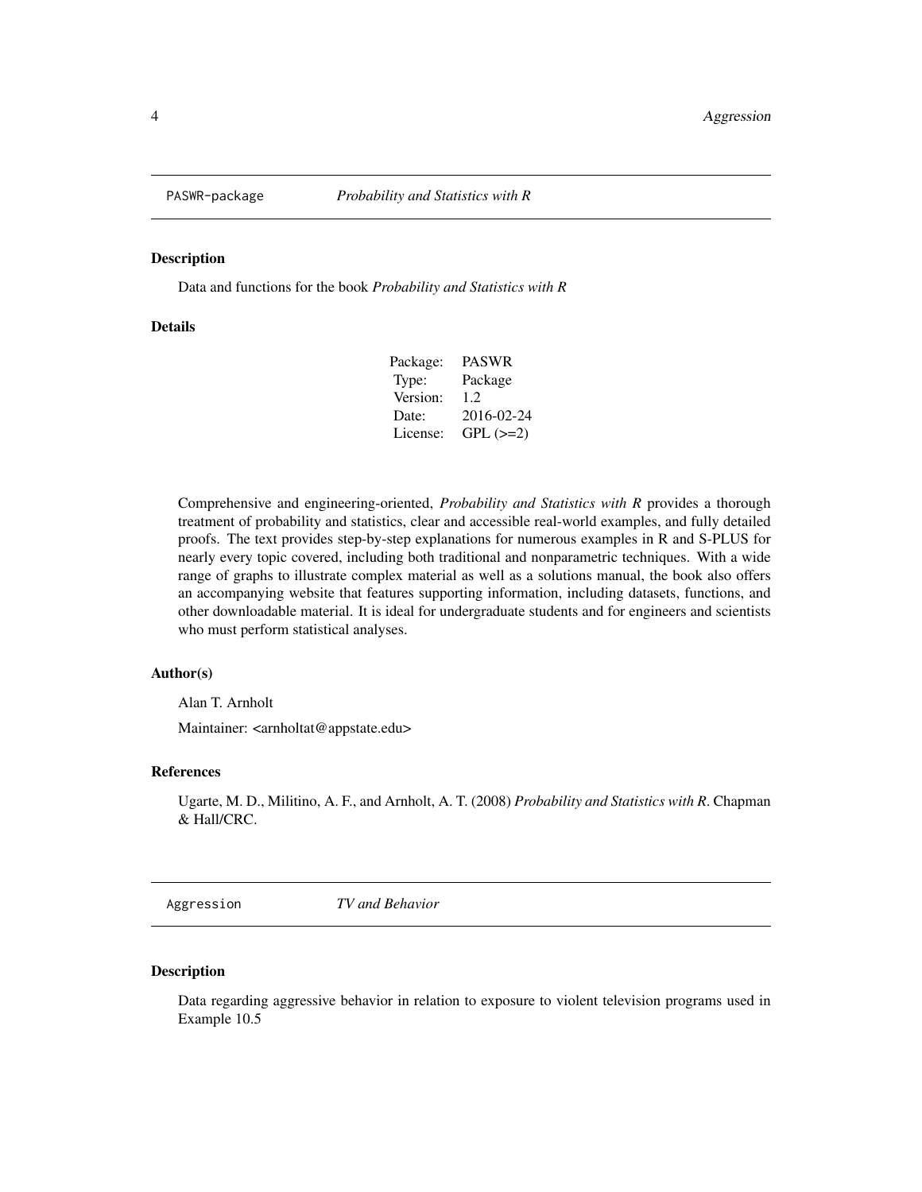## PASWR-package *Probability and Statistics with R*

### Description

Data and functions for the book *Probability and Statistics with R*

### Details

| | |
|---|---|
| Package: | PASWR |
| Type: | Package |
| Version: | 1.2 |
| Date: | 2016-02-24 |
| License: | GPL (>=2) |

Comprehensive and engineering-oriented, *Probability and Statistics with R* provides a thorough treatment of probability and statistics, clear and accessible real-world examples, and fully detailed proofs. The text provides step-by-step explanations for numerous examples in R and S-PLUS for nearly every topic covered, including both traditional and nonparametric techniques. With a wide range of graphs to illustrate complex material as well as a solutions manual, the book also offers an accompanying website that features supporting information, including datasets, functions, and other downloadable material. It is ideal for undergraduate students and for engineers and scientists who must perform statistical analyses.

### Author(s)

Alan T. Arnholt

Maintainer: <arnholtat@appstate.edu>

### References

Ugarte, M. D., Militino, A. F., and Arnholt, A. T. (2008) *Probability and Statistics with R*. Chapman & Hall/CRC.

## Aggression *TV and Behavior*

### Description

Data regarding aggressive behavior in relation to exposure to violent television programs used in Example 10.5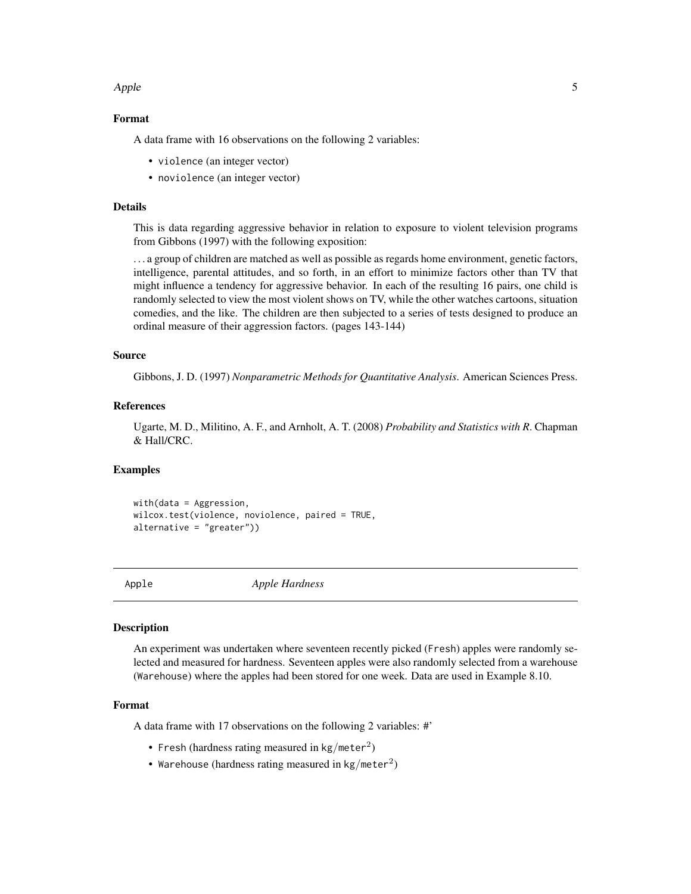### Format

A data frame with 16 observations on the following 2 variables:

- `violence` (an integer vector)
- `noviolence` (an integer vector)

### Details

This is data regarding aggressive behavior in relation to exposure to violent television programs from Gibbons (1997) with the following exposition:

. . . a group of children are matched as well as possible as regards home environment, genetic factors, intelligence, parental attitudes, and so forth, in an effort to minimize factors other than TV that might influence a tendency for aggressive behavior. In each of the resulting 16 pairs, one child is randomly selected to view the most violent shows on TV, while the other watches cartoons, situation comedies, and the like. The children are then subjected to a series of tests designed to produce an ordinal measure of their aggression factors. (pages 143-144)

### Source

Gibbons, J. D. (1997) *Nonparametric Methods for Quantitative Analysis*. American Sciences Press.

### References

Ugarte, M. D., Militino, A. F., and Arnholt, A. T. (2008) *Probability and Statistics with R*. Chapman & Hall/CRC.

### Examples

```
with(data = Aggression,
wilcox.test(violence, noviolence, paired = TRUE,
alternative = "greater"))
```

---

## Apple *Apple Hardness*

---

### Description

An experiment was undertaken where seventeen recently picked (`Fresh`) apples were randomly selected and measured for hardness. Seventeen apples were also randomly selected from a warehouse (`Warehouse`) where the apples had been stored for one week. Data are used in Example 8.10.

### Format

A data frame with 17 observations on the following 2 variables: #'

- `Fresh` (hardness rating measured in $\texttt{kg/meter}^2$)
- `Warehouse` (hardness rating measured in $\texttt{kg/meter}^2$)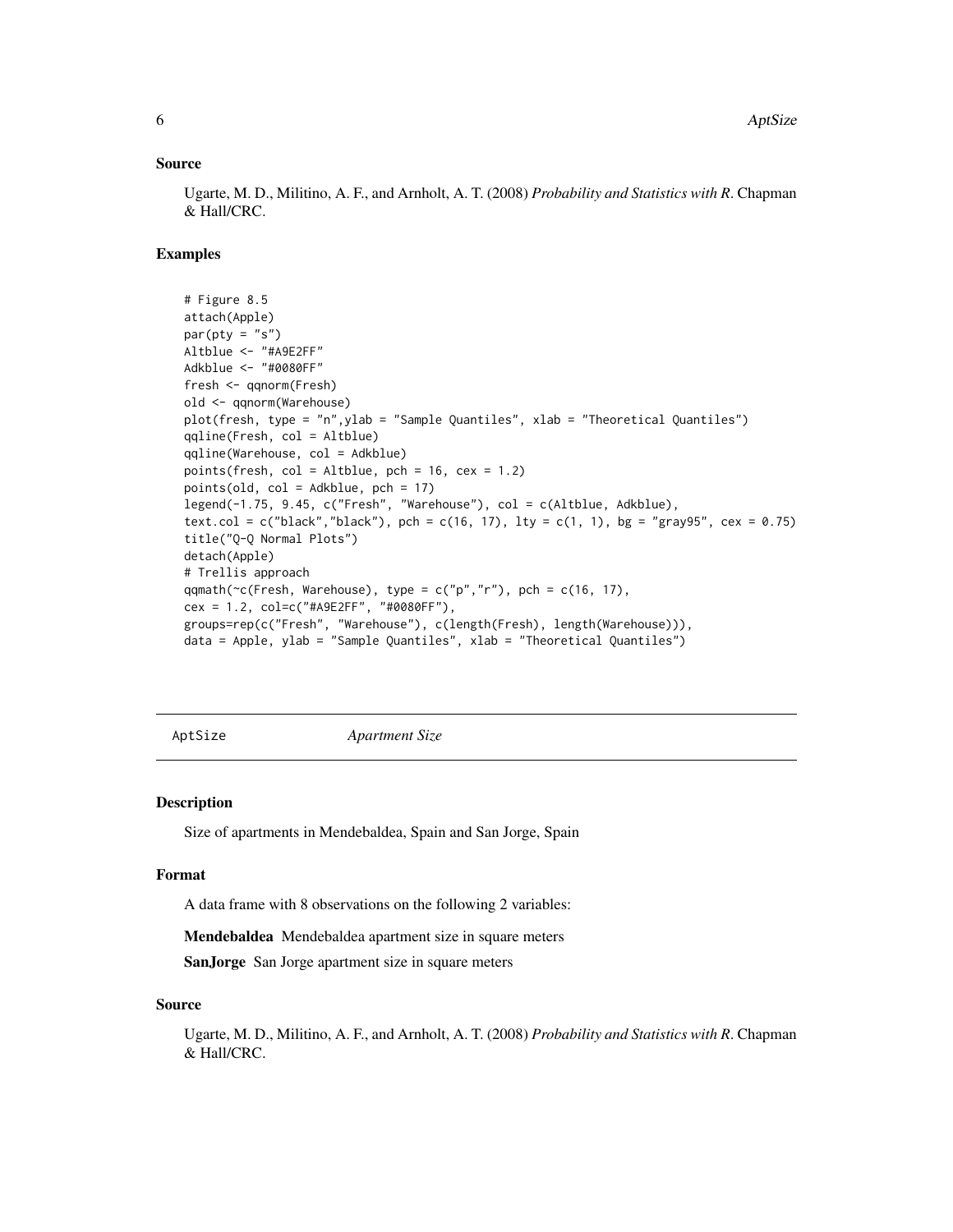## Source

Ugarte, M. D., Militino, A. F., and Arnholt, A. T. (2008) *Probability and Statistics with R*. Chapman & Hall/CRC.

## Examples

```
# Figure 8.5
attach(Apple)
par(pty = "s")
Altblue <- "#A9E2FF"
Adkblue <- "#0080FF"
fresh <- qqnorm(Fresh)
old <- qqnorm(Warehouse)
plot(fresh, type = "n",ylab = "Sample Quantiles", xlab = "Theoretical Quantiles")
qqline(Fresh, col = Altblue)
qqline(Warehouse, col = Adkblue)
points(fresh, col = Altblue, pch = 16, cex = 1.2)
points(old, col = Adkblue, pch = 17)
legend(-1.75, 9.45, c("Fresh", "Warehouse"), col = c(Altblue, Adkblue),
text.col = c("black","black"), pch = c(16, 17), lty = c(1, 1), bg = "gray95", cex = 0.75)
title("Q-Q Normal Plots")
detach(Apple)
# Trellis approach
qqmath(~c(Fresh, Warehouse), type = c("p","r"), pch = c(16, 17),
cex = 1.2, col=c("#A9E2FF", "#0080FF"),
groups=rep(c("Fresh", "Warehouse"), c(length(Fresh), length(Warehouse))),
data = Apple, ylab = "Sample Quantiles", xlab = "Theoretical Quantiles")
```

---

# AptSize *Apartment Size*

## Description

Size of apartments in Mendebaldea, Spain and San Jorge, Spain

## Format

A data frame with 8 observations on the following 2 variables:

**Mendebaldea** Mendebaldea apartment size in square meters

**SanJorge** San Jorge apartment size in square meters

## Source

Ugarte, M. D., Militino, A. F., and Arnholt, A. T. (2008) *Probability and Statistics with R*. Chapman & Hall/CRC.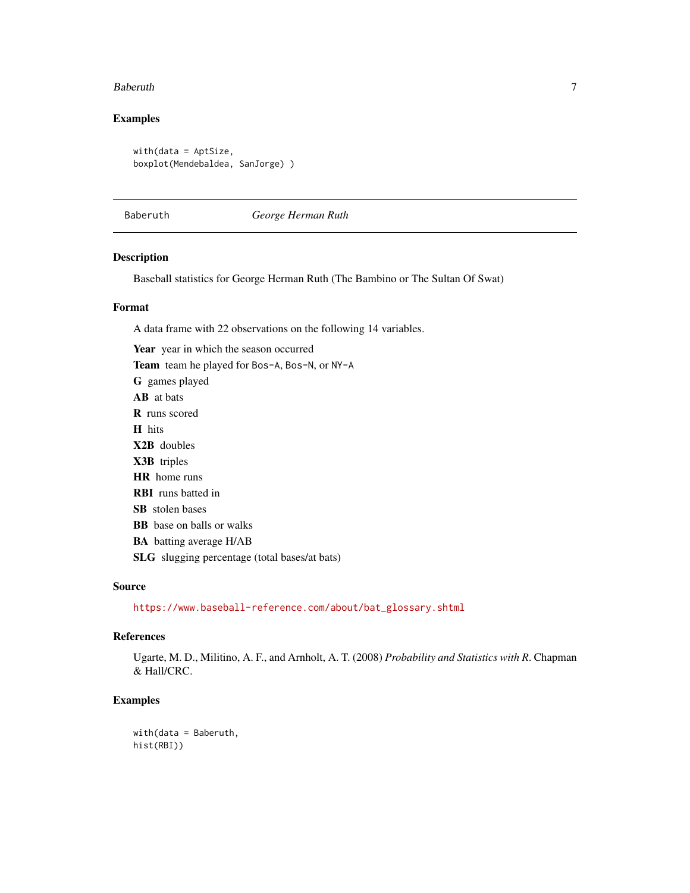## Examples

```
with(data = AptSize,
boxplot(Mendebaldea, SanJorge) )
```

---

Baberuth *George Herman Ruth*

---

## Description

Baseball statistics for George Herman Ruth (The Bambino or The Sultan Of Swat)

## Format

A data frame with 22 observations on the following 14 variables.

**Year** year in which the season occurred

**Team** team he played for `Bos-A`, `Bos-N`, or `NY-A`

**G** games played

**AB** at bats

**R** runs scored

**H** hits

**X2B** doubles

**X3B** triples

**HR** home runs

**RBI** runs batted in

**SB** stolen bases

**BB** base on balls or walks

**BA** batting average H/AB

**SLG** slugging percentage (total bases/at bats)

## Source

https://www.baseball-reference.com/about/bat_glossary.shtml

## References

Ugarte, M. D., Militino, A. F., and Arnholt, A. T. (2008) *Probability and Statistics with R*. Chapman & Hall/CRC.

## Examples

```
with(data = Baberuth,
hist(RBI))
```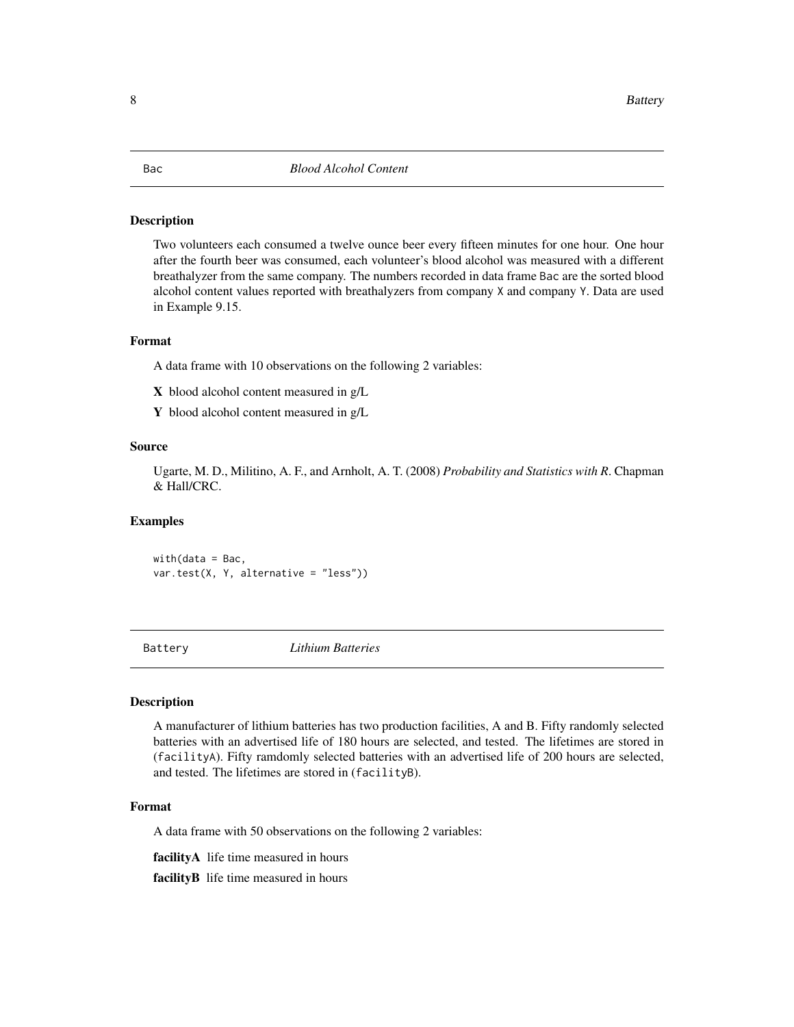## Bac — *Blood Alcohol Content*

### Description

Two volunteers each consumed a twelve ounce beer every fifteen minutes for one hour. One hour after the fourth beer was consumed, each volunteer's blood alcohol was measured with a different breathalyzer from the same company. The numbers recorded in data frame `Bac` are the sorted blood alcohol content values reported with breathalyzers from company `X` and company `Y`. Data are used in Example 9.15.

### Format

A data frame with 10 observations on the following 2 variables:

**X** blood alcohol content measured in g/L

**Y** blood alcohol content measured in g/L

### Source

Ugarte, M. D., Militino, A. F., and Arnholt, A. T. (2008) *Probability and Statistics with R*. Chapman & Hall/CRC.

### Examples

```
with(data = Bac,
var.test(X, Y, alternative = "less"))
```

## Battery — *Lithium Batteries*

### Description

A manufacturer of lithium batteries has two production facilities, A and B. Fifty randomly selected batteries with an advertised life of 180 hours are selected, and tested. The lifetimes are stored in (`facilityA`). Fifty ramdomly selected batteries with an advertised life of 200 hours are selected, and tested. The lifetimes are stored in (`facilityB`).

### Format

A data frame with 50 observations on the following 2 variables:

**facilityA** life time measured in hours

**facilityB** life time measured in hours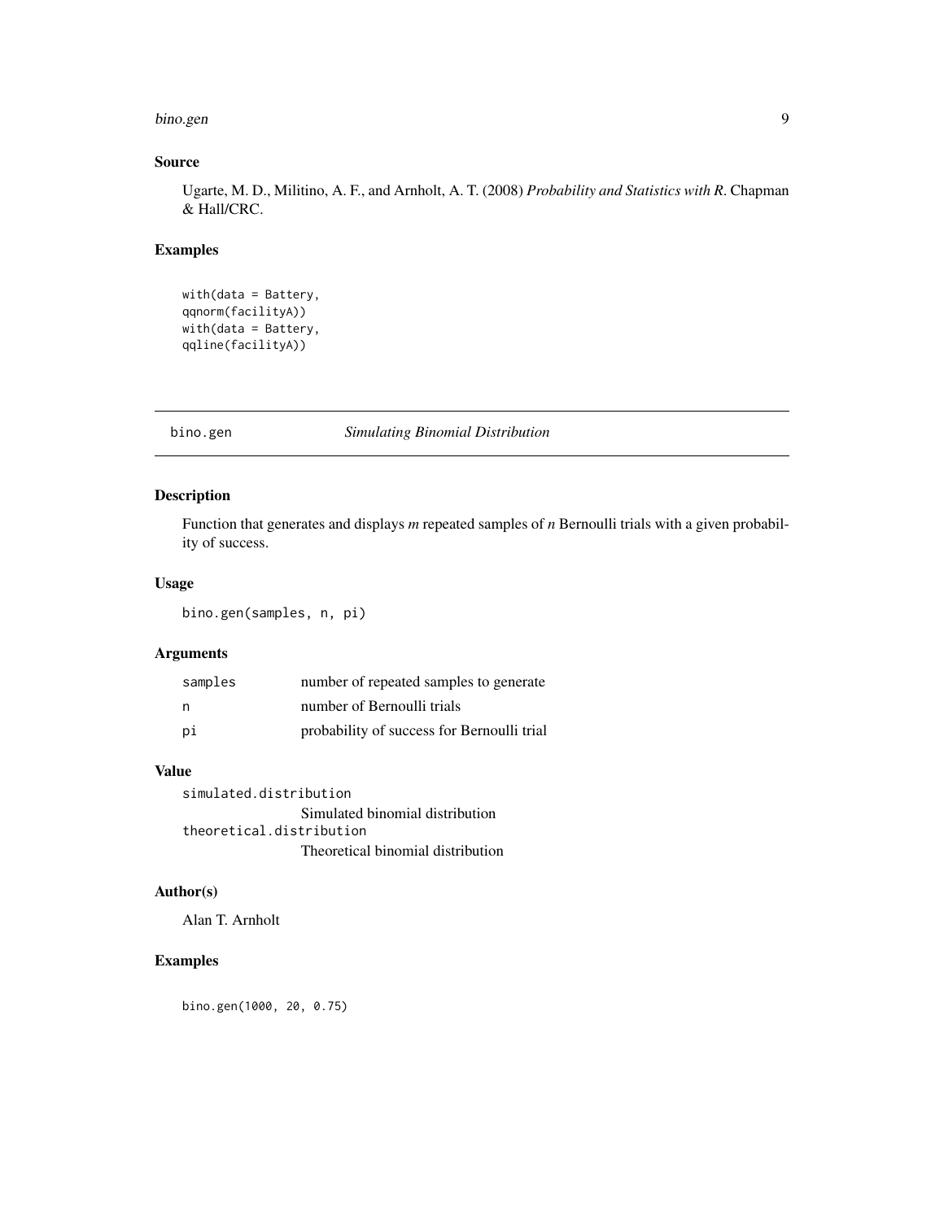## Source

Ugarte, M. D., Militino, A. F., and Arnholt, A. T. (2008) *Probability and Statistics with R*. Chapman & Hall/CRC.

## Examples

```
with(data = Battery,
qqnorm(facilityA))
with(data = Battery,
qqline(facilityA))
```

---

# bino.gen — *Simulating Binomial Distribution*

---

## Description

Function that generates and displays *m* repeated samples of *n* Bernoulli trials with a given probability of success.

## Usage

```
bino.gen(samples, n, pi)
```

## Arguments

| | |
|---|---|
| `samples` | number of repeated samples to generate |
| `n` | number of Bernoulli trials |
| `pi` | probability of success for Bernoulli trial |

## Value

`simulated.distribution`
Simulated binomial distribution

`theoretical.distribution`
Theoretical binomial distribution

## Author(s)

Alan T. Arnholt

## Examples

```
bino.gen(1000, 20, 0.75)
```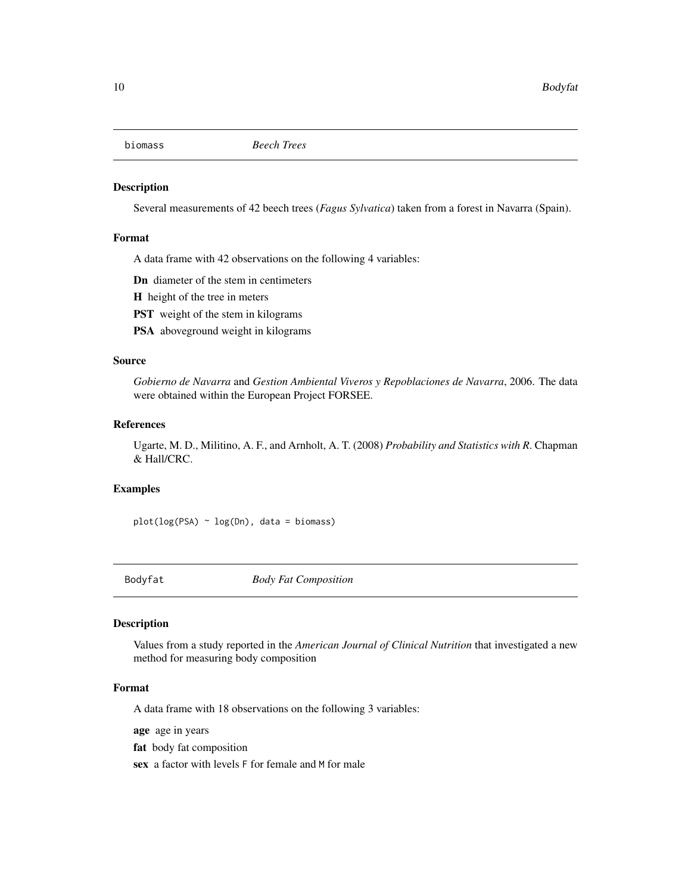## biomass — *Beech Trees*

### Description

Several measurements of 42 beech trees (*Fagus Sylvatica*) taken from a forest in Navarra (Spain).

### Format

A data frame with 42 observations on the following 4 variables:

**Dn** diameter of the stem in centimeters

**H** height of the tree in meters

**PST** weight of the stem in kilograms

**PSA** aboveground weight in kilograms

### Source

*Gobierno de Navarra* and *Gestion Ambiental Viveros y Repoblaciones de Navarra*, 2006. The data were obtained within the European Project FORSEE.

### References

Ugarte, M. D., Militino, A. F., and Arnholt, A. T. (2008) *Probability and Statistics with R*. Chapman & Hall/CRC.

### Examples

```
plot(log(PSA) ~ log(Dn), data = biomass)
```

## Bodyfat — *Body Fat Composition*

### Description

Values from a study reported in the *American Journal of Clinical Nutrition* that investigated a new method for measuring body composition

### Format

A data frame with 18 observations on the following 3 variables:

**age** age in years

**fat** body fat composition

**sex** a factor with levels F for female and M for male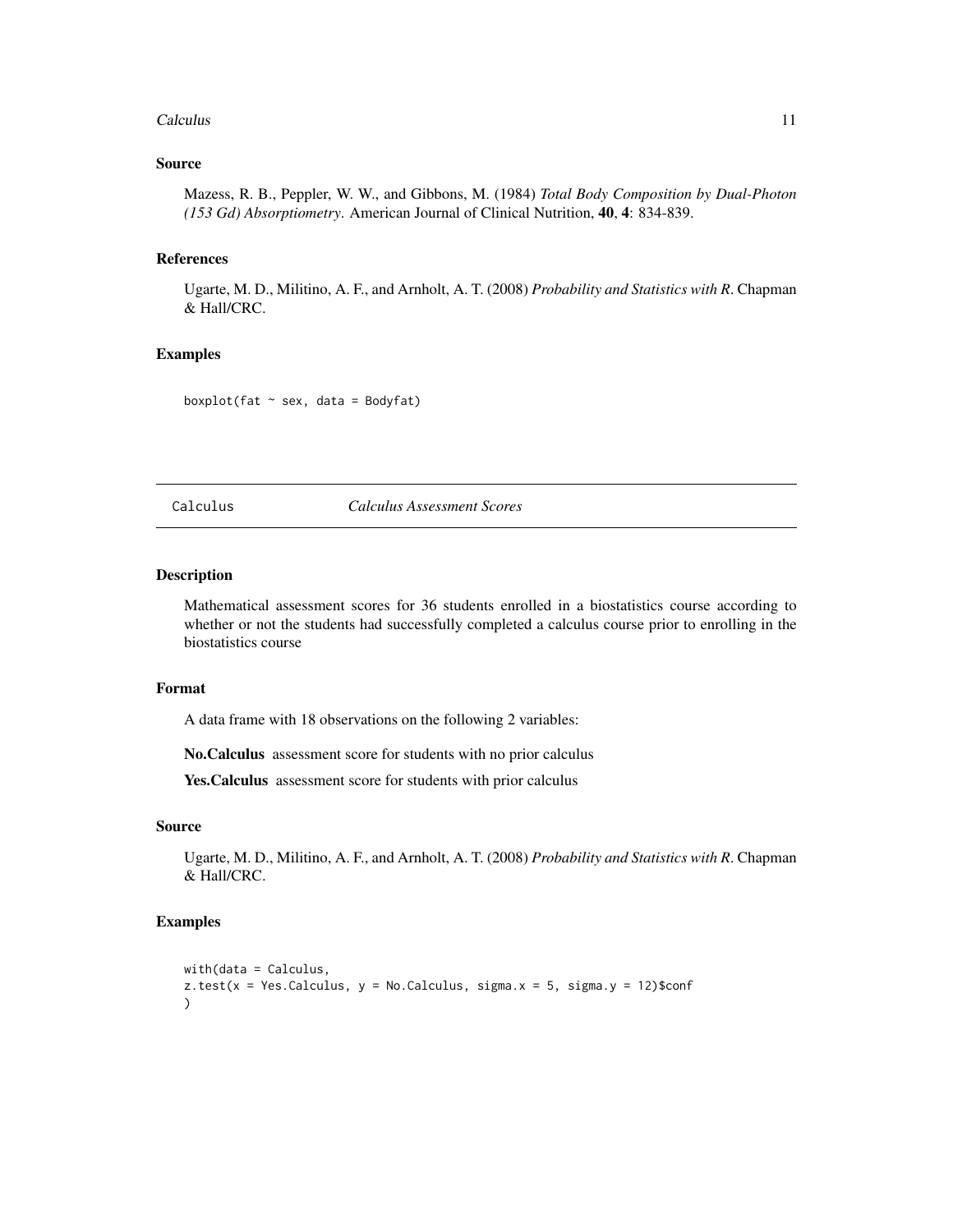### Source

Mazess, R. B., Peppler, W. W., and Gibbons, M. (1984) *Total Body Composition by Dual-Photon (153 Gd) Absorptiometry*. American Journal of Clinical Nutrition, **40**, **4**: 834-839.

### References

Ugarte, M. D., Militino, A. F., and Arnholt, A. T. (2008) *Probability and Statistics with R*. Chapman & Hall/CRC.

### Examples

```
boxplot(fat ~ sex, data = Bodyfat)
```

---

## Calculus — *Calculus Assessment Scores*

---

### Description

Mathematical assessment scores for 36 students enrolled in a biostatistics course according to whether or not the students had successfully completed a calculus course prior to enrolling in the biostatistics course

### Format

A data frame with 18 observations on the following 2 variables:

**No.Calculus** assessment score for students with no prior calculus

**Yes.Calculus** assessment score for students with prior calculus

### Source

Ugarte, M. D., Militino, A. F., and Arnholt, A. T. (2008) *Probability and Statistics with R*. Chapman & Hall/CRC.

### Examples

```
with(data = Calculus,
z.test(x = Yes.Calculus, y = No.Calculus, sigma.x = 5, sigma.y = 12)$conf
)
```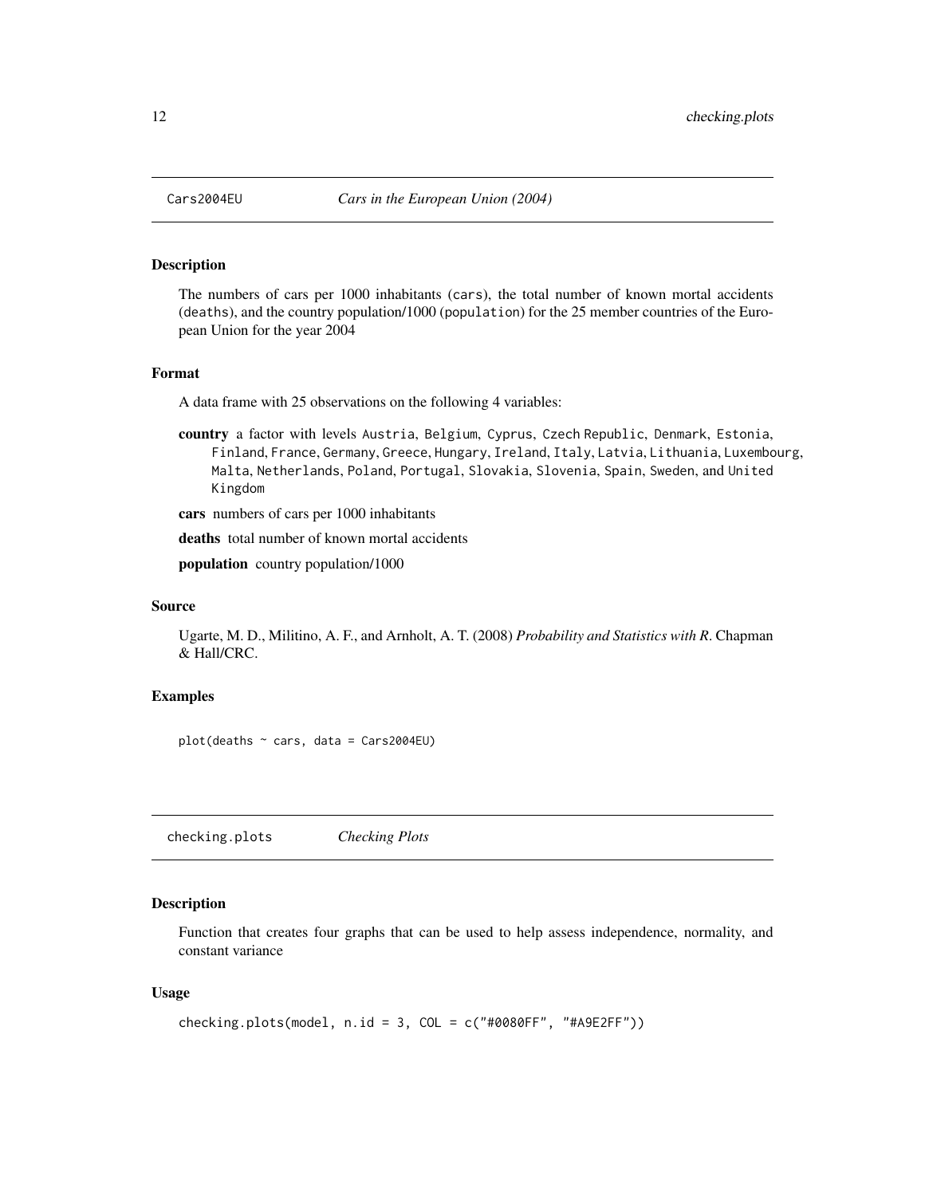## Cars2004EU *Cars in the European Union (2004)*

### Description

The numbers of cars per 1000 inhabitants (`cars`), the total number of known mortal accidents (`deaths`), and the country population/1000 (`population`) for the 25 member countries of the European Union for the year 2004

### Format

A data frame with 25 observations on the following 4 variables:

**country** a factor with levels `Austria`, `Belgium`, `Cyprus`, `Czech Republic`, `Denmark`, `Estonia`, `Finland`, `France`, `Germany`, `Greece`, `Hungary`, `Ireland`, `Italy`, `Latvia`, `Lithuania`, `Luxembourg`, `Malta`, `Netherlands`, `Poland`, `Portugal`, `Slovakia`, `Slovenia`, `Spain`, `Sweden`, and `United Kingdom`

**cars** numbers of cars per 1000 inhabitants

**deaths** total number of known mortal accidents

**population** country population/1000

### Source

Ugarte, M. D., Militino, A. F., and Arnholt, A. T. (2008) *Probability and Statistics with R*. Chapman & Hall/CRC.

### Examples

```
plot(deaths ~ cars, data = Cars2004EU)
```

## checking.plots *Checking Plots*

### Description

Function that creates four graphs that can be used to help assess independence, normality, and constant variance

### Usage

```
checking.plots(model, n.id = 3, COL = c("#0080FF", "#A9E2FF"))
```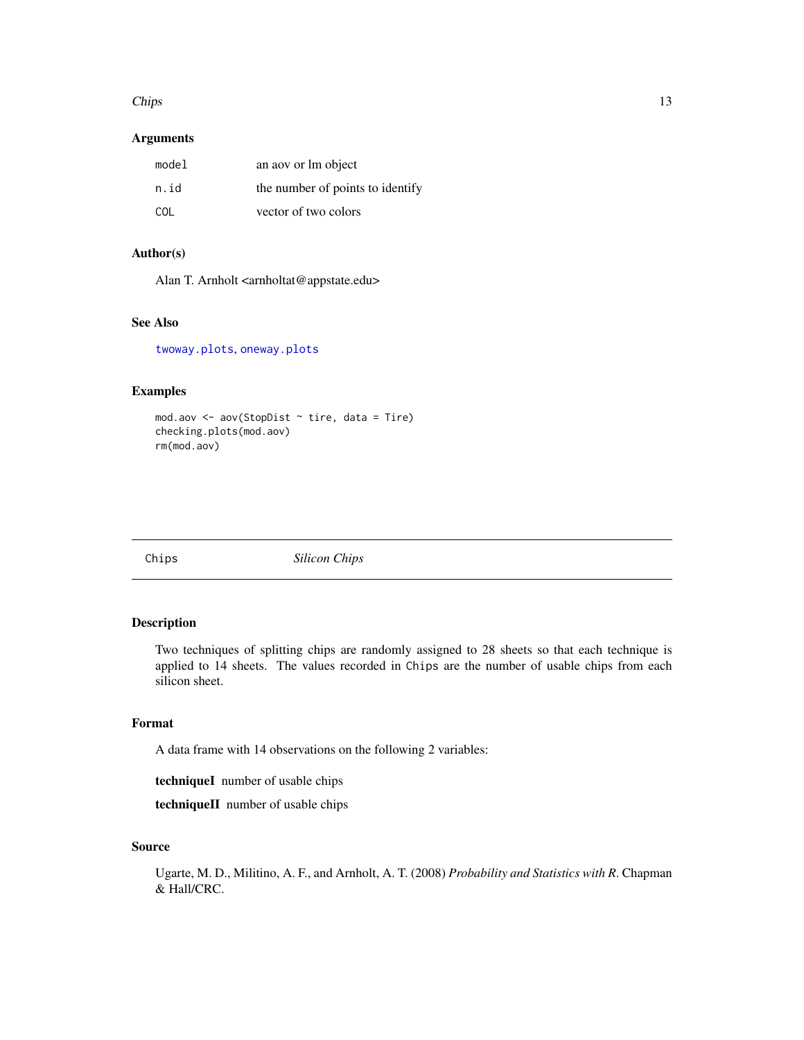### Arguments

| | |
|---|---|
| `model` | an aov or lm object |
| `n.id` | the number of points to identify |
| `COL` | vector of two colors |

### Author(s)

Alan T. Arnholt <arnholtat@appstate.edu>

### See Also

`twoway.plots`, `oneway.plots`

### Examples

```
mod.aov <- aov(StopDist ~ tire, data = Tire)
checking.plots(mod.aov)
rm(mod.aov)
```

---

## Chips *Silicon Chips*

---

### Description

Two techniques of splitting chips are randomly assigned to 28 sheets so that each technique is applied to 14 sheets. The values recorded in `Chips` are the number of usable chips from each silicon sheet.

### Format

A data frame with 14 observations on the following 2 variables:

**techniqueI** number of usable chips

**techniqueII** number of usable chips

### Source

Ugarte, M. D., Militino, A. F., and Arnholt, A. T. (2008) *Probability and Statistics with R*. Chapman & Hall/CRC.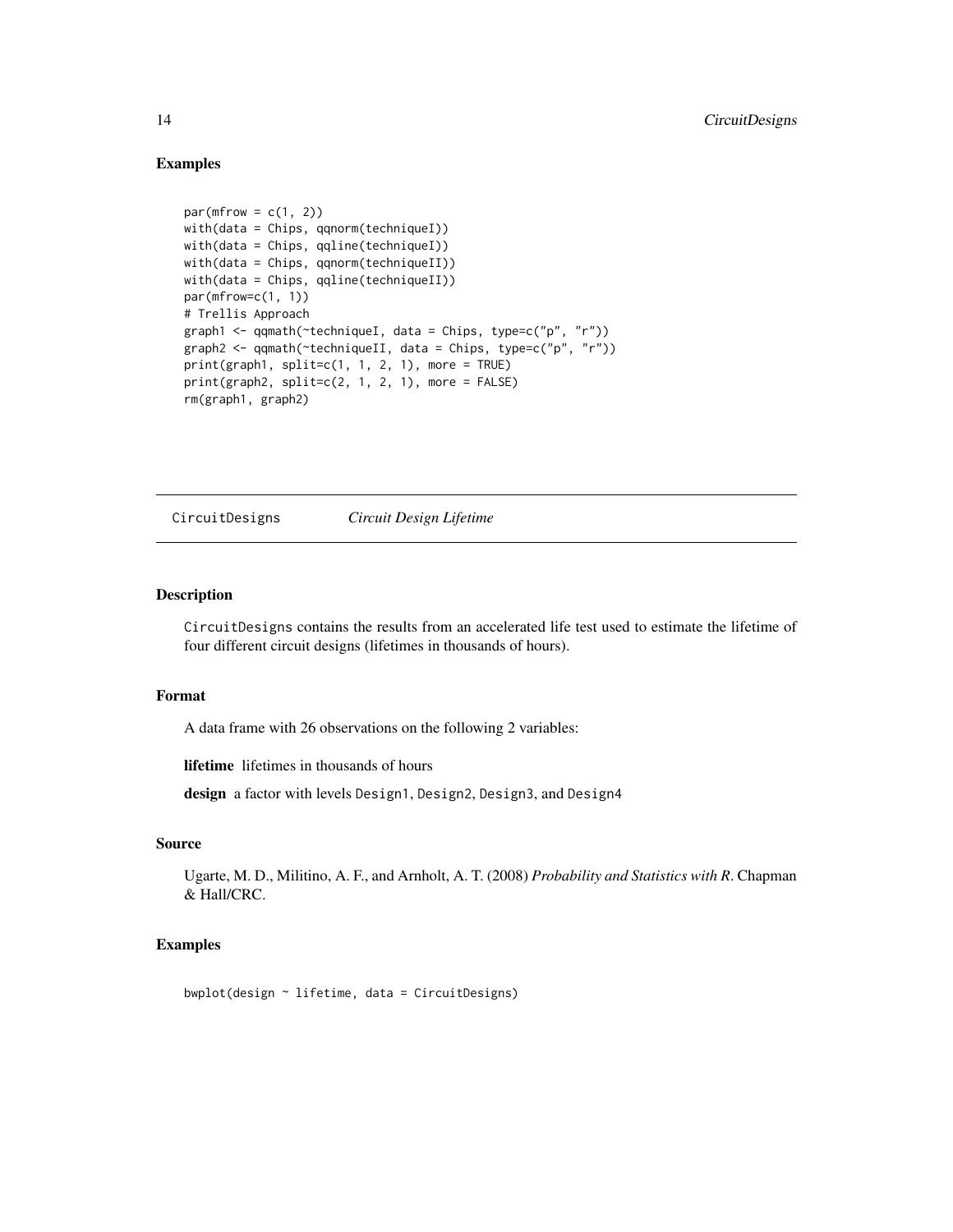### Examples

```
par(mfrow = c(1, 2))
with(data = Chips, qqnorm(techniqueI))
with(data = Chips, qqline(techniqueI))
with(data = Chips, qqnorm(techniqueII))
with(data = Chips, qqline(techniqueII))
par(mfrow=c(1, 1))
# Trellis Approach
graph1 <- qqmath(~techniqueI, data = Chips, type=c("p", "r"))
graph2 <- qqmath(~techniqueII, data = Chips, type=c("p", "r"))
print(graph1, split=c(1, 1, 2, 1), more = TRUE)
print(graph2, split=c(2, 1, 2, 1), more = FALSE)
rm(graph1, graph2)
```

---

## CircuitDesigns *Circuit Design Lifetime*

### Description

CircuitDesigns contains the results from an accelerated life test used to estimate the lifetime of four different circuit designs (lifetimes in thousands of hours).

### Format

A data frame with 26 observations on the following 2 variables:

**lifetime** lifetimes in thousands of hours

**design** a factor with levels Design1, Design2, Design3, and Design4

### Source

Ugarte, M. D., Militino, A. F., and Arnholt, A. T. (2008) *Probability and Statistics with R*. Chapman & Hall/CRC.

### Examples

```
bwplot(design ~ lifetime, data = CircuitDesigns)
```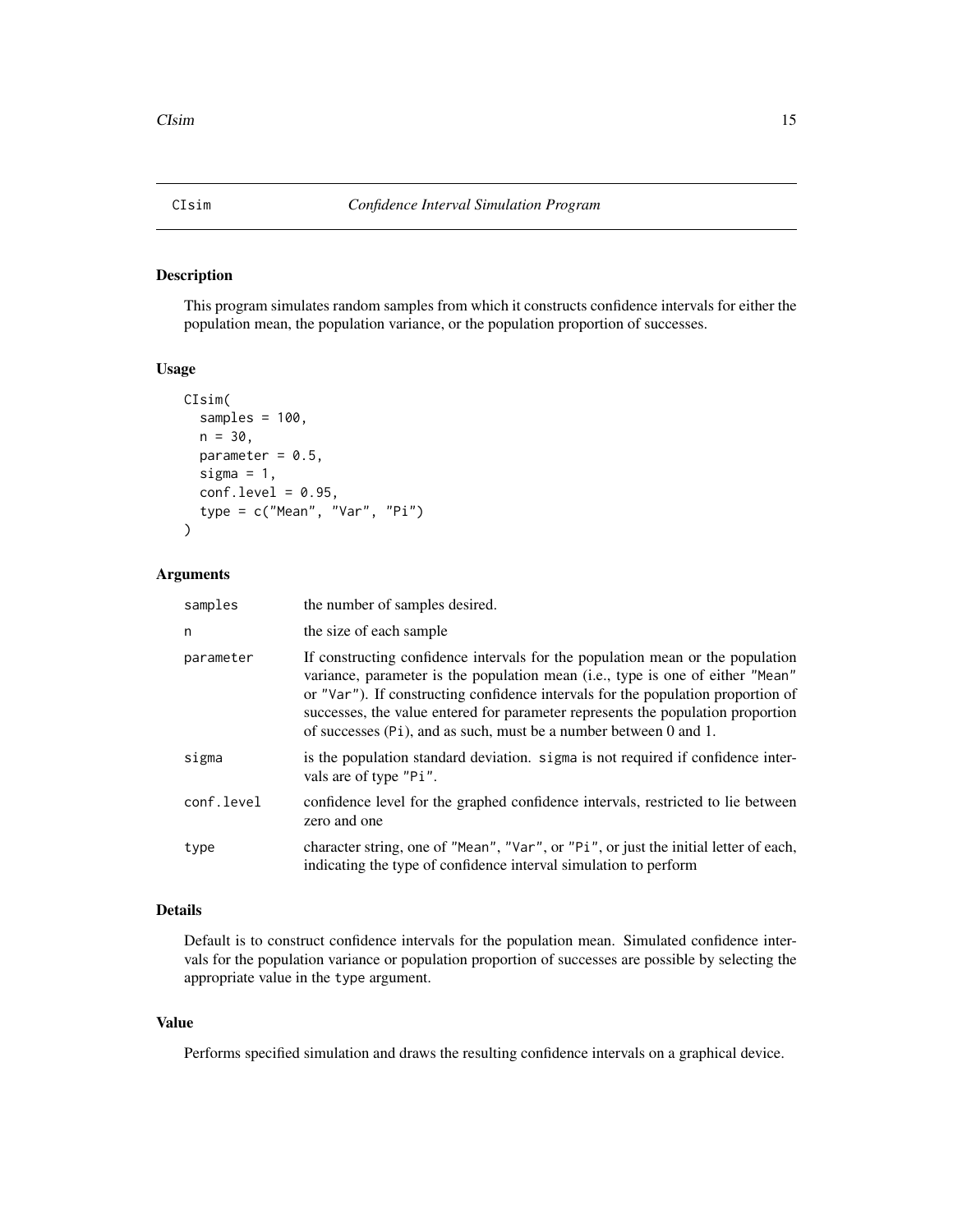# CIsim *Confidence Interval Simulation Program*

## Description

This program simulates random samples from which it constructs confidence intervals for either the population mean, the population variance, or the population proportion of successes.

## Usage

```
CIsim(
  samples = 100,
  n = 30,
  parameter = 0.5,
  sigma = 1,
  conf.level = 0.95,
  type = c("Mean", "Var", "Pi")
)
```

## Arguments

| | |
|---|---|
| samples | the number of samples desired. |
| n | the size of each sample |
| parameter | If constructing confidence intervals for the population mean or the population variance, parameter is the population mean (i.e., type is one of either "Mean" or "Var"). If constructing confidence intervals for the population proportion of successes, the value entered for parameter represents the population proportion of successes (Pi), and as such, must be a number between 0 and 1. |
| sigma | is the population standard deviation. sigma is not required if confidence intervals are of type "Pi". |
| conf.level | confidence level for the graphed confidence intervals, restricted to lie between zero and one |
| type | character string, one of "Mean", "Var", or "Pi", or just the initial letter of each, indicating the type of confidence interval simulation to perform |

## Details

Default is to construct confidence intervals for the population mean. Simulated confidence intervals for the population variance or population proportion of successes are possible by selecting the appropriate value in the type argument.

## Value

Performs specified simulation and draws the resulting confidence intervals on a graphical device.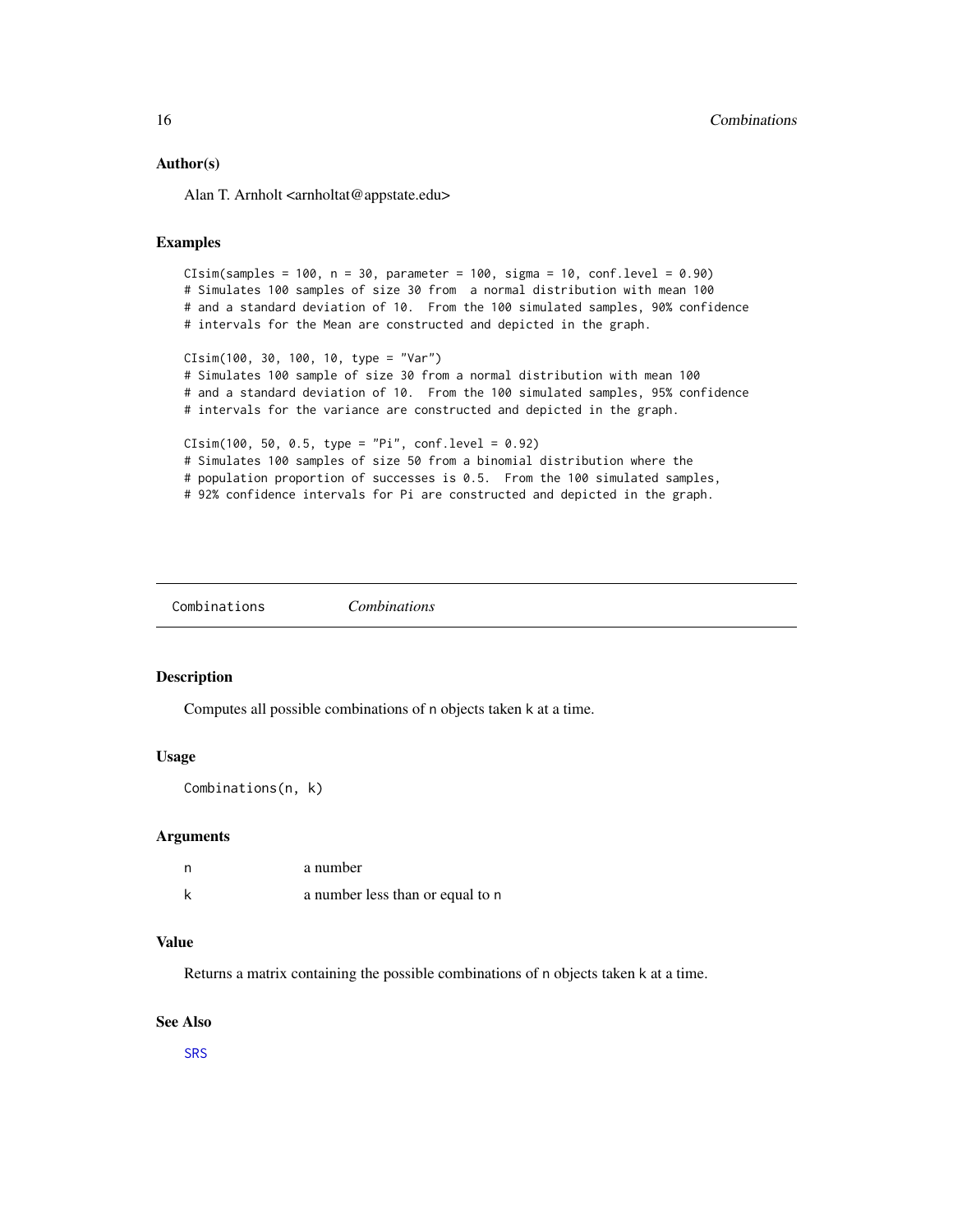### Author(s)

Alan T. Arnholt <arnholtat@appstate.edu>

### Examples

```
CIsim(samples = 100, n = 30, parameter = 100, sigma = 10, conf.level = 0.90)
# Simulates 100 samples of size 30 from  a normal distribution with mean 100
# and a standard deviation of 10.  From the 100 simulated samples, 90% confidence
# intervals for the Mean are constructed and depicted in the graph.

CIsim(100, 30, 100, 10, type = "Var")
# Simulates 100 sample of size 30 from a normal distribution with mean 100
# and a standard deviation of 10.  From the 100 simulated samples, 95% confidence
# intervals for the variance are constructed and depicted in the graph.

CIsim(100, 50, 0.5, type = "Pi", conf.level = 0.92)
# Simulates 100 samples of size 50 from a binomial distribution where the
# population proportion of successes is 0.5.  From the 100 simulated samples,
# 92% confidence intervals for Pi are constructed and depicted in the graph.
```

---

## Combinations &nbsp;&nbsp;&nbsp; *Combinations*

---

### Description

Computes all possible combinations of n objects taken k at a time.

### Usage

```
Combinations(n, k)
```

### Arguments

| | |
|---|---|
| n | a number |
| k | a number less than or equal to n |

### Value

Returns a matrix containing the possible combinations of n objects taken k at a time.

### See Also

SRS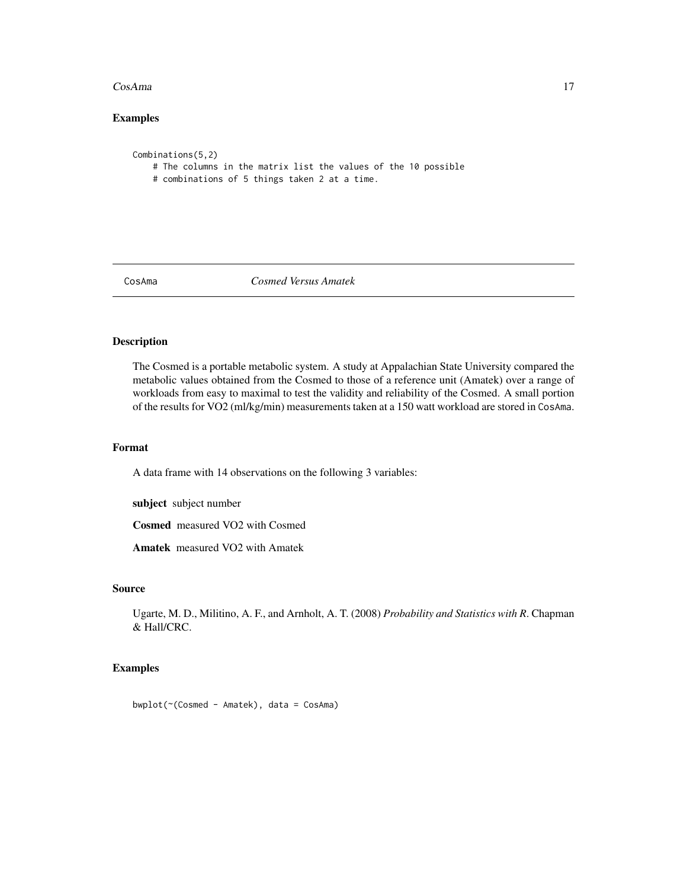## Examples

```
Combinations(5,2)
    # The columns in the matrix list the values of the 10 possible
    # combinations of 5 things taken 2 at a time.
```

---

# CosAma *Cosmed Versus Amatek*

## Description

The Cosmed is a portable metabolic system. A study at Appalachian State University compared the metabolic values obtained from the Cosmed to those of a reference unit (Amatek) over a range of workloads from easy to maximal to test the validity and reliability of the Cosmed. A small portion of the results for VO2 (ml/kg/min) measurements taken at a 150 watt workload are stored in `CosAma`.

## Format

A data frame with 14 observations on the following 3 variables:

**subject** subject number

**Cosmed** measured VO2 with Cosmed

**Amatek** measured VO2 with Amatek

## Source

Ugarte, M. D., Militino, A. F., and Arnholt, A. T. (2008) *Probability and Statistics with R*. Chapman & Hall/CRC.

## Examples

```
bwplot(~(Cosmed - Amatek), data = CosAma)
```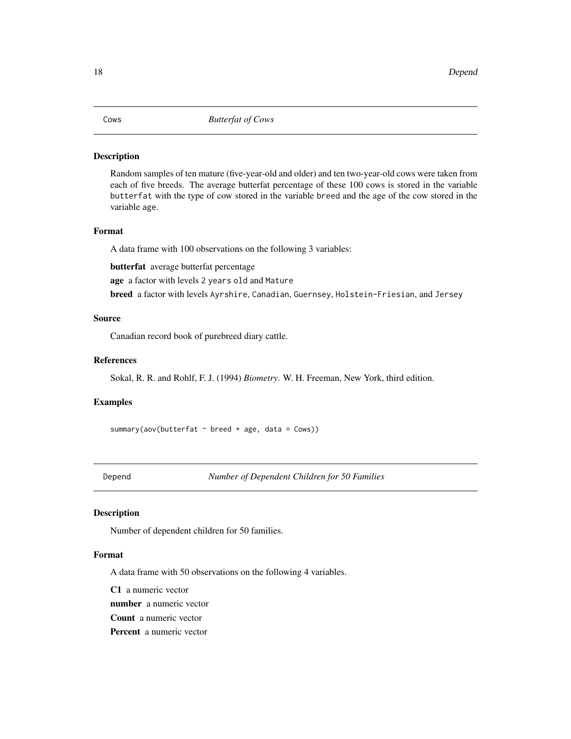## Cows — *Butterfat of Cows*

### Description

Random samples of ten mature (five-year-old and older) and ten two-year-old cows were taken from each of five breeds. The average butterfat percentage of these 100 cows is stored in the variable `butterfat` with the type of cow stored in the variable `breed` and the age of the cow stored in the variable `age`.

### Format

A data frame with 100 observations on the following 3 variables:

**butterfat** average butterfat percentage

**age** a factor with levels `2 years old` and `Mature`

**breed** a factor with levels `Ayrshire`, `Canadian`, `Guernsey`, `Holstein-Friesian`, and `Jersey`

### Source

Canadian record book of purebreed diary cattle.

### References

Sokal, R. R. and Rohlf, F. J. (1994) *Biometry*. W. H. Freeman, New York, third edition.

### Examples

```
summary(aov(butterfat ~ breed + age, data = Cows))
```

## Depend — *Number of Dependent Children for 50 Families*

### Description

Number of dependent children for 50 families.

### Format

A data frame with 50 observations on the following 4 variables.

**C1** a numeric vector

**number** a numeric vector

**Count** a numeric vector

**Percent** a numeric vector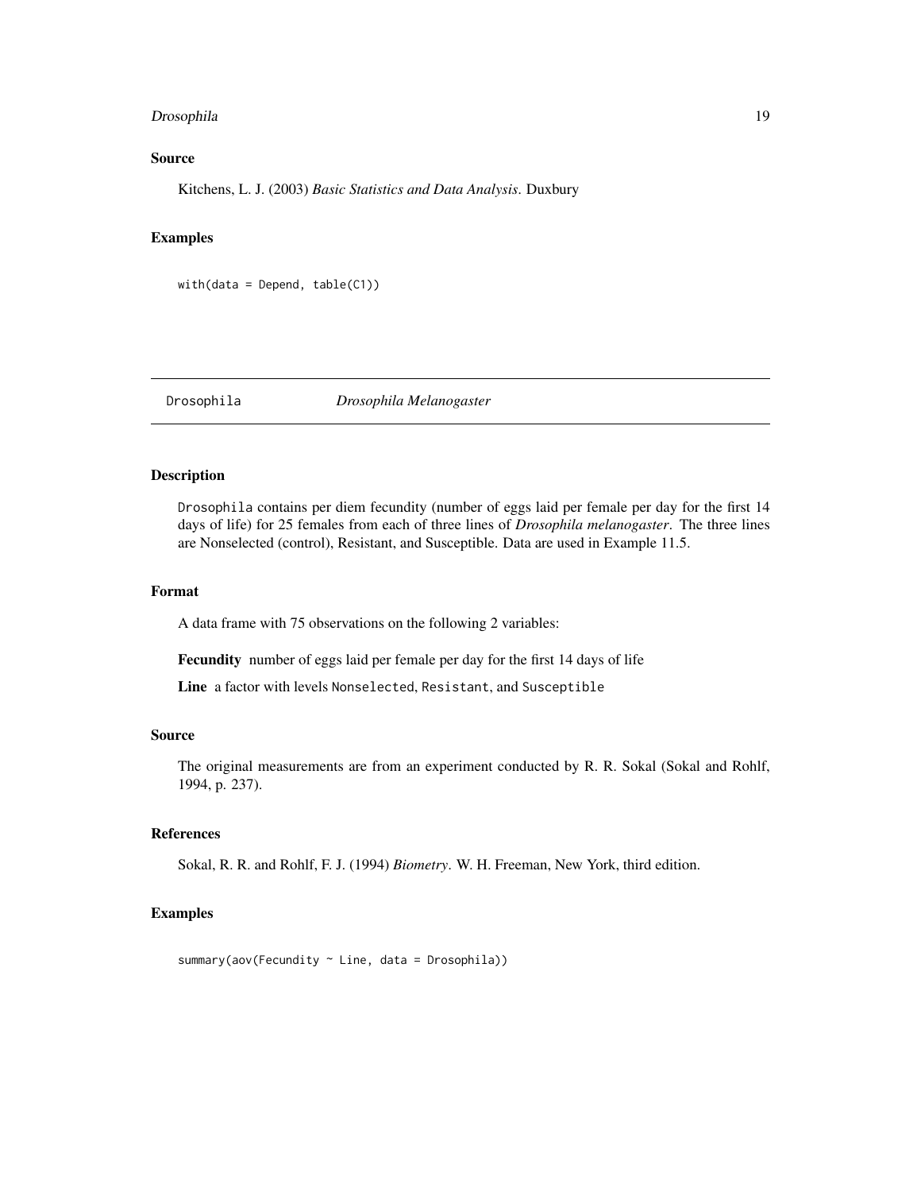### Source

Kitchens, L. J. (2003) *Basic Statistics and Data Analysis*. Duxbury

### Examples

```
with(data = Depend, table(C1))
```

---

## Drosophila *Drosophila Melanogaster*

---

### Description

Drosophila contains per diem fecundity (number of eggs laid per female per day for the first 14 days of life) for 25 females from each of three lines of *Drosophila melanogaster*. The three lines are Nonselected (control), Resistant, and Susceptible. Data are used in Example 11.5.

### Format

A data frame with 75 observations on the following 2 variables:

**Fecundity** number of eggs laid per female per day for the first 14 days of life

**Line** a factor with levels Nonselected, Resistant, and Susceptible

### Source

The original measurements are from an experiment conducted by R. R. Sokal (Sokal and Rohlf, 1994, p. 237).

### References

Sokal, R. R. and Rohlf, F. J. (1994) *Biometry*. W. H. Freeman, New York, third edition.

### Examples

```
summary(aov(Fecundity ~ Line, data = Drosophila))
```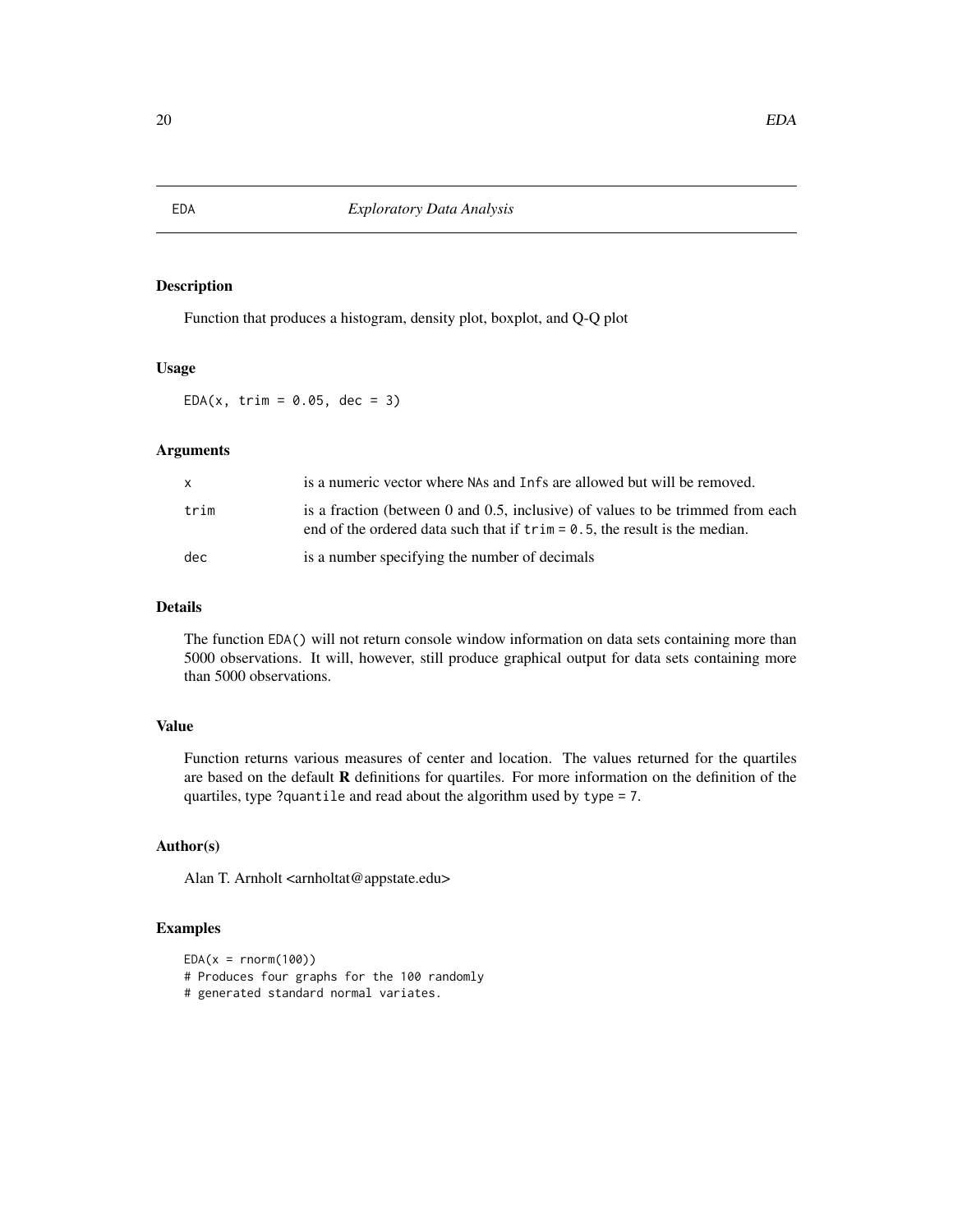## EDA — *Exploratory Data Analysis*

### Description

Function that produces a histogram, density plot, boxplot, and Q-Q plot

### Usage

```
EDA(x, trim = 0.05, dec = 3)
```

### Arguments

| | |
|---|---|
| x | is a numeric vector where NAs and Infs are allowed but will be removed. |
| trim | is a fraction (between 0 and 0.5, inclusive) of values to be trimmed from each end of the ordered data such that if `trim = 0.5`, the result is the median. |
| dec | is a number specifying the number of decimals |

### Details

The function `EDA()` will not return console window information on data sets containing more than 5000 observations. It will, however, still produce graphical output for data sets containing more than 5000 observations.

### Value

Function returns various measures of center and location. The values returned for the quartiles are based on the default **R** definitions for quartiles. For more information on the definition of the quartiles, type `?quantile` and read about the algorithm used by `type = 7`.

### Author(s)

Alan T. Arnholt <arnholtat@appstate.edu>

### Examples

```
EDA(x = rnorm(100))
# Produces four graphs for the 100 randomly
# generated standard normal variates.
```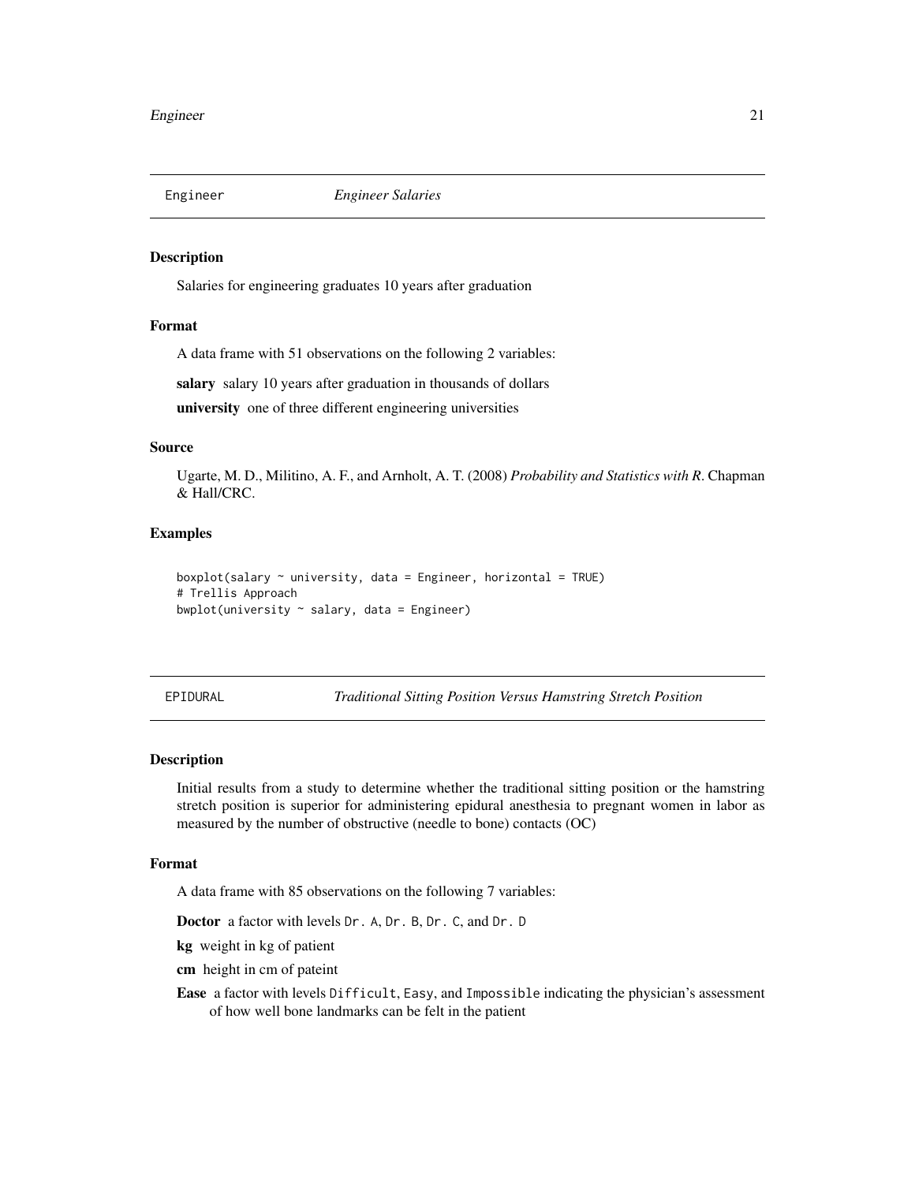## Engineer *Engineer Salaries*

### Description

Salaries for engineering graduates 10 years after graduation

### Format

A data frame with 51 observations on the following 2 variables:

**salary** salary 10 years after graduation in thousands of dollars

**university** one of three different engineering universities

### Source

Ugarte, M. D., Militino, A. F., and Arnholt, A. T. (2008) *Probability and Statistics with R*. Chapman & Hall/CRC.

### Examples

```
boxplot(salary ~ university, data = Engineer, horizontal = TRUE)
# Trellis Approach
bwplot(university ~ salary, data = Engineer)
```

## EPIDURAL *Traditional Sitting Position Versus Hamstring Stretch Position*

### Description

Initial results from a study to determine whether the traditional sitting position or the hamstring stretch position is superior for administering epidural anesthesia to pregnant women in labor as measured by the number of obstructive (needle to bone) contacts (OC)

### Format

A data frame with 85 observations on the following 7 variables:

**Doctor** a factor with levels `Dr. A`, `Dr. B`, `Dr. C`, and `Dr. D`

**kg** weight in kg of patient

**cm** height in cm of pateint

**Ease** a factor with levels `Difficult`, `Easy`, and `Impossible` indicating the physician's assessment of how well bone landmarks can be felt in the patient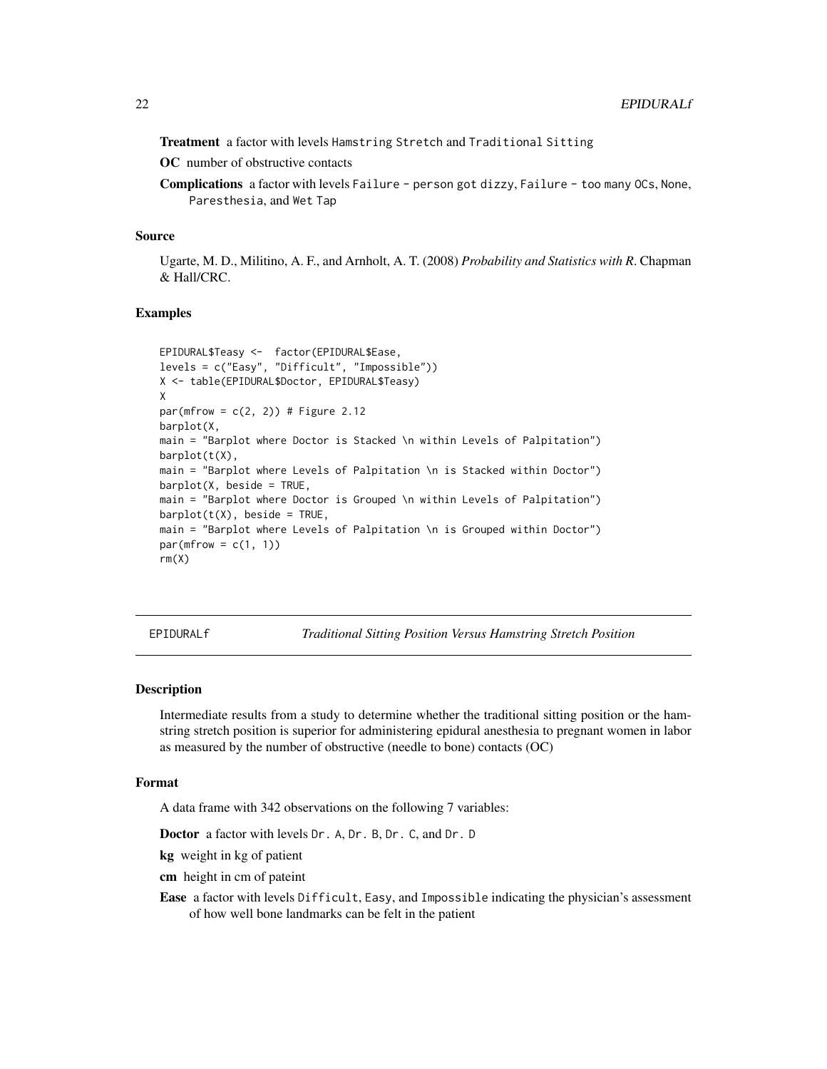**Treatment** a factor with levels Hamstring Stretch and Traditional Sitting

**OC** number of obstructive contacts

**Complications** a factor with levels Failure - person got dizzy, Failure - too many OCs, None, Paresthesia, and Wet Tap

### Source

Ugarte, M. D., Militino, A. F., and Arnholt, A. T. (2008) *Probability and Statistics with R*. Chapman & Hall/CRC.

### Examples

```
EPIDURAL$Teasy <-  factor(EPIDURAL$Ease,
levels = c("Easy", "Difficult", "Impossible"))
X <- table(EPIDURAL$Doctor, EPIDURAL$Teasy)
X
par(mfrow = c(2, 2)) # Figure 2.12
barplot(X,
main = "Barplot where Doctor is Stacked \n within Levels of Palpitation")
barplot(t(X),
main = "Barplot where Levels of Palpitation \n is Stacked within Doctor")
barplot(X, beside = TRUE,
main = "Barplot where Doctor is Grouped \n within Levels of Palpitation")
barplot(t(X), beside = TRUE,
main = "Barplot where Levels of Palpitation \n is Grouped within Doctor")
par(mfrow = c(1, 1))
rm(X)
```

---

## EPIDURALf — *Traditional Sitting Position Versus Hamstring Stretch Position*

### Description

Intermediate results from a study to determine whether the traditional sitting position or the hamstring stretch position is superior for administering epidural anesthesia to pregnant women in labor as measured by the number of obstructive (needle to bone) contacts (OC)

### Format

A data frame with 342 observations on the following 7 variables:

**Doctor** a factor with levels Dr. A, Dr. B, Dr. C, and Dr. D

**kg** weight in kg of patient

**cm** height in cm of pateint

**Ease** a factor with levels Difficult, Easy, and Impossible indicating the physician's assessment of how well bone landmarks can be felt in the patient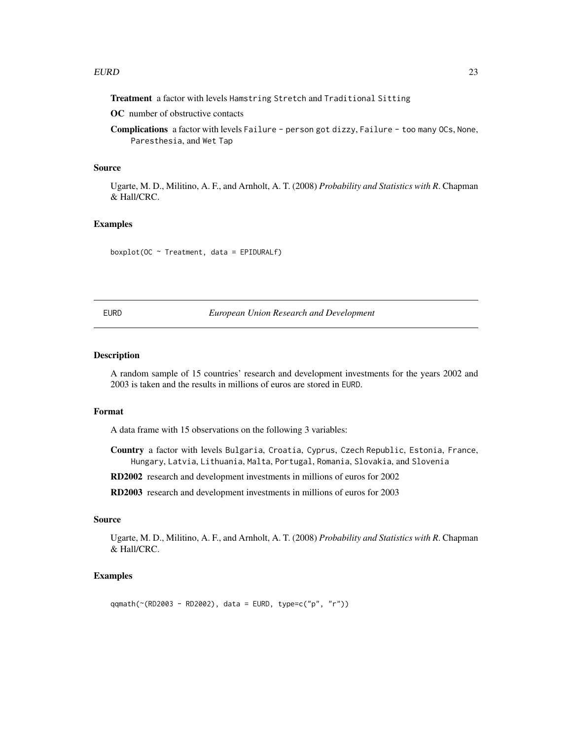**Treatment** a factor with levels Hamstring Stretch and Traditional Sitting

**OC** number of obstructive contacts

**Complications** a factor with levels Failure - person got dizzy, Failure - too many OCs, None, Paresthesia, and Wet Tap

### Source

Ugarte, M. D., Militino, A. F., and Arnholt, A. T. (2008) *Probability and Statistics with R*. Chapman & Hall/CRC.

### Examples

```
boxplot(OC ~ Treatment, data = EPIDURALf)
```

---

## EURD *European Union Research and Development*

---

### Description

A random sample of 15 countries' research and development investments for the years 2002 and 2003 is taken and the results in millions of euros are stored in EURD.

### Format

A data frame with 15 observations on the following 3 variables:

**Country** a factor with levels Bulgaria, Croatia, Cyprus, Czech Republic, Estonia, France, Hungary, Latvia, Lithuania, Malta, Portugal, Romania, Slovakia, and Slovenia

**RD2002** research and development investments in millions of euros for 2002

**RD2003** research and development investments in millions of euros for 2003

### Source

Ugarte, M. D., Militino, A. F., and Arnholt, A. T. (2008) *Probability and Statistics with R*. Chapman & Hall/CRC.

### Examples

```
qqmath(~(RD2003 - RD2002), data = EURD, type=c("p", "r"))
```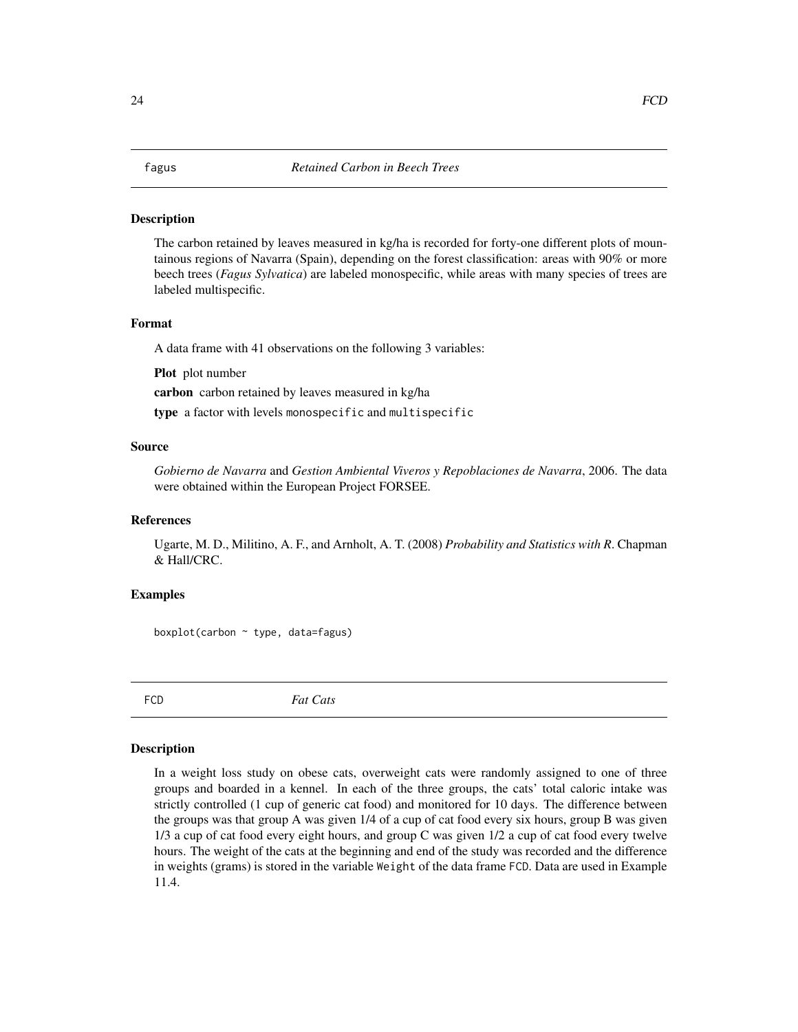## fagus *Retained Carbon in Beech Trees*

### Description

The carbon retained by leaves measured in kg/ha is recorded for forty-one different plots of mountainous regions of Navarra (Spain), depending on the forest classification: areas with 90% or more beech trees (*Fagus Sylvatica*) are labeled monospecific, while areas with many species of trees are labeled multispecific.

### Format

A data frame with 41 observations on the following 3 variables:

**Plot** plot number

**carbon** carbon retained by leaves measured in kg/ha

**type** a factor with levels `monospecific` and `multispecific`

### Source

*Gobierno de Navarra* and *Gestion Ambiental Viveros y Repoblaciones de Navarra*, 2006. The data were obtained within the European Project FORSEE.

### References

Ugarte, M. D., Militino, A. F., and Arnholt, A. T. (2008) *Probability and Statistics with R*. Chapman & Hall/CRC.

### Examples

```
boxplot(carbon ~ type, data=fagus)
```

## FCD *Fat Cats*

### Description

In a weight loss study on obese cats, overweight cats were randomly assigned to one of three groups and boarded in a kennel. In each of the three groups, the cats' total caloric intake was strictly controlled (1 cup of generic cat food) and monitored for 10 days. The difference between the groups was that group A was given 1/4 of a cup of cat food every six hours, group B was given 1/3 a cup of cat food every eight hours, and group C was given 1/2 a cup of cat food every twelve hours. The weight of the cats at the beginning and end of the study was recorded and the difference in weights (grams) is stored in the variable `Weight` of the data frame `FCD`. Data are used in Example 11.4.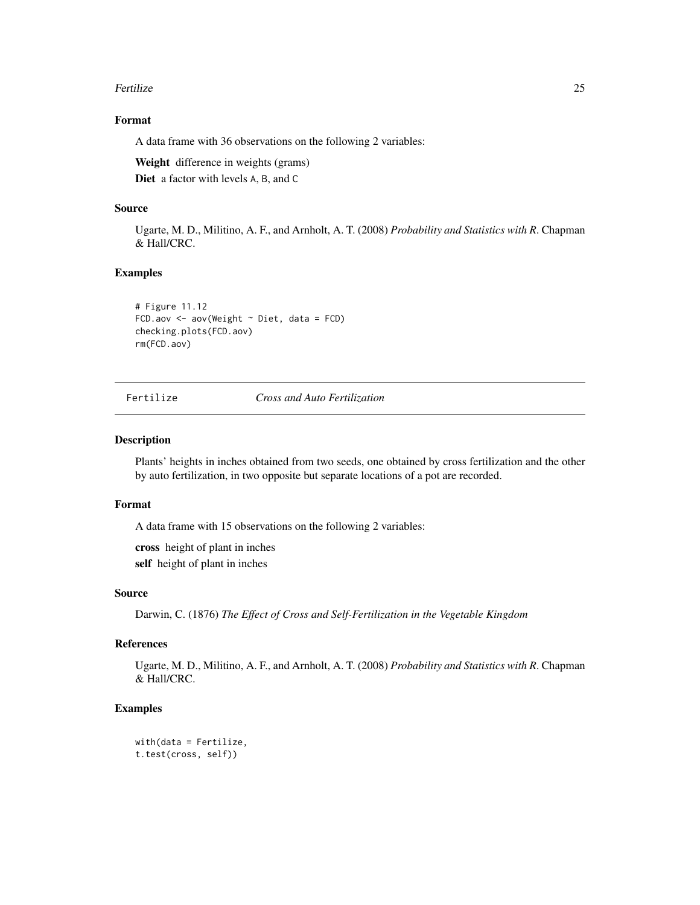## Format

A data frame with 36 observations on the following 2 variables:

**Weight** difference in weights (grams)

**Diet** a factor with levels A, B, and C

## Source

Ugarte, M. D., Militino, A. F., and Arnholt, A. T. (2008) *Probability and Statistics with R*. Chapman & Hall/CRC.

## Examples

```
# Figure 11.12
FCD.aov <- aov(Weight ~ Diet, data = FCD)
checking.plots(FCD.aov)
rm(FCD.aov)
```

---

# Fertilize *Cross and Auto Fertilization*

## Description

Plants' heights in inches obtained from two seeds, one obtained by cross fertilization and the other by auto fertilization, in two opposite but separate locations of a pot are recorded.

## Format

A data frame with 15 observations on the following 2 variables:

**cross** height of plant in inches

**self** height of plant in inches

## Source

Darwin, C. (1876) *The Effect of Cross and Self-Fertilization in the Vegetable Kingdom*

## References

Ugarte, M. D., Militino, A. F., and Arnholt, A. T. (2008) *Probability and Statistics with R*. Chapman & Hall/CRC.

## Examples

```
with(data = Fertilize,
t.test(cross, self))
```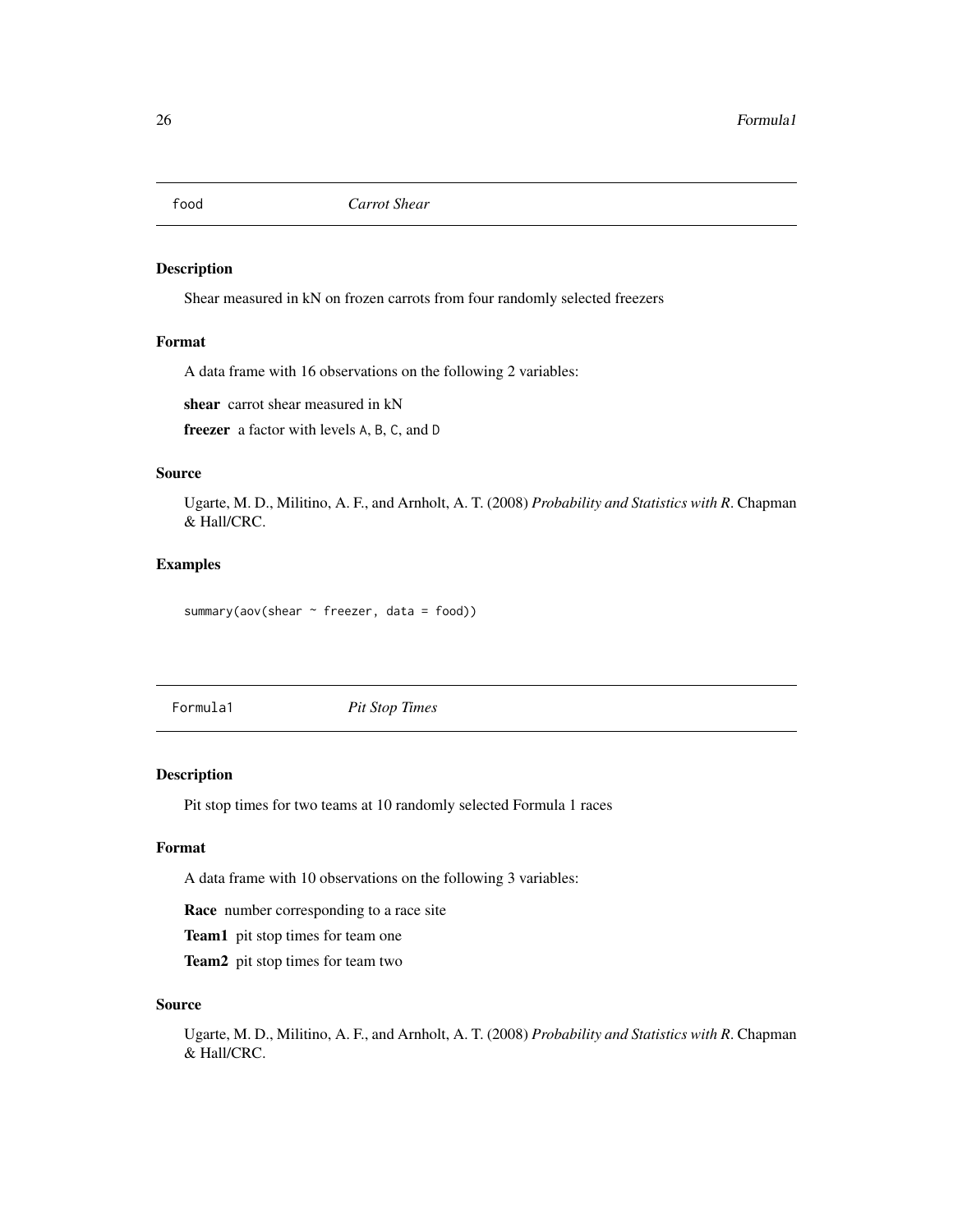## food — *Carrot Shear*

### Description

Shear measured in kN on frozen carrots from four randomly selected freezers

### Format

A data frame with 16 observations on the following 2 variables:

**shear** carrot shear measured in kN

**freezer** a factor with levels A, B, C, and D

### Source

Ugarte, M. D., Militino, A. F., and Arnholt, A. T. (2008) *Probability and Statistics with R*. Chapman & Hall/CRC.

### Examples

```
summary(aov(shear ~ freezer, data = food))
```

## Formula1 — *Pit Stop Times*

### Description

Pit stop times for two teams at 10 randomly selected Formula 1 races

### Format

A data frame with 10 observations on the following 3 variables:

**Race** number corresponding to a race site

**Team1** pit stop times for team one

**Team2** pit stop times for team two

### Source

Ugarte, M. D., Militino, A. F., and Arnholt, A. T. (2008) *Probability and Statistics with R*. Chapman & Hall/CRC.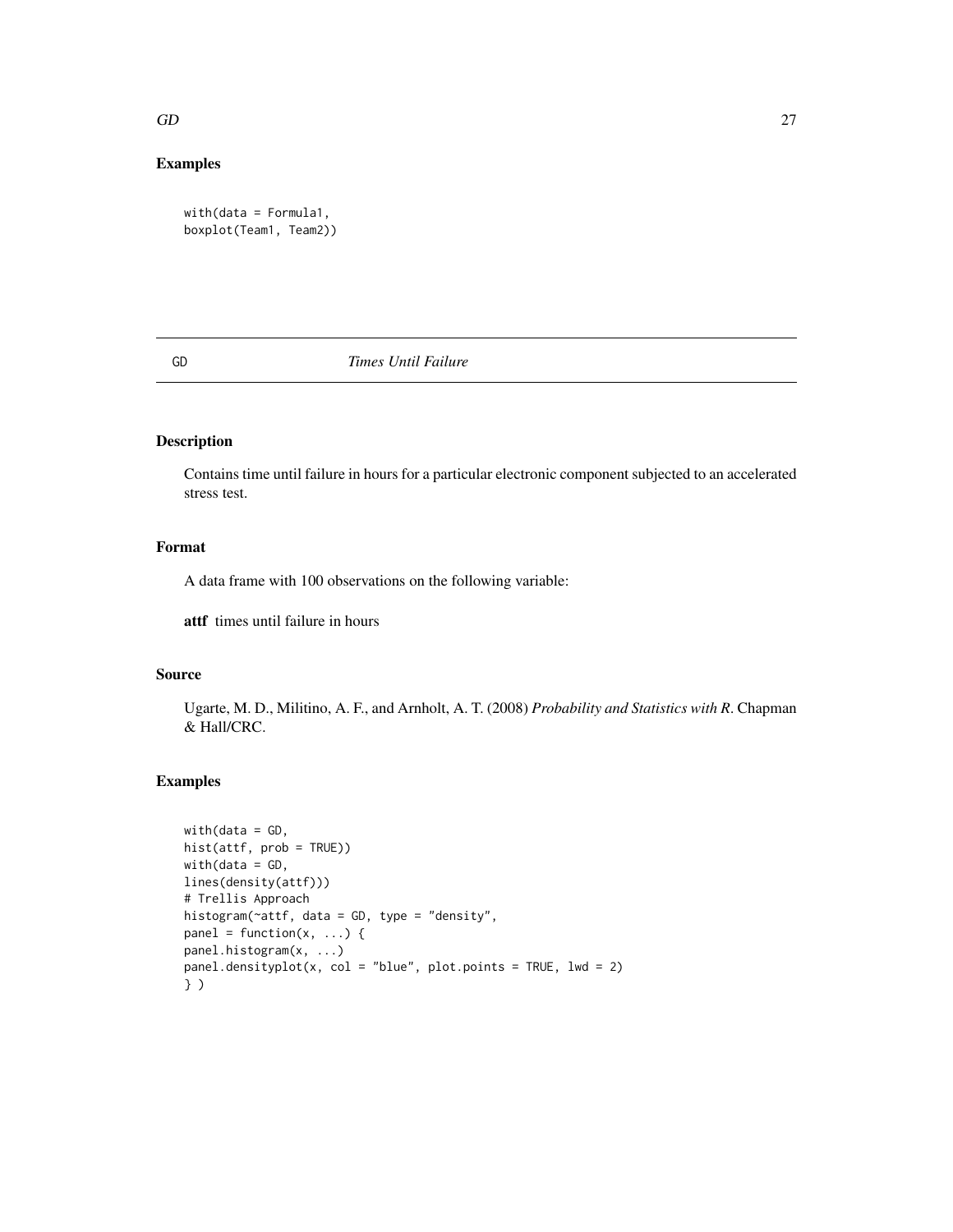## Examples

```
with(data = Formula1,
boxplot(Team1, Team2))
```

---

## GD — *Times Until Failure*

### Description

Contains time until failure in hours for a particular electronic component subjected to an accelerated stress test.

### Format

A data frame with 100 observations on the following variable:

**attf** times until failure in hours

### Source

Ugarte, M. D., Militino, A. F., and Arnholt, A. T. (2008) *Probability and Statistics with R*. Chapman & Hall/CRC.

### Examples

```
with(data = GD,
hist(attf, prob = TRUE))
with(data = GD,
lines(density(attf)))
# Trellis Approach
histogram(~attf, data = GD, type = "density",
panel = function(x, ...) {
panel.histogram(x, ...)
panel.densityplot(x, col = "blue", plot.points = TRUE, lwd = 2)
} )
```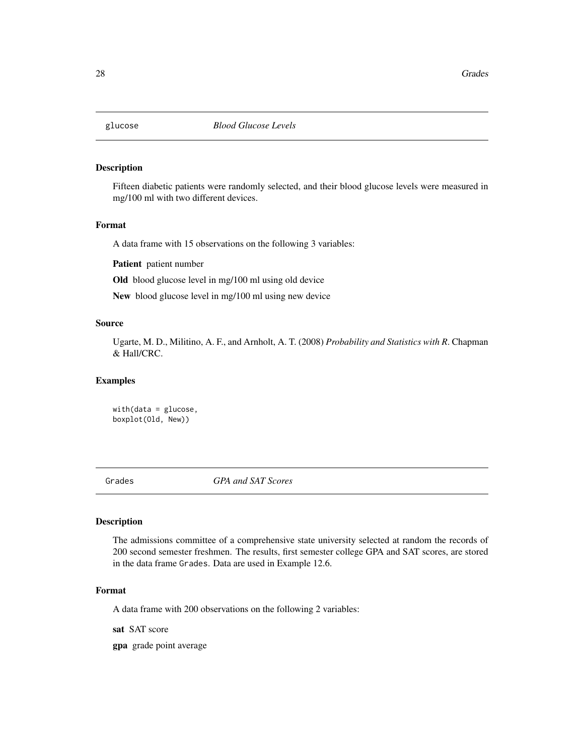## glucose *Blood Glucose Levels*

### Description

Fifteen diabetic patients were randomly selected, and their blood glucose levels were measured in mg/100 ml with two different devices.

### Format

A data frame with 15 observations on the following 3 variables:

**Patient** patient number

**Old** blood glucose level in mg/100 ml using old device

**New** blood glucose level in mg/100 ml using new device

### Source

Ugarte, M. D., Militino, A. F., and Arnholt, A. T. (2008) *Probability and Statistics with R*. Chapman & Hall/CRC.

### Examples

```
with(data = glucose,
boxplot(Old, New))
```

## Grades *GPA and SAT Scores*

### Description

The admissions committee of a comprehensive state university selected at random the records of 200 second semester freshmen. The results, first semester college GPA and SAT scores, are stored in the data frame Grades. Data are used in Example 12.6.

### Format

A data frame with 200 observations on the following 2 variables:

**sat** SAT score

**gpa** grade point average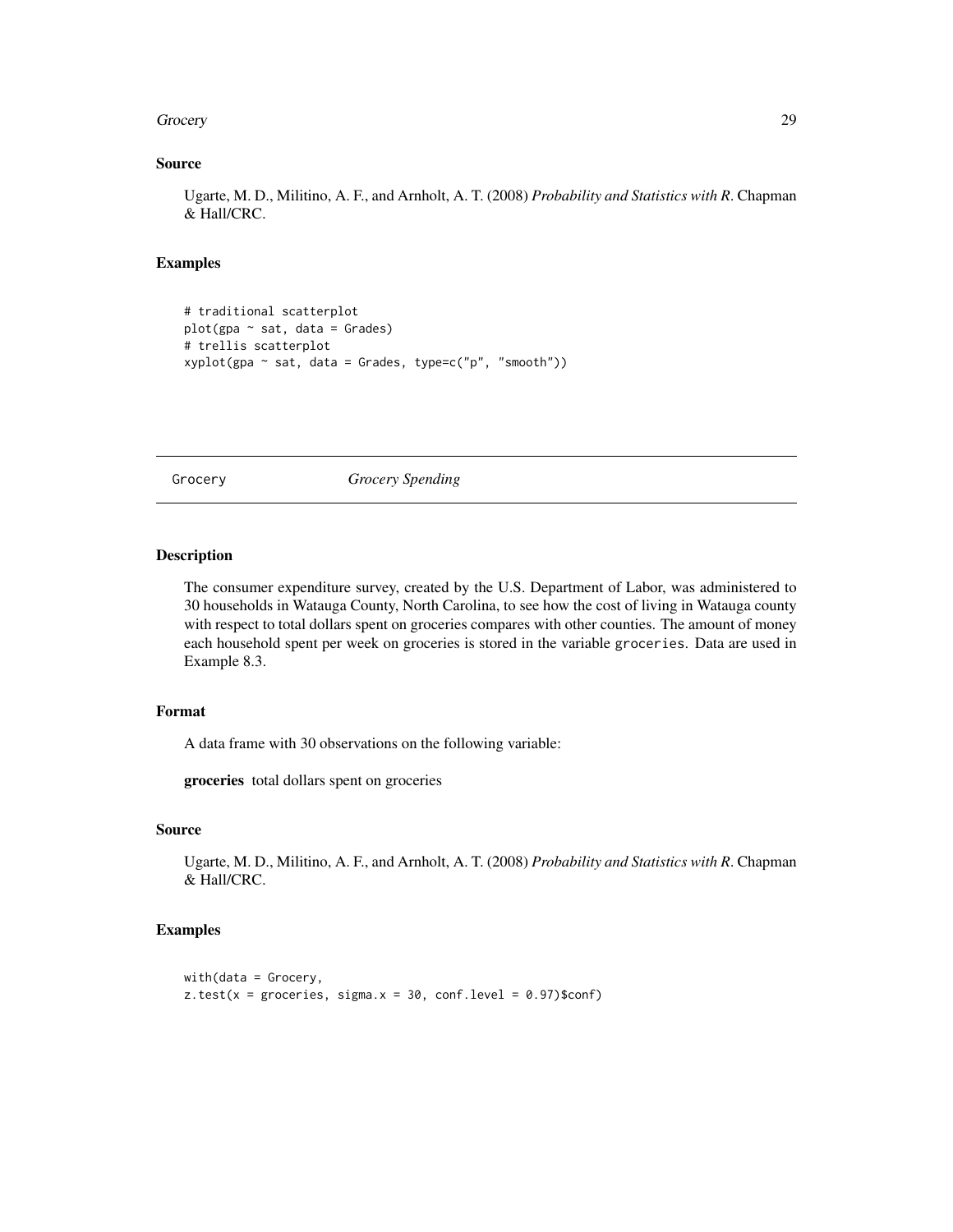### Source

Ugarte, M. D., Militino, A. F., and Arnholt, A. T. (2008) *Probability and Statistics with R*. Chapman & Hall/CRC.

### Examples

```
# traditional scatterplot
plot(gpa ~ sat, data = Grades)
# trellis scatterplot
xyplot(gpa ~ sat, data = Grades, type=c("p", "smooth"))
```

---

## Grocery — *Grocery Spending*

---

### Description

The consumer expenditure survey, created by the U.S. Department of Labor, was administered to 30 households in Watauga County, North Carolina, to see how the cost of living in Watauga county with respect to total dollars spent on groceries compares with other counties. The amount of money each household spent per week on groceries is stored in the variable `groceries`. Data are used in Example 8.3.

### Format

A data frame with 30 observations on the following variable:

**groceries** total dollars spent on groceries

### Source

Ugarte, M. D., Militino, A. F., and Arnholt, A. T. (2008) *Probability and Statistics with R*. Chapman & Hall/CRC.

### Examples

```
with(data = Grocery,
z.test(x = groceries, sigma.x = 30, conf.level = 0.97)$conf)
```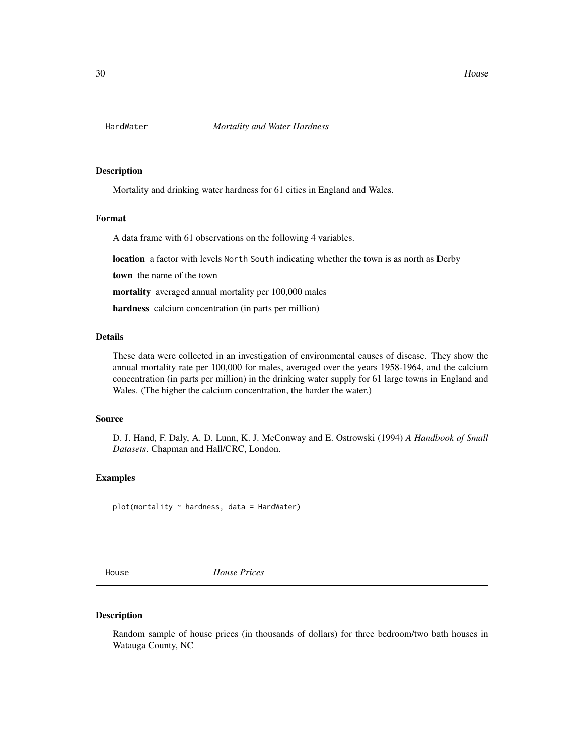## HardWater *Mortality and Water Hardness*

### Description

Mortality and drinking water hardness for 61 cities in England and Wales.

### Format

A data frame with 61 observations on the following 4 variables.

**location** a factor with levels `North` `South` indicating whether the town is as north as Derby

**town** the name of the town

**mortality** averaged annual mortality per 100,000 males

**hardness** calcium concentration (in parts per million)

### Details

These data were collected in an investigation of environmental causes of disease. They show the annual mortality rate per 100,000 for males, averaged over the years 1958-1964, and the calcium concentration (in parts per million) in the drinking water supply for 61 large towns in England and Wales. (The higher the calcium concentration, the harder the water.)

### Source

D. J. Hand, F. Daly, A. D. Lunn, K. J. McConway and E. Ostrowski (1994) *A Handbook of Small Datasets*. Chapman and Hall/CRC, London.

### Examples

```
plot(mortality ~ hardness, data = HardWater)
```

## House *House Prices*

### Description

Random sample of house prices (in thousands of dollars) for three bedroom/two bath houses in Watauga County, NC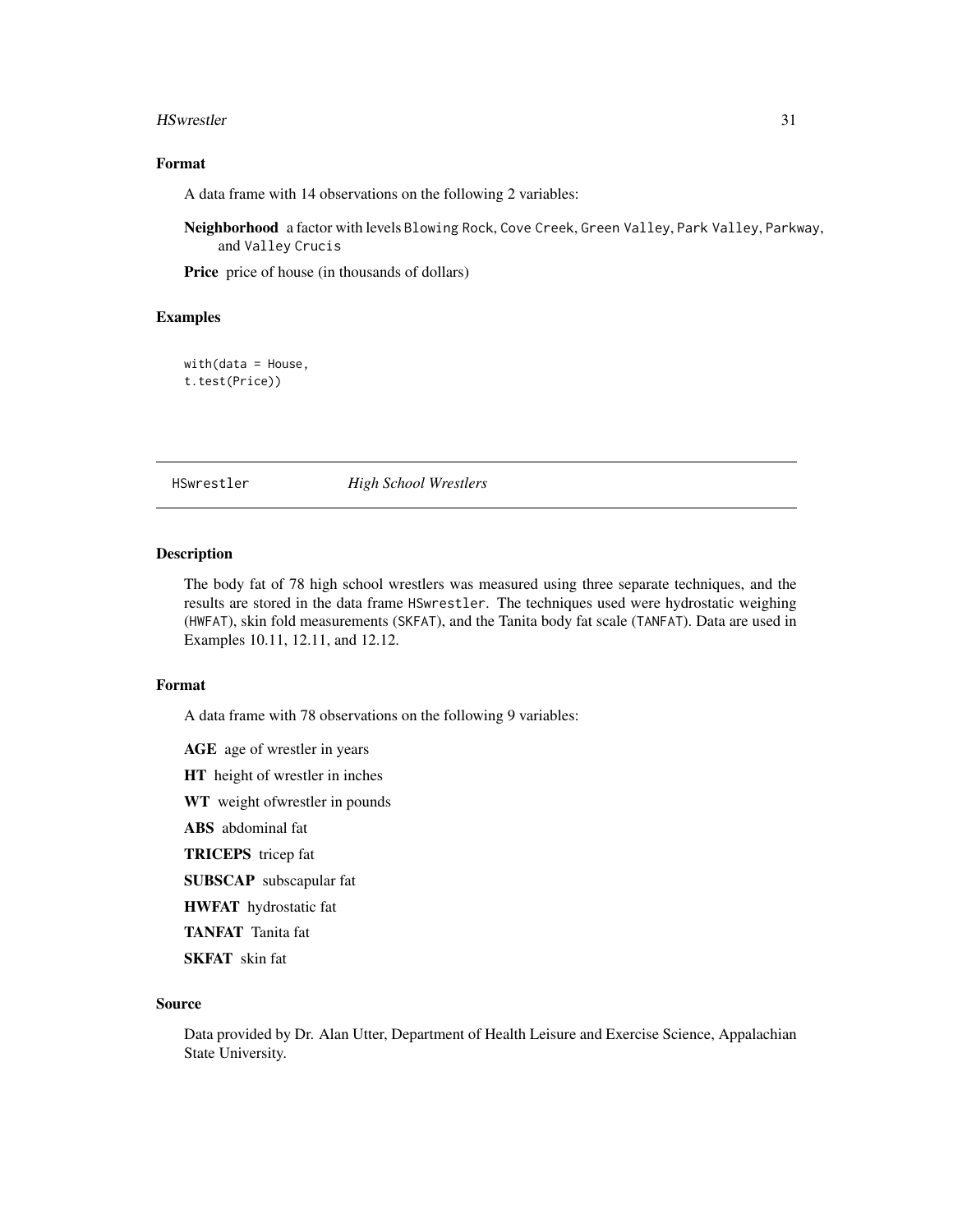### Format

A data frame with 14 observations on the following 2 variables:

**Neighborhood** a factor with levels Blowing Rock, Cove Creek, Green Valley, Park Valley, Parkway, and Valley Crucis

**Price** price of house (in thousands of dollars)

### Examples

```
with(data = House,
t.test(Price))
```

---

## HSwrestler — *High School Wrestlers*

---

### Description

The body fat of 78 high school wrestlers was measured using three separate techniques, and the results are stored in the data frame HSwrestler. The techniques used were hydrostatic weighing (HWFAT), skin fold measurements (SKFAT), and the Tanita body fat scale (TANFAT). Data are used in Examples 10.11, 12.11, and 12.12.

### Format

A data frame with 78 observations on the following 9 variables:

**AGE** age of wrestler in years

**HT** height of wrestler in inches

**WT** weight ofwrestler in pounds

**ABS** abdominal fat

**TRICEPS** tricep fat

**SUBSCAP** subscapular fat

**HWFAT** hydrostatic fat

**TANFAT** Tanita fat

**SKFAT** skin fat

### Source

Data provided by Dr. Alan Utter, Department of Health Leisure and Exercise Science, Appalachian State University.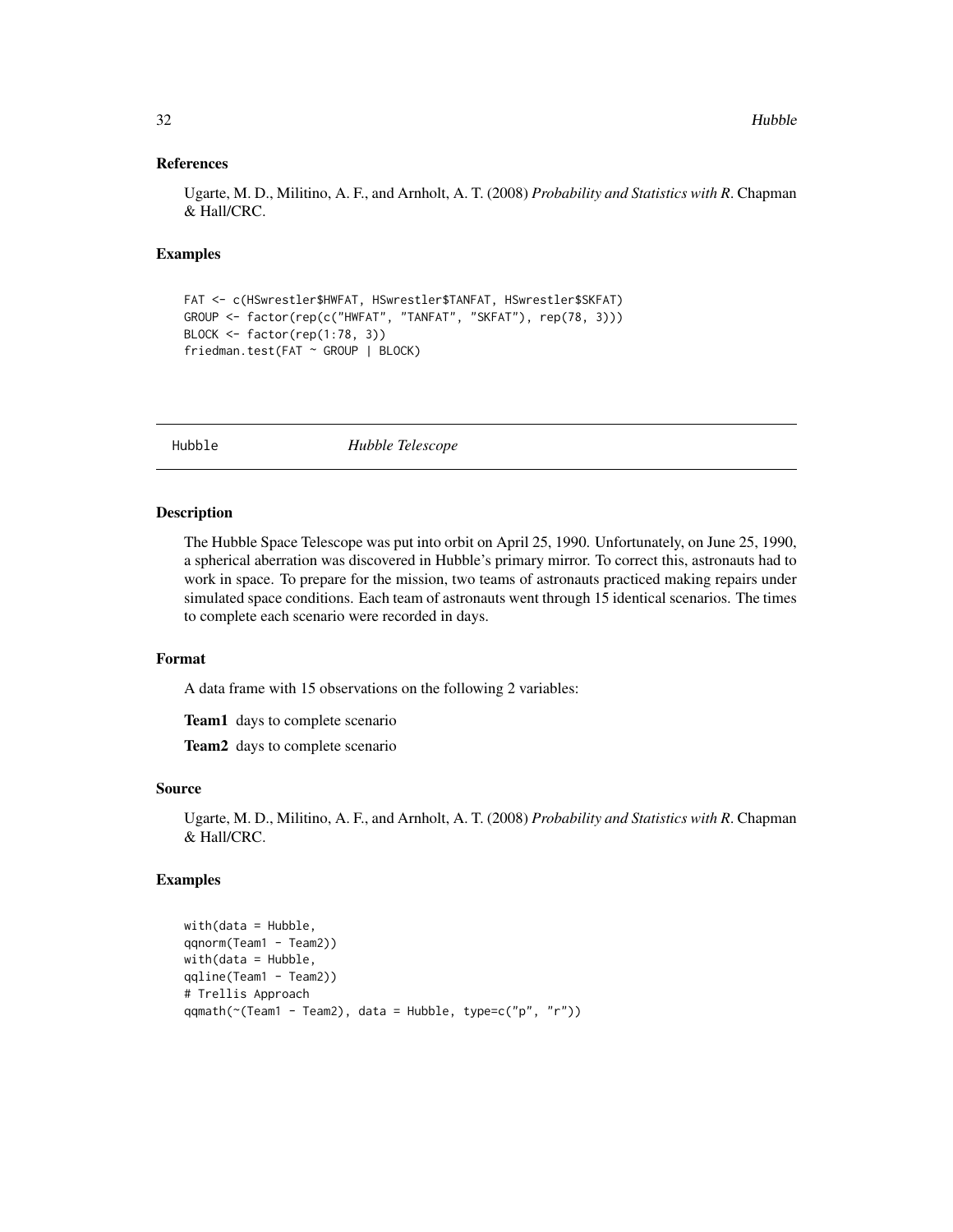## References

Ugarte, M. D., Militino, A. F., and Arnholt, A. T. (2008) *Probability and Statistics with R*. Chapman & Hall/CRC.

## Examples

```
FAT <- c(HSwrestler$HWFAT, HSwrestler$TANFAT, HSwrestler$SKFAT)
GROUP <- factor(rep(c("HWFAT", "TANFAT", "SKFAT"), rep(78, 3)))
BLOCK <- factor(rep(1:78, 3))
friedman.test(FAT ~ GROUP | BLOCK)
```

---

# Hubble — *Hubble Telescope*

## Description

The Hubble Space Telescope was put into orbit on April 25, 1990. Unfortunately, on June 25, 1990, a spherical aberration was discovered in Hubble's primary mirror. To correct this, astronauts had to work in space. To prepare for the mission, two teams of astronauts practiced making repairs under simulated space conditions. Each team of astronauts went through 15 identical scenarios. The times to complete each scenario were recorded in days.

## Format

A data frame with 15 observations on the following 2 variables:

**Team1** days to complete scenario

**Team2** days to complete scenario

## Source

Ugarte, M. D., Militino, A. F., and Arnholt, A. T. (2008) *Probability and Statistics with R*. Chapman & Hall/CRC.

## Examples

```
with(data = Hubble,
qqnorm(Team1 - Team2))
with(data = Hubble,
qqline(Team1 - Team2))
# Trellis Approach
qqmath(~(Team1 - Team2), data = Hubble, type=c("p", "r"))
```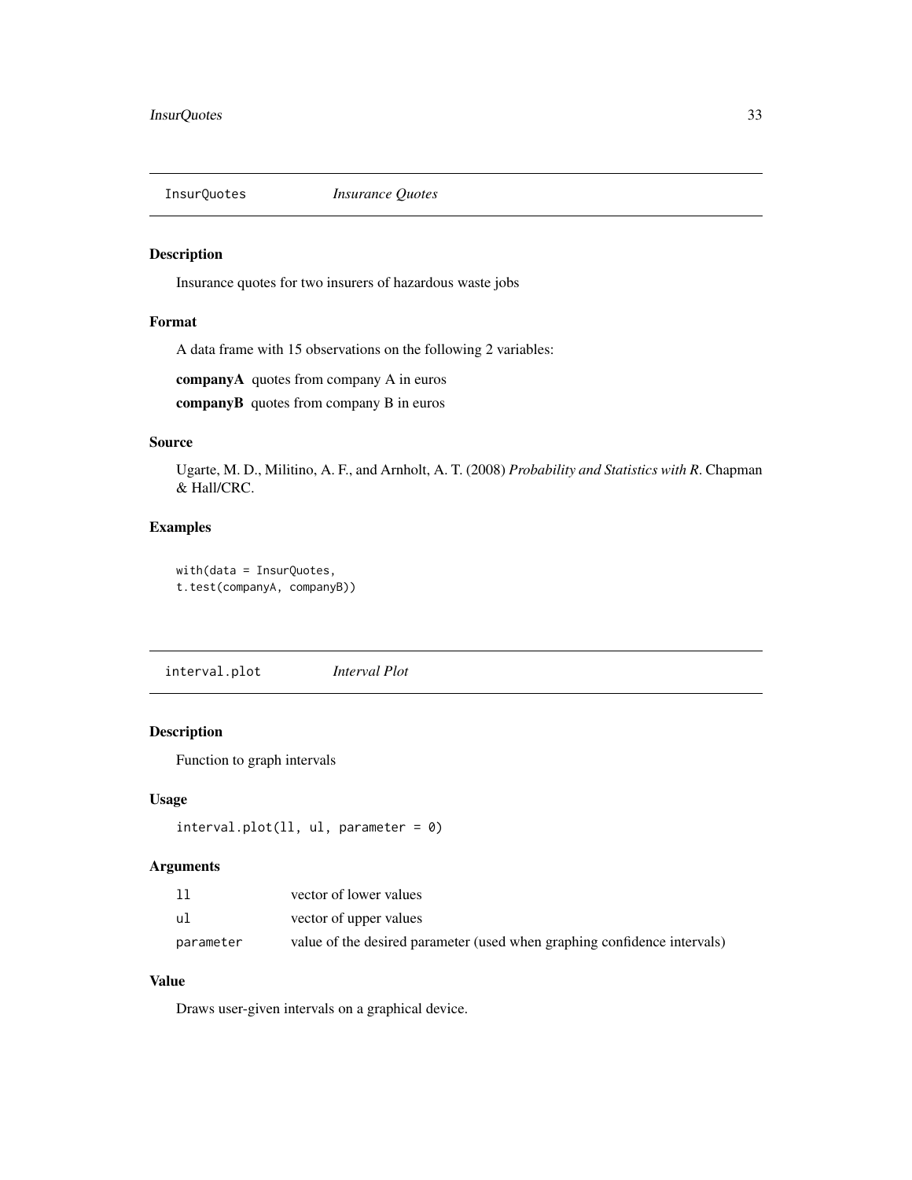## InsurQuotes *Insurance Quotes*

### Description

Insurance quotes for two insurers of hazardous waste jobs

### Format

A data frame with 15 observations on the following 2 variables:

**companyA** quotes from company A in euros

**companyB** quotes from company B in euros

### Source

Ugarte, M. D., Militino, A. F., and Arnholt, A. T. (2008) *Probability and Statistics with R*. Chapman & Hall/CRC.

### Examples

```
with(data = InsurQuotes,
t.test(companyA, companyB))
```

## interval.plot *Interval Plot*

### Description

Function to graph intervals

### Usage

```
interval.plot(ll, ul, parameter = 0)
```

### Arguments

| | |
|---|---|
| ll | vector of lower values |
| ul | vector of upper values |
| parameter | value of the desired parameter (used when graphing confidence intervals) |

### Value

Draws user-given intervals on a graphical device.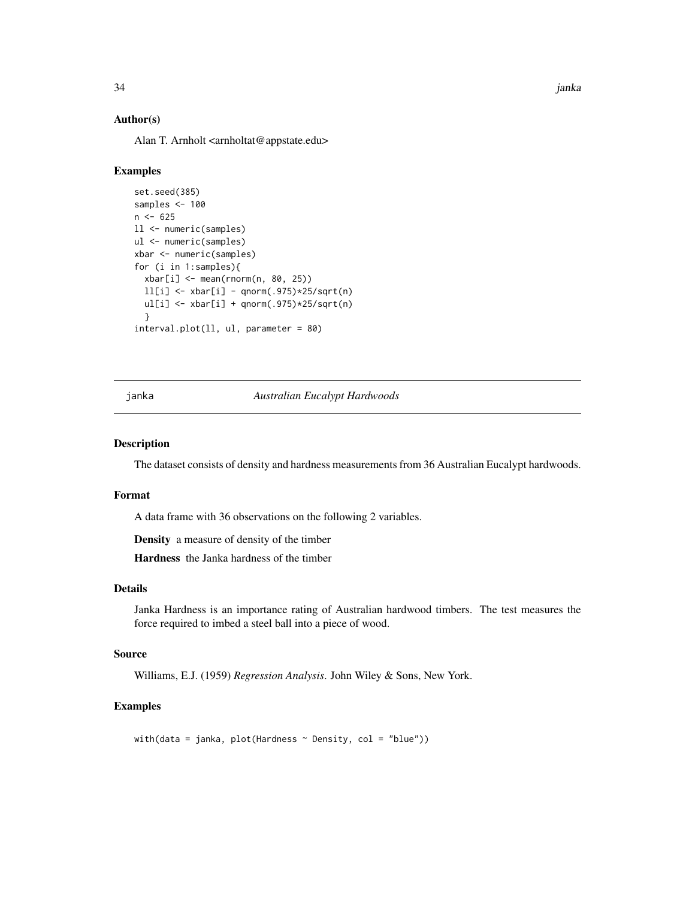### Author(s)

Alan T. Arnholt <arnholtat@appstate.edu>

### Examples

```
set.seed(385)
samples <- 100
n <- 625
ll <- numeric(samples)
ul <- numeric(samples)
xbar <- numeric(samples)
for (i in 1:samples){
  xbar[i] <- mean(rnorm(n, 80, 25))
  ll[i] <- xbar[i] - qnorm(.975)*25/sqrt(n)
  ul[i] <- xbar[i] + qnorm(.975)*25/sqrt(n)
  }
interval.plot(ll, ul, parameter = 80)
```

---

## janka — *Australian Eucalypt Hardwoods*

---

### Description

The dataset consists of density and hardness measurements from 36 Australian Eucalypt hardwoods.

### Format

A data frame with 36 observations on the following 2 variables.

**Density** a measure of density of the timber

**Hardness** the Janka hardness of the timber

### Details

Janka Hardness is an importance rating of Australian hardwood timbers. The test measures the force required to imbed a steel ball into a piece of wood.

### Source

Williams, E.J. (1959) *Regression Analysis*. John Wiley & Sons, New York.

### Examples

```
with(data = janka, plot(Hardness ~ Density, col = "blue"))
```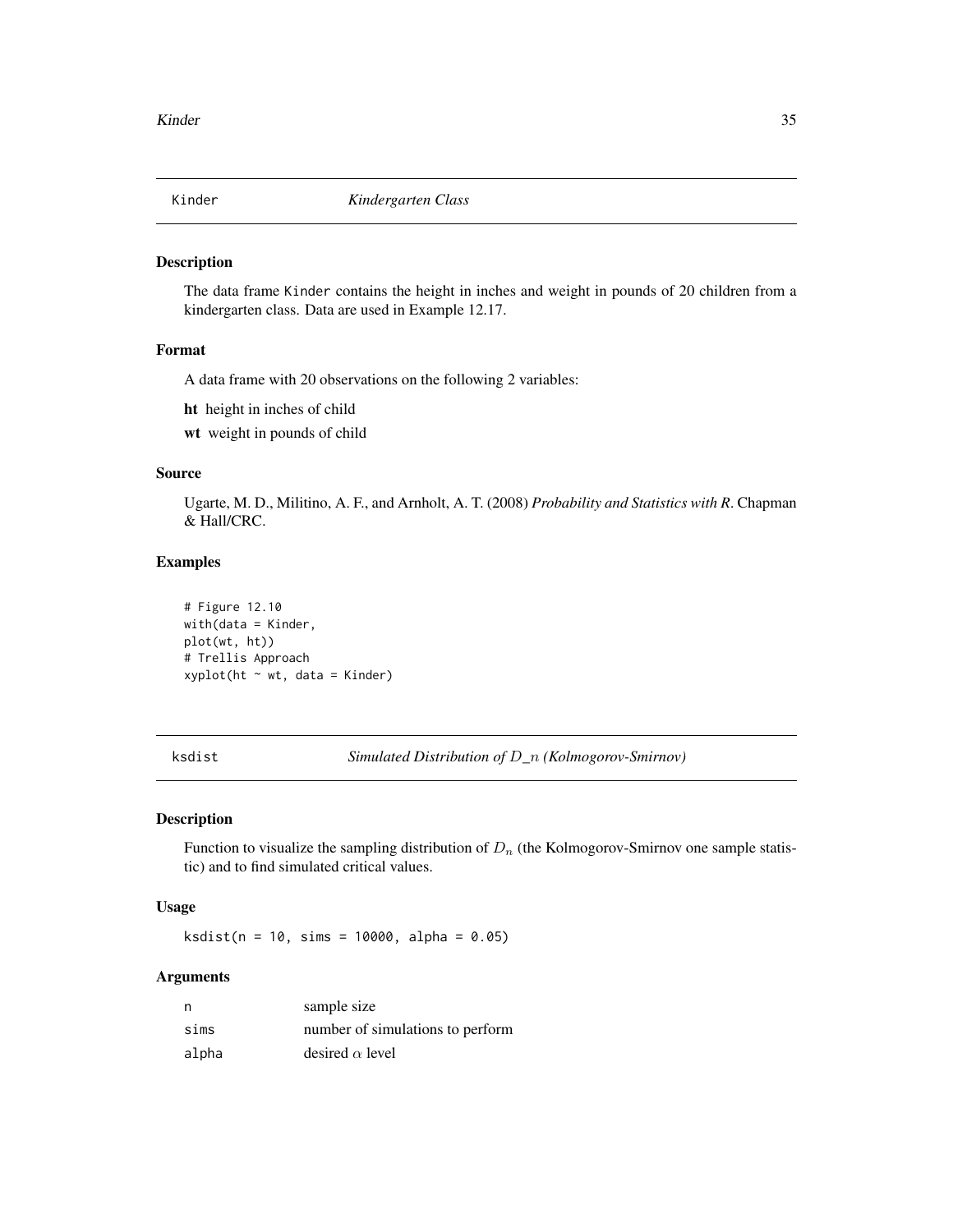## Kinder — *Kindergarten Class*

### Description

The data frame Kinder contains the height in inches and weight in pounds of 20 children from a kindergarten class. Data are used in Example 12.17.

### Format

A data frame with 20 observations on the following 2 variables:

**ht** height in inches of child

**wt** weight in pounds of child

### Source

Ugarte, M. D., Militino, A. F., and Arnholt, A. T. (2008) *Probability and Statistics with R*. Chapman & Hall/CRC.

### Examples

```
# Figure 12.10
with(data = Kinder,
plot(wt, ht))
# Trellis Approach
xyplot(ht ~ wt, data = Kinder)
```

## ksdist — *Simulated Distribution of $D\_n$ (Kolmogorov-Smirnov)*

### Description

Function to visualize the sampling distribution of $D_n$ (the Kolmogorov-Smirnov one sample statistic) and to find simulated critical values.

### Usage

```
ksdist(n = 10, sims = 10000, alpha = 0.05)
```

### Arguments

| | |
|---|---|
| n | sample size |
| sims | number of simulations to perform |
| alpha | desired $\alpha$ level |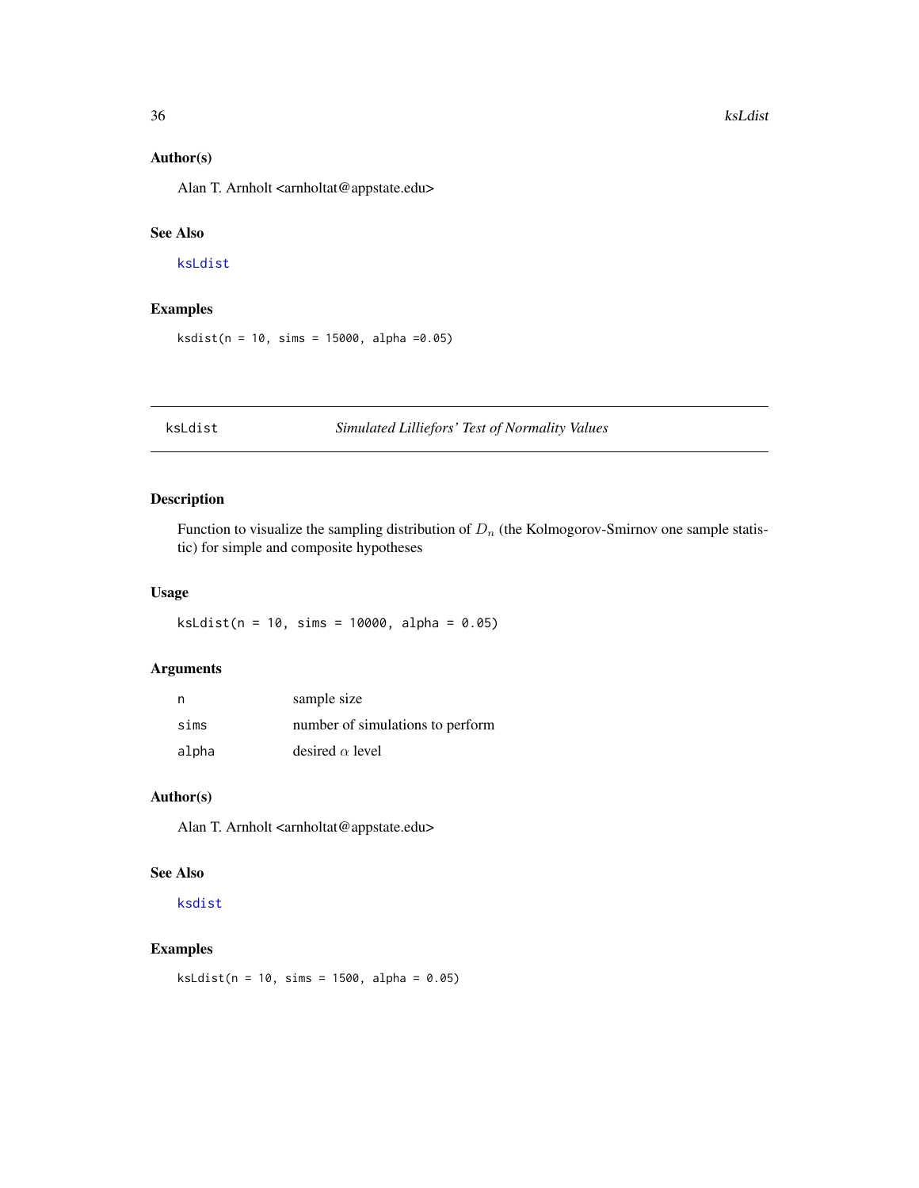### Author(s)

Alan T. Arnholt <arnholtat@appstate.edu>

### See Also

ksLdist

### Examples

```
ksdist(n = 10, sims = 15000, alpha =0.05)
```

---

## ksLdist — *Simulated Lilliefors' Test of Normality Values*

### Description

Function to visualize the sampling distribution of $D_n$ (the Kolmogorov-Smirnov one sample statistic) for simple and composite hypotheses

### Usage

```
ksLdist(n = 10, sims = 10000, alpha = 0.05)
```

### Arguments

| | |
|---|---|
| n | sample size |
| sims | number of simulations to perform |
| alpha | desired $\alpha$ level |

### Author(s)

Alan T. Arnholt <arnholtat@appstate.edu>

### See Also

ksdist

### Examples

```
ksLdist(n = 10, sims = 1500, alpha = 0.05)
```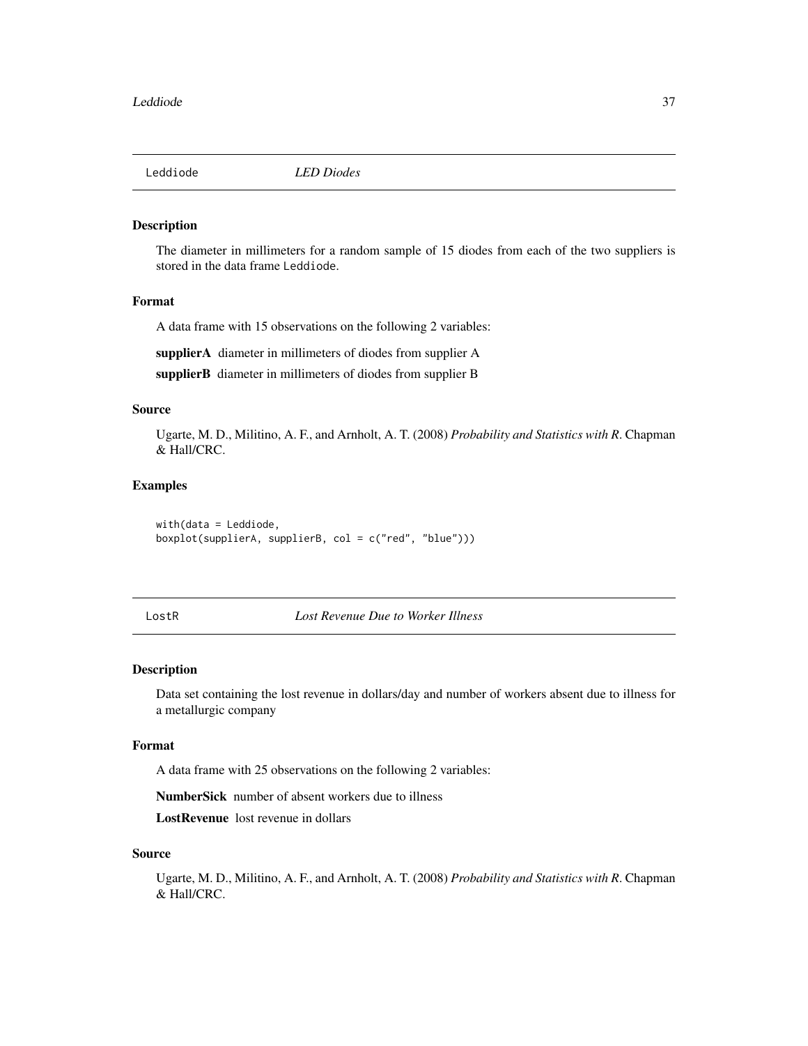## Leddiode — *LED Diodes*

### Description

The diameter in millimeters for a random sample of 15 diodes from each of the two suppliers is stored in the data frame `Leddiode`.

### Format

A data frame with 15 observations on the following 2 variables:

**supplierA** diameter in millimeters of diodes from supplier A

**supplierB** diameter in millimeters of diodes from supplier B

### Source

Ugarte, M. D., Militino, A. F., and Arnholt, A. T. (2008) *Probability and Statistics with R*. Chapman & Hall/CRC.

### Examples

```
with(data = Leddiode,
boxplot(supplierA, supplierB, col = c("red", "blue")))
```

## LostR — *Lost Revenue Due to Worker Illness*

### Description

Data set containing the lost revenue in dollars/day and number of workers absent due to illness for a metallurgic company

### Format

A data frame with 25 observations on the following 2 variables:

**NumberSick** number of absent workers due to illness

**LostRevenue** lost revenue in dollars

### Source

Ugarte, M. D., Militino, A. F., and Arnholt, A. T. (2008) *Probability and Statistics with R*. Chapman & Hall/CRC.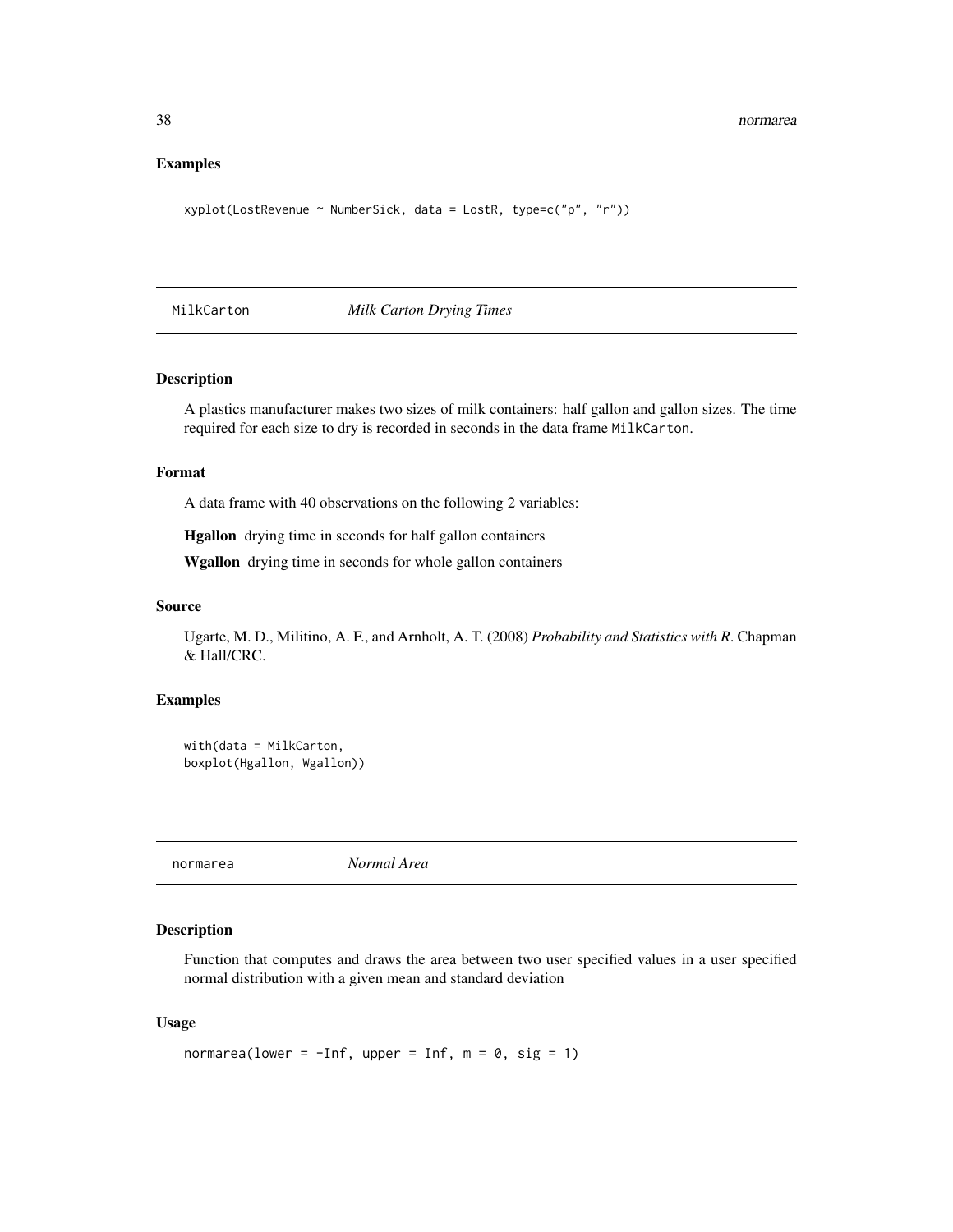### Examples

```
xyplot(LostRevenue ~ NumberSick, data = LostR, type=c("p", "r"))
```

## MilkCarton *Milk Carton Drying Times*

### Description

A plastics manufacturer makes two sizes of milk containers: half gallon and gallon sizes. The time required for each size to dry is recorded in seconds in the data frame MilkCarton.

### Format

A data frame with 40 observations on the following 2 variables:

**Hgallon** drying time in seconds for half gallon containers

**Wgallon** drying time in seconds for whole gallon containers

### Source

Ugarte, M. D., Militino, A. F., and Arnholt, A. T. (2008) *Probability and Statistics with R*. Chapman & Hall/CRC.

### Examples

```
with(data = MilkCarton,
boxplot(Hgallon, Wgallon))
```

## normarea *Normal Area*

### Description

Function that computes and draws the area between two user specified values in a user specified normal distribution with a given mean and standard deviation

### Usage

```
normarea(lower = -Inf, upper = Inf, m = 0, sig = 1)
```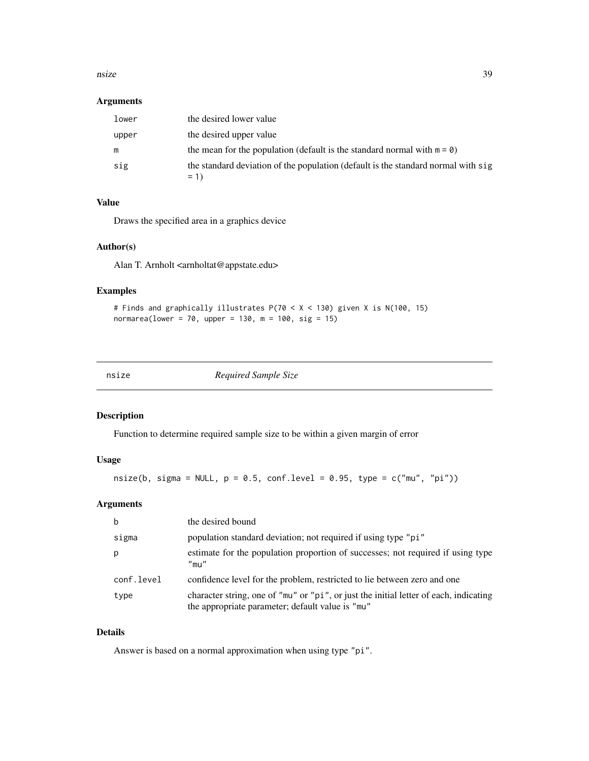## Arguments

| | |
|---|---|
| `lower` | the desired lower value |
| `upper` | the desired upper value |
| `m` | the mean for the population (default is the standard normal with `m = 0`) |
| `sig` | the standard deviation of the population (default is the standard normal with `sig = 1`) |

## Value

Draws the specified area in a graphics device

## Author(s)

Alan T. Arnholt <arnholtat@appstate.edu>

## Examples

```
# Finds and graphically illustrates P(70 < X < 130) given X is N(100, 15)
normarea(lower = 70, upper = 130, m = 100, sig = 15)
```

---

# nsize — *Required Sample Size*

## Description

Function to determine required sample size to be within a given margin of error

## Usage

```
nsize(b, sigma = NULL, p = 0.5, conf.level = 0.95, type = c("mu", "pi"))
```

## Arguments

| | |
|---|---|
| `b` | the desired bound |
| `sigma` | population standard deviation; not required if using type `"pi"` |
| `p` | estimate for the population proportion of successes; not required if using type `"mu"` |
| `conf.level` | confidence level for the problem, restricted to lie between zero and one |
| `type` | character string, one of `"mu"` or `"pi"`, or just the initial letter of each, indicating the appropriate parameter; default value is `"mu"` |

## Details

Answer is based on a normal approximation when using type `"pi"`.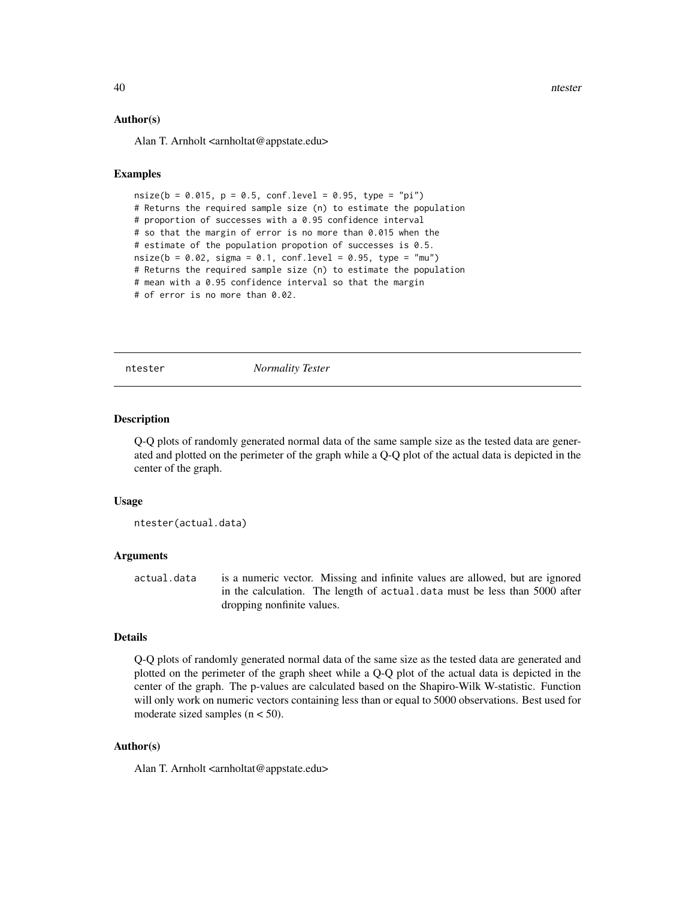### Author(s)

Alan T. Arnholt <arnholtat@appstate.edu>

### Examples

```
nsize(b = 0.015, p = 0.5, conf.level = 0.95, type = "pi")
# Returns the required sample size (n) to estimate the population
# proportion of successes with a 0.95 confidence interval
# so that the margin of error is no more than 0.015 when the
# estimate of the population propotion of successes is 0.5.
nsize(b = 0.02, sigma = 0.1, conf.level = 0.95, type = "mu")
# Returns the required sample size (n) to estimate the population
# mean with a 0.95 confidence interval so that the margin
# of error is no more than 0.02.
```

---

## ntester *Normality Tester*

---

### Description

Q-Q plots of randomly generated normal data of the same sample size as the tested data are generated and plotted on the perimeter of the graph while a Q-Q plot of the actual data is depicted in the center of the graph.

### Usage

```
ntester(actual.data)
```

### Arguments

| | |
|---|---|
| actual.data | is a numeric vector. Missing and infinite values are allowed, but are ignored in the calculation. The length of actual.data must be less than 5000 after dropping nonfinite values. |

### Details

Q-Q plots of randomly generated normal data of the same size as the tested data are generated and plotted on the perimeter of the graph sheet while a Q-Q plot of the actual data is depicted in the center of the graph. The p-values are calculated based on the Shapiro-Wilk W-statistic. Function will only work on numeric vectors containing less than or equal to 5000 observations. Best used for moderate sized samples ($n < 50$).

### Author(s)

Alan T. Arnholt <arnholtat@appstate.edu>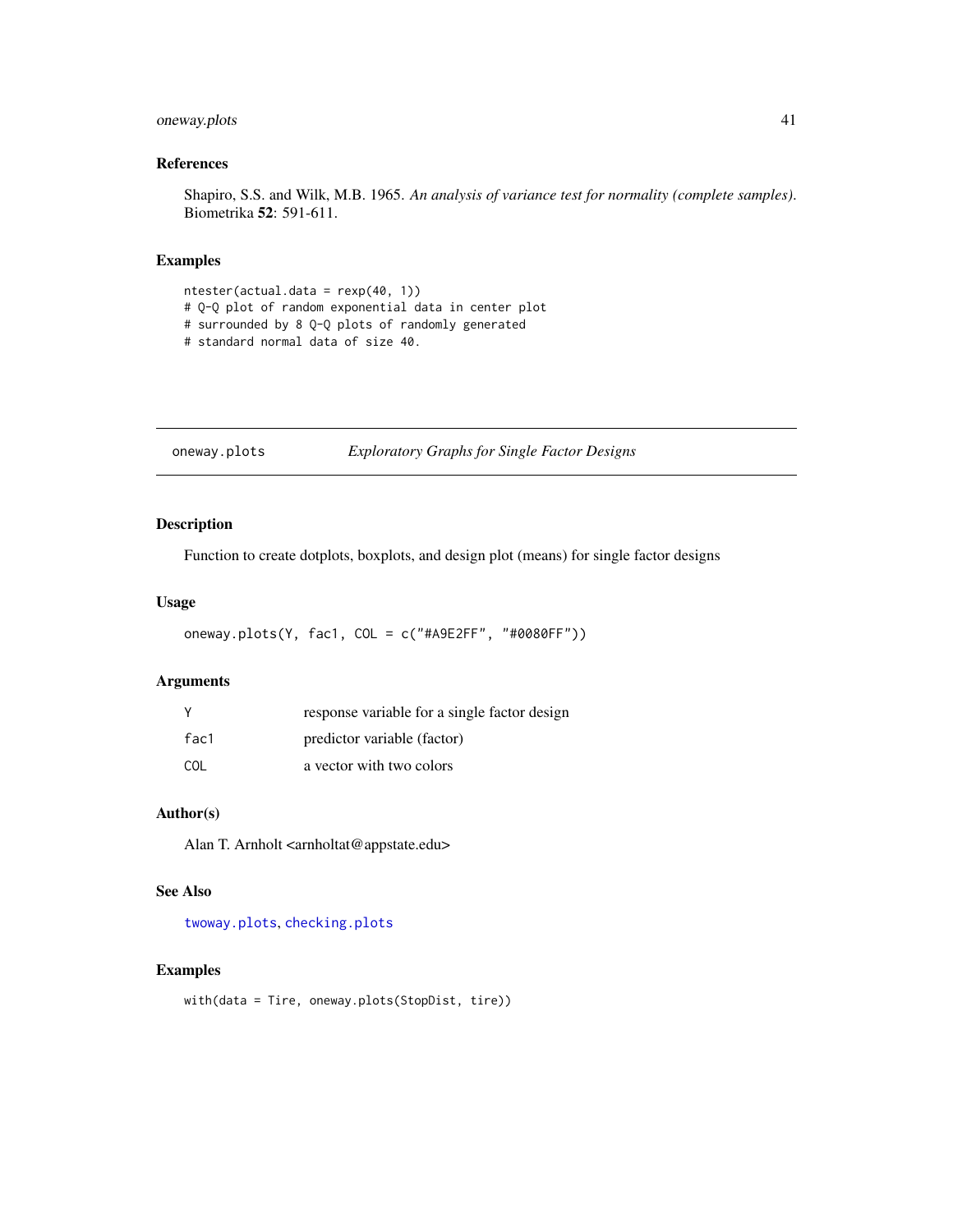### References

Shapiro, S.S. and Wilk, M.B. 1965. *An analysis of variance test for normality (complete samples)*. Biometrika **52**: 591-611.

### Examples

```
ntester(actual.data = rexp(40, 1))
# Q-Q plot of random exponential data in center plot
# surrounded by 8 Q-Q plots of randomly generated
# standard normal data of size 40.
```

---

## oneway.plots &nbsp;&nbsp;&nbsp; *Exploratory Graphs for Single Factor Designs*

---

### Description

Function to create dotplots, boxplots, and design plot (means) for single factor designs

### Usage

```
oneway.plots(Y, fac1, COL = c("#A9E2FF", "#0080FF"))
```

### Arguments

| | |
|---|---|
| `Y` | response variable for a single factor design |
| `fac1` | predictor variable (factor) |
| `COL` | a vector with two colors |

### Author(s)

Alan T. Arnholt <arnholtat@appstate.edu>

### See Also

`twoway.plots`, `checking.plots`

### Examples

```
with(data = Tire, oneway.plots(StopDist, tire))
```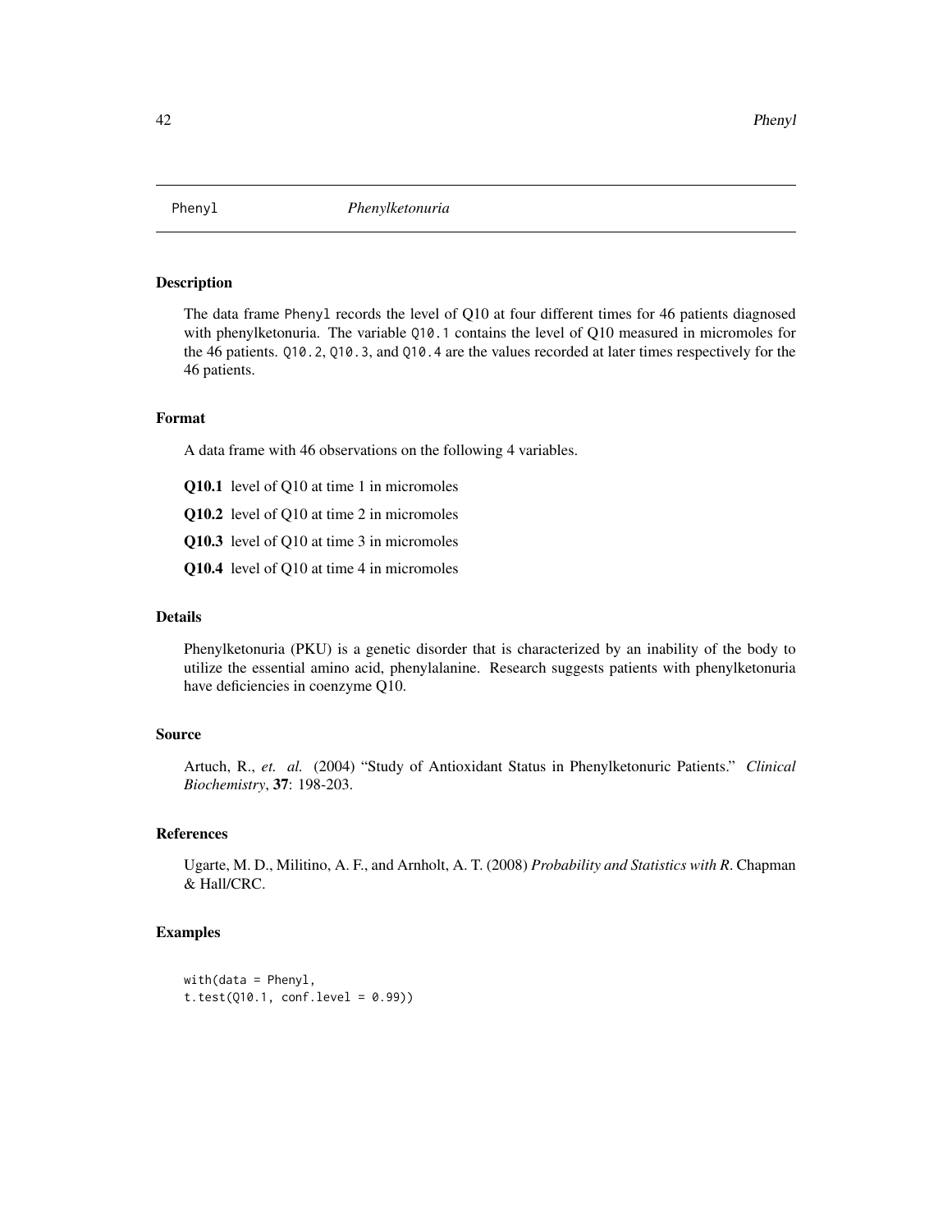Phenyl *Phenylketonuria*

## Description

The data frame Phenyl records the level of Q10 at four different times for 46 patients diagnosed with phenylketonuria. The variable Q10.1 contains the level of Q10 measured in micromoles for the 46 patients. Q10.2, Q10.3, and Q10.4 are the values recorded at later times respectively for the 46 patients.

## Format

A data frame with 46 observations on the following 4 variables.

**Q10.1** level of Q10 at time 1 in micromoles

**Q10.2** level of Q10 at time 2 in micromoles

**Q10.3** level of Q10 at time 3 in micromoles

**Q10.4** level of Q10 at time 4 in micromoles

## Details

Phenylketonuria (PKU) is a genetic disorder that is characterized by an inability of the body to utilize the essential amino acid, phenylalanine. Research suggests patients with phenylketonuria have deficiencies in coenzyme Q10.

## Source

Artuch, R., *et. al.* (2004) "Study of Antioxidant Status in Phenylketonuric Patients." *Clinical Biochemistry*, **37**: 198-203.

## References

Ugarte, M. D., Militino, A. F., and Arnholt, A. T. (2008) *Probability and Statistics with R*. Chapman & Hall/CRC.

## Examples

```
with(data = Phenyl,
t.test(Q10.1, conf.level = 0.99))
```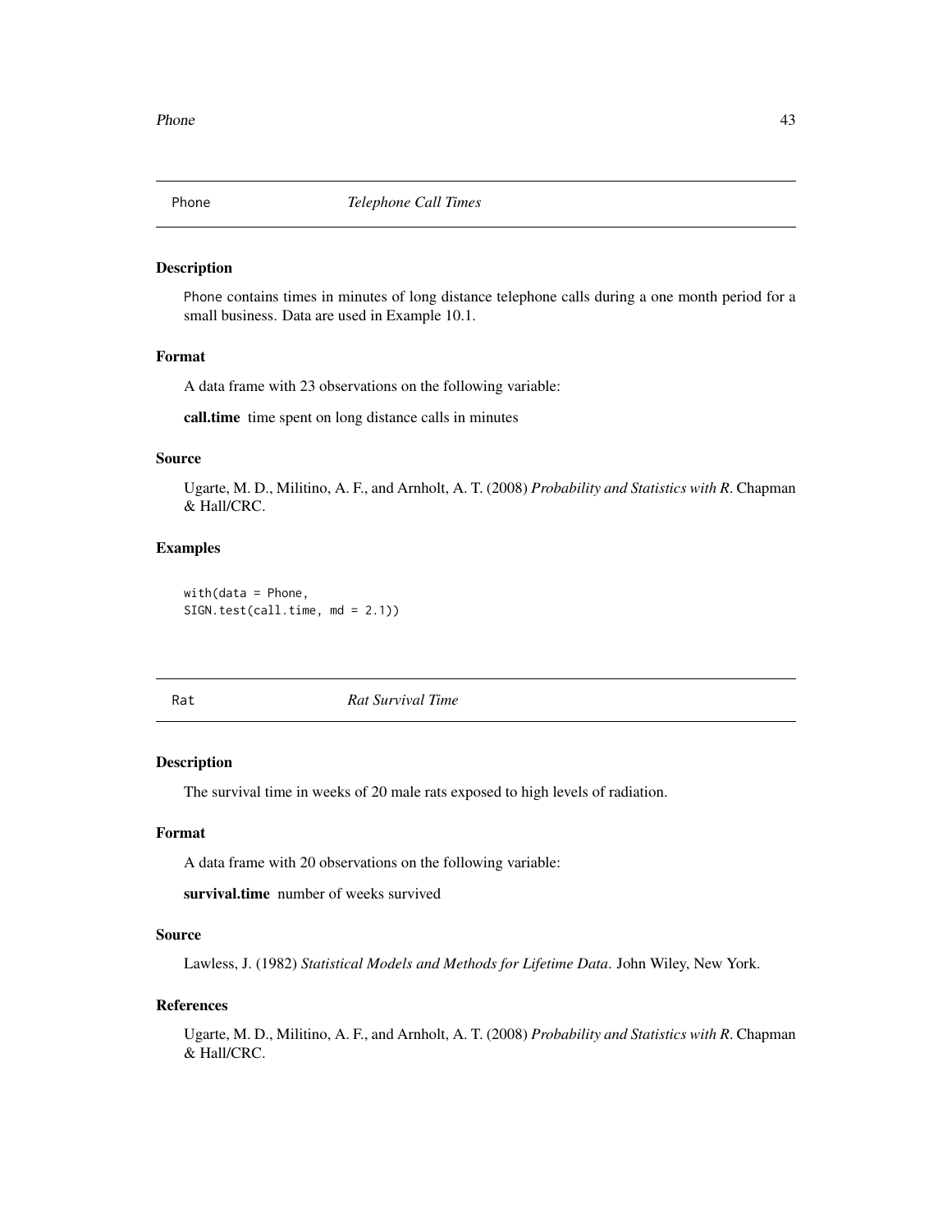## Phone *Telephone Call Times*

### Description

Phone contains times in minutes of long distance telephone calls during a one month period for a small business. Data are used in Example 10.1.

### Format

A data frame with 23 observations on the following variable:

**call.time** time spent on long distance calls in minutes

### Source

Ugarte, M. D., Militino, A. F., and Arnholt, A. T. (2008) *Probability and Statistics with R*. Chapman & Hall/CRC.

### Examples

```
with(data = Phone,
SIGN.test(call.time, md = 2.1))
```

## Rat *Rat Survival Time*

### Description

The survival time in weeks of 20 male rats exposed to high levels of radiation.

### Format

A data frame with 20 observations on the following variable:

**survival.time** number of weeks survived

### Source

Lawless, J. (1982) *Statistical Models and Methods for Lifetime Data*. John Wiley, New York.

### References

Ugarte, M. D., Militino, A. F., and Arnholt, A. T. (2008) *Probability and Statistics with R*. Chapman & Hall/CRC.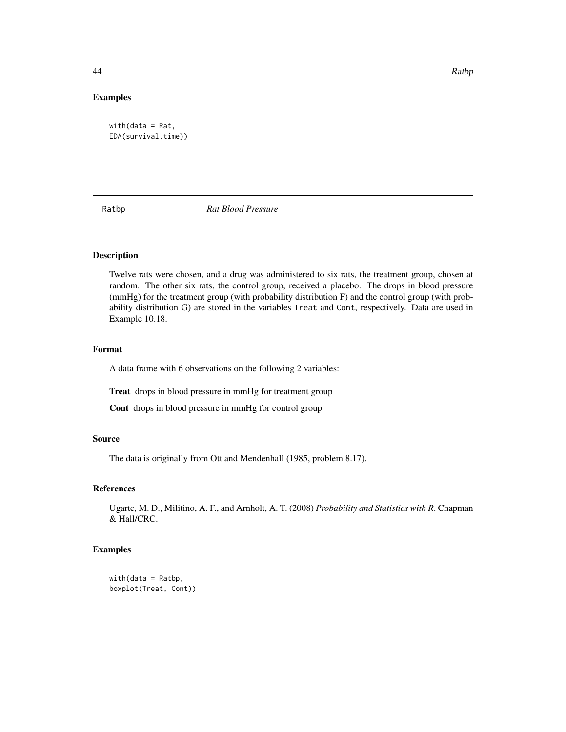## Examples

```
with(data = Rat,
EDA(survival.time))
```

---

# Ratbp *Rat Blood Pressure*

---

## Description

Twelve rats were chosen, and a drug was administered to six rats, the treatment group, chosen at random. The other six rats, the control group, received a placebo. The drops in blood pressure (mmHg) for the treatment group (with probability distribution F) and the control group (with probability distribution G) are stored in the variables `Treat` and `Cont`, respectively. Data are used in Example 10.18.

## Format

A data frame with 6 observations on the following 2 variables:

**Treat** drops in blood pressure in mmHg for treatment group

**Cont** drops in blood pressure in mmHg for control group

## Source

The data is originally from Ott and Mendenhall (1985, problem 8.17).

## References

Ugarte, M. D., Militino, A. F., and Arnholt, A. T. (2008) *Probability and Statistics with R*. Chapman & Hall/CRC.

## Examples

```
with(data = Ratbp,
boxplot(Treat, Cont))
```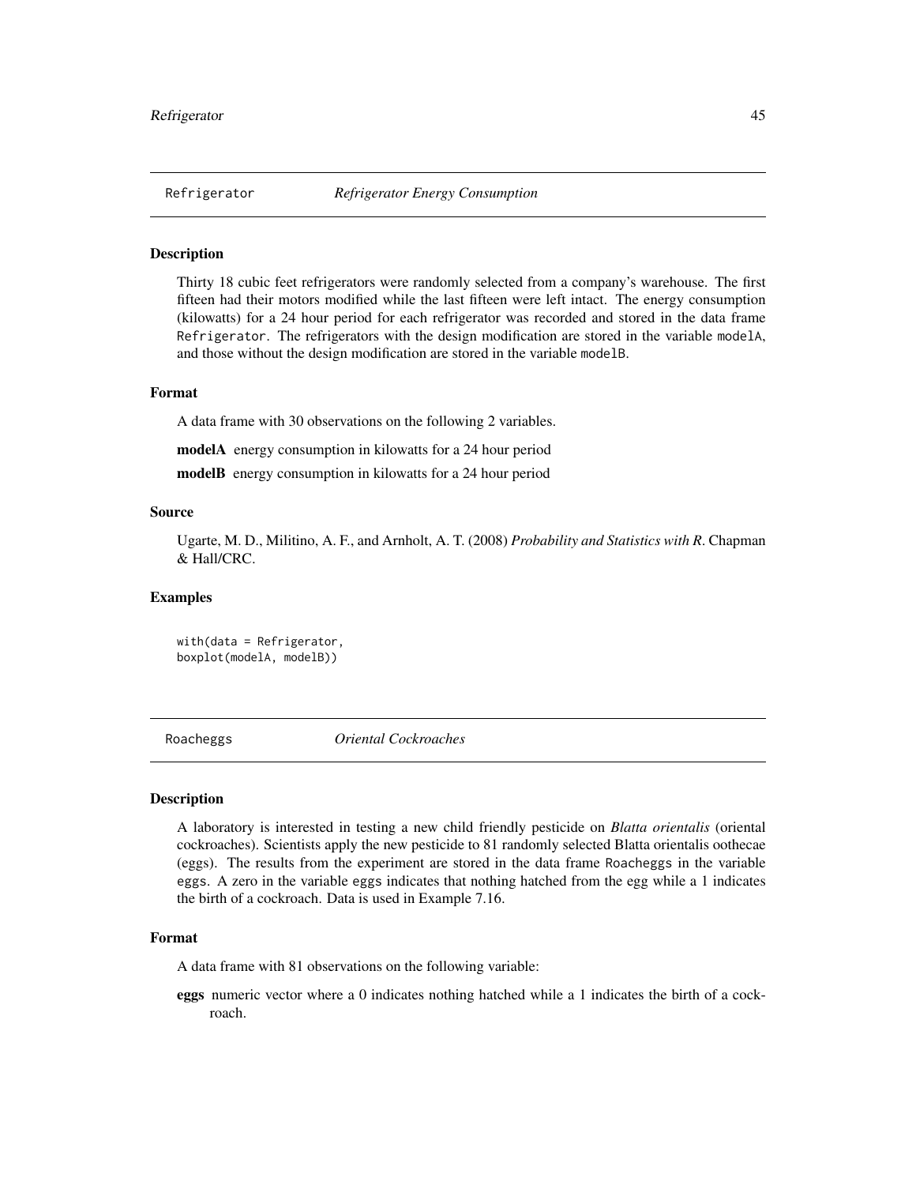## Refrigerator — *Refrigerator Energy Consumption*

### Description

Thirty 18 cubic feet refrigerators were randomly selected from a company's warehouse. The first fifteen had their motors modified while the last fifteen were left intact. The energy consumption (kilowatts) for a 24 hour period for each refrigerator was recorded and stored in the data frame `Refrigerator`. The refrigerators with the design modification are stored in the variable `modelA`, and those without the design modification are stored in the variable `modelB`.

### Format

A data frame with 30 observations on the following 2 variables.

**modelA** energy consumption in kilowatts for a 24 hour period

**modelB** energy consumption in kilowatts for a 24 hour period

### Source

Ugarte, M. D., Militino, A. F., and Arnholt, A. T. (2008) *Probability and Statistics with R*. Chapman & Hall/CRC.

### Examples

```
with(data = Refrigerator,
boxplot(modelA, modelB))
```

## Roacheggs — *Oriental Cockroaches*

### Description

A laboratory is interested in testing a new child friendly pesticide on *Blatta orientalis* (oriental cockroaches). Scientists apply the new pesticide to 81 randomly selected Blatta orientalis oothecae (eggs). The results from the experiment are stored in the data frame `Roacheggs` in the variable `eggs`. A zero in the variable `eggs` indicates that nothing hatched from the egg while a 1 indicates the birth of a cockroach. Data is used in Example 7.16.

### Format

A data frame with 81 observations on the following variable:

**eggs** numeric vector where a 0 indicates nothing hatched while a 1 indicates the birth of a cockroach.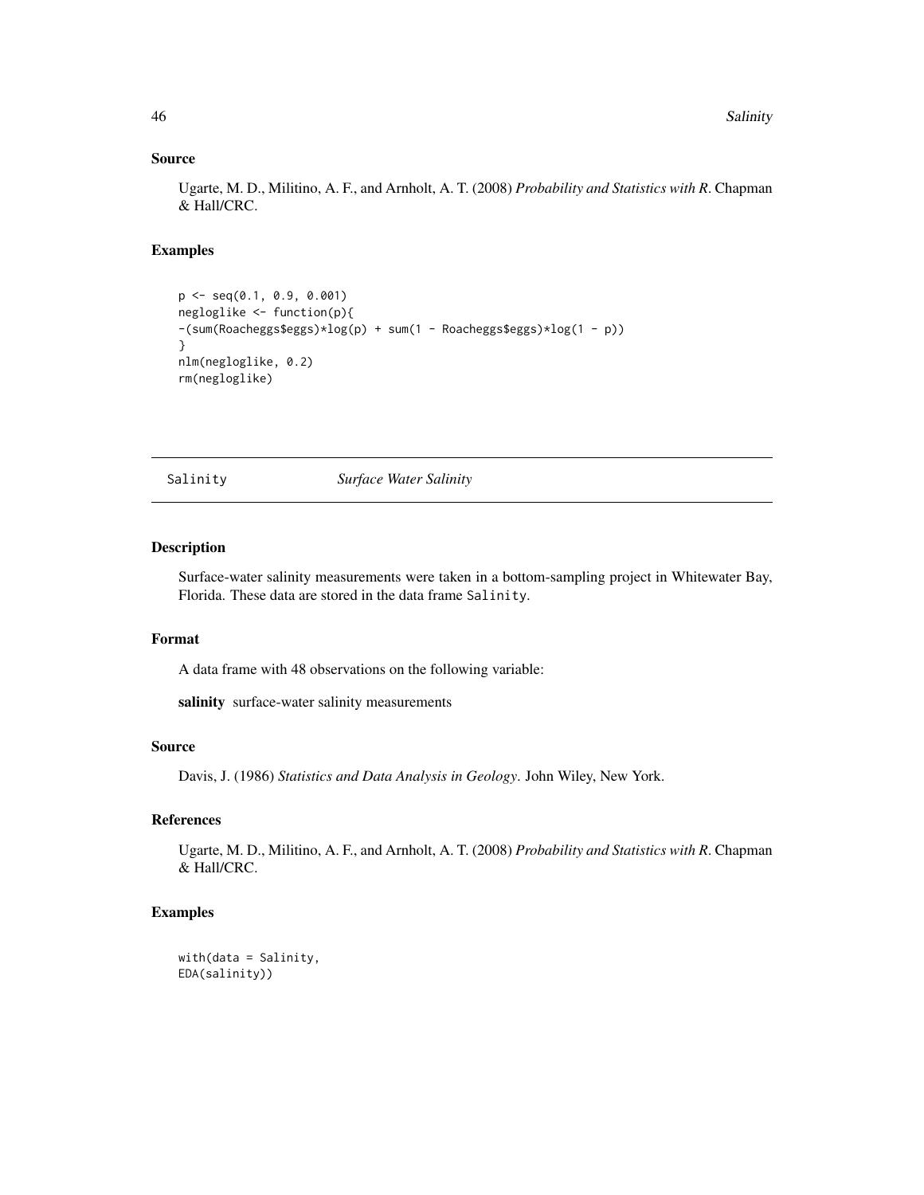## Source

Ugarte, M. D., Militino, A. F., and Arnholt, A. T. (2008) *Probability and Statistics with R*. Chapman & Hall/CRC.

## Examples

```
p <- seq(0.1, 0.9, 0.001)
negloglike <- function(p){
-(sum(Roacheggs$eggs)*log(p) + sum(1 - Roacheggs$eggs)*log(1 - p))
}
nlm(negloglike, 0.2)
rm(negloglike)
```

---

# Salinity — *Surface Water Salinity*

## Description

Surface-water salinity measurements were taken in a bottom-sampling project in Whitewater Bay, Florida. These data are stored in the data frame Salinity.

## Format

A data frame with 48 observations on the following variable:

**salinity** surface-water salinity measurements

## Source

Davis, J. (1986) *Statistics and Data Analysis in Geology*. John Wiley, New York.

## References

Ugarte, M. D., Militino, A. F., and Arnholt, A. T. (2008) *Probability and Statistics with R*. Chapman & Hall/CRC.

## Examples

```
with(data = Salinity,
EDA(salinity))
```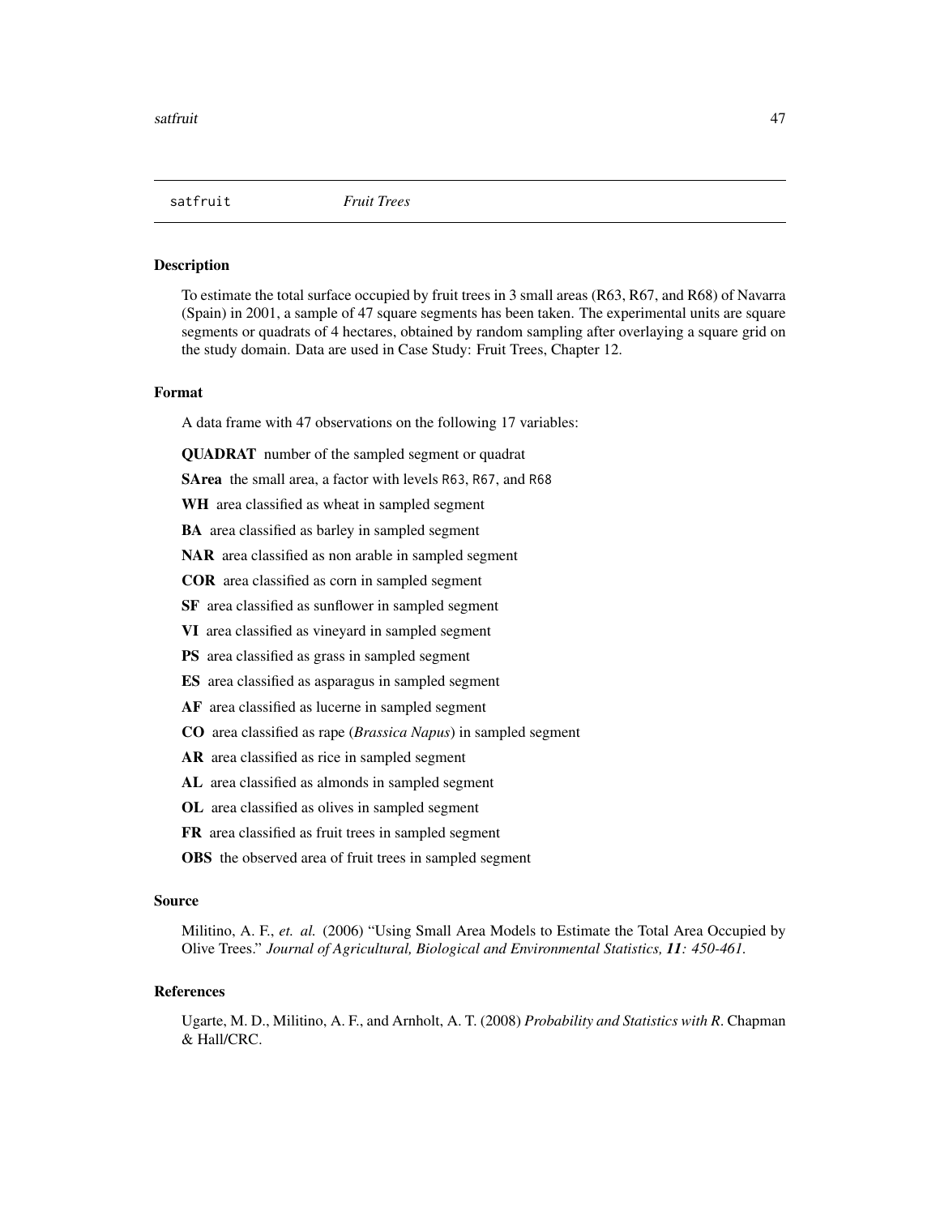# satfruit *Fruit Trees*

## Description

To estimate the total surface occupied by fruit trees in 3 small areas (R63, R67, and R68) of Navarra (Spain) in 2001, a sample of 47 square segments has been taken. The experimental units are square segments or quadrats of 4 hectares, obtained by random sampling after overlaying a square grid on the study domain. Data are used in Case Study: Fruit Trees, Chapter 12.

## Format

A data frame with 47 observations on the following 17 variables:

**QUADRAT** number of the sampled segment or quadrat

**SArea** the small area, a factor with levels R63, R67, and R68

**WH** area classified as wheat in sampled segment

**BA** area classified as barley in sampled segment

**NAR** area classified as non arable in sampled segment

**COR** area classified as corn in sampled segment

**SF** area classified as sunflower in sampled segment

**VI** area classified as vineyard in sampled segment

**PS** area classified as grass in sampled segment

**ES** area classified as asparagus in sampled segment

**AF** area classified as lucerne in sampled segment

**CO** area classified as rape (*Brassica Napus*) in sampled segment

**AR** area classified as rice in sampled segment

**AL** area classified as almonds in sampled segment

**OL** area classified as olives in sampled segment

**FR** area classified as fruit trees in sampled segment

**OBS** the observed area of fruit trees in sampled segment

## Source

Militino, A. F., *et. al.* (2006) "Using Small Area Models to Estimate the Total Area Occupied by Olive Trees." *Journal of Agricultural, Biological and Environmental Statistics, **11**: 450-461.*

## References

Ugarte, M. D., Militino, A. F., and Arnholt, A. T. (2008) *Probability and Statistics with R*. Chapman & Hall/CRC.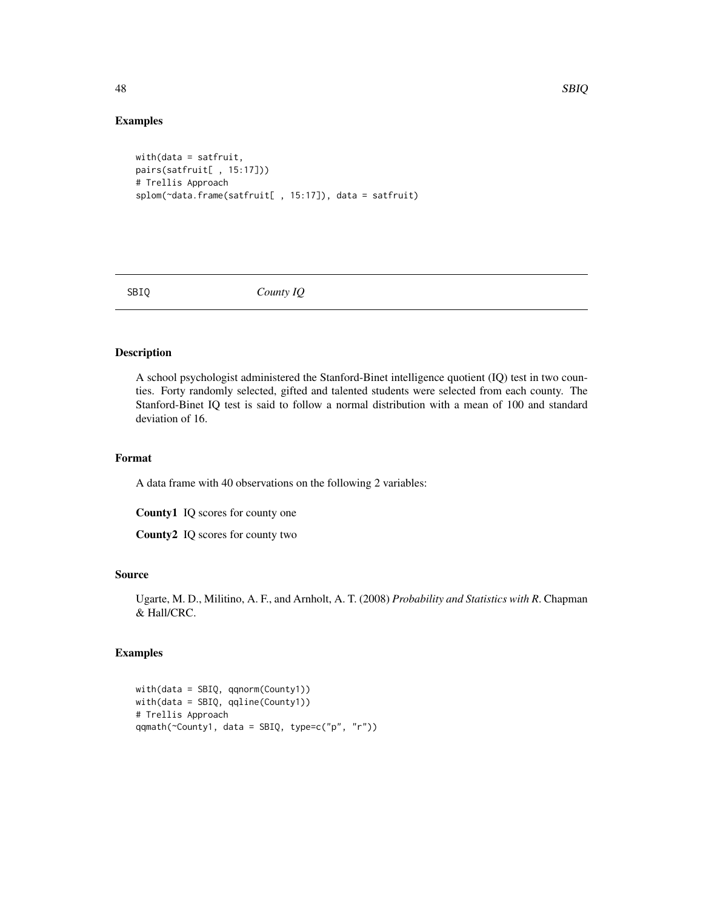## Examples

```
with(data = satfruit,
pairs(satfruit[ , 15:17]))
# Trellis Approach
splom(~data.frame(satfruit[ , 15:17]), data = satfruit)
```

---

# SBIQ *County IQ*

## Description

A school psychologist administered the Stanford-Binet intelligence quotient (IQ) test in two counties. Forty randomly selected, gifted and talented students were selected from each county. The Stanford-Binet IQ test is said to follow a normal distribution with a mean of 100 and standard deviation of 16.

## Format

A data frame with 40 observations on the following 2 variables:

**County1** IQ scores for county one

**County2** IQ scores for county two

## Source

Ugarte, M. D., Militino, A. F., and Arnholt, A. T. (2008) *Probability and Statistics with R*. Chapman & Hall/CRC.

## Examples

```
with(data = SBIQ, qqnorm(County1))
with(data = SBIQ, qqline(County1))
# Trellis Approach
qqmath(~County1, data = SBIQ, type=c("p", "r"))
```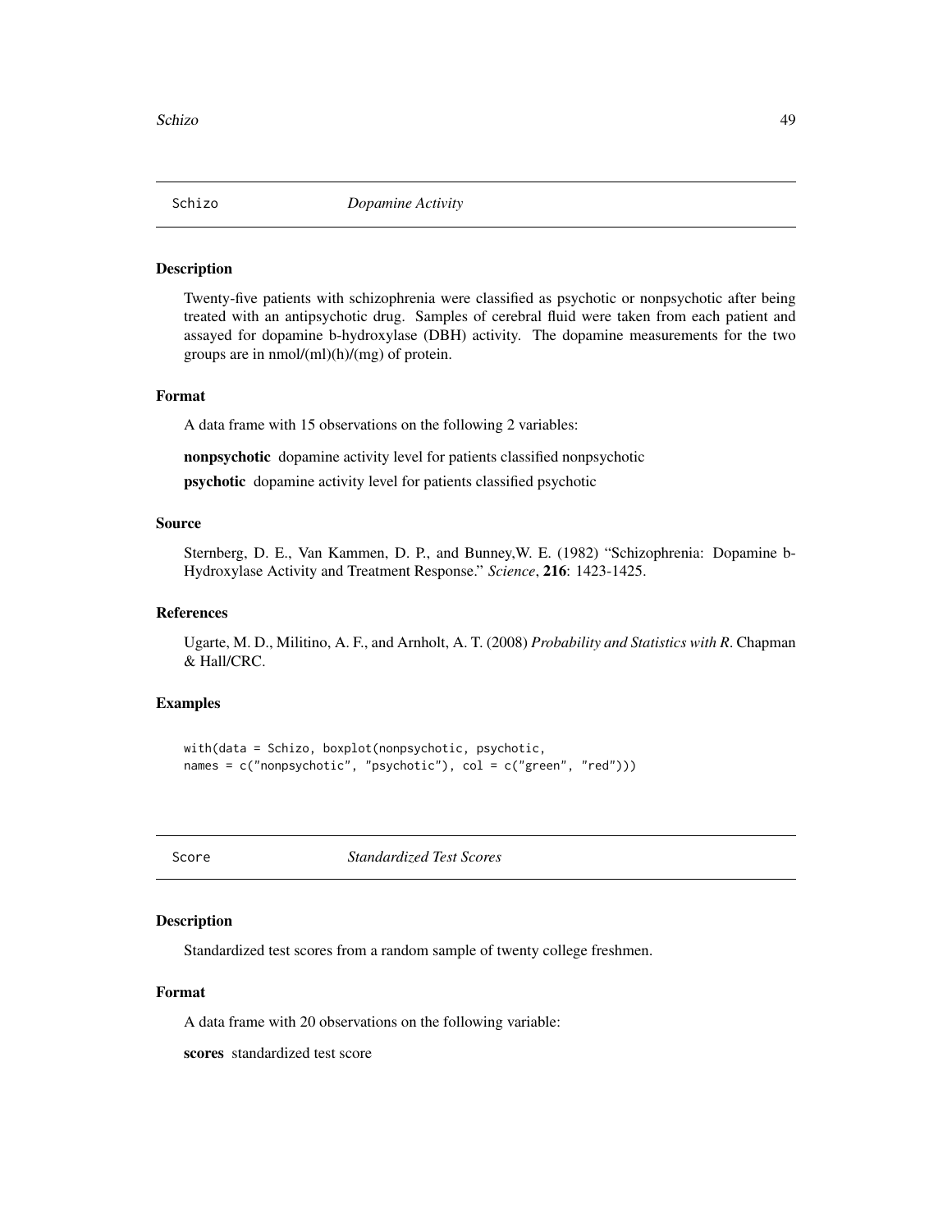## Schizo *Dopamine Activity*

### Description

Twenty-five patients with schizophrenia were classified as psychotic or nonpsychotic after being treated with an antipsychotic drug. Samples of cerebral fluid were taken from each patient and assayed for dopamine b-hydroxylase (DBH) activity. The dopamine measurements for the two groups are in nmol/(ml)(h)/(mg) of protein.

### Format

A data frame with 15 observations on the following 2 variables:

**nonpsychotic** dopamine activity level for patients classified nonpsychotic

**psychotic** dopamine activity level for patients classified psychotic

### Source

Sternberg, D. E., Van Kammen, D. P., and Bunney,W. E. (1982) "Schizophrenia: Dopamine b-Hydroxylase Activity and Treatment Response." *Science*, **216**: 1423-1425.

### References

Ugarte, M. D., Militino, A. F., and Arnholt, A. T. (2008) *Probability and Statistics with R*. Chapman & Hall/CRC.

### Examples

```
with(data = Schizo, boxplot(nonpsychotic, psychotic,
names = c("nonpsychotic", "psychotic"), col = c("green", "red")))
```

## Score *Standardized Test Scores*

### Description

Standardized test scores from a random sample of twenty college freshmen.

### Format

A data frame with 20 observations on the following variable:

**scores** standardized test score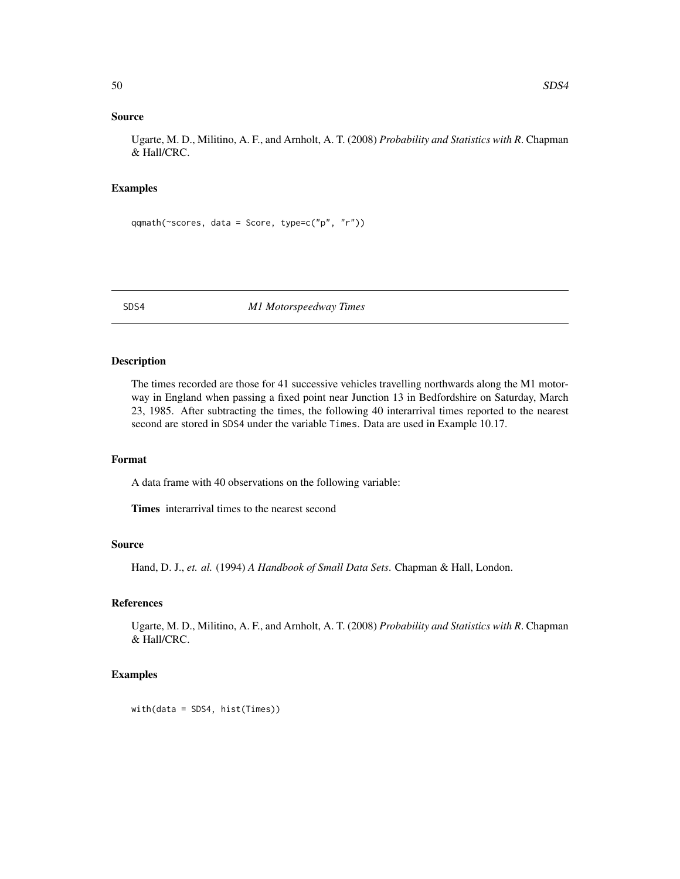## Source

Ugarte, M. D., Militino, A. F., and Arnholt, A. T. (2008) *Probability and Statistics with R*. Chapman & Hall/CRC.

## Examples

```
qqmath(~scores, data = Score, type=c("p", "r"))
```

---

# SDS4 *M1 Motorspeedway Times*

## Description

The times recorded are those for 41 successive vehicles travelling northwards along the M1 motorway in England when passing a fixed point near Junction 13 in Bedfordshire on Saturday, March 23, 1985. After subtracting the times, the following 40 interarrival times reported to the nearest second are stored in SDS4 under the variable Times. Data are used in Example 10.17.

## Format

A data frame with 40 observations on the following variable:

**Times** interarrival times to the nearest second

## Source

Hand, D. J., *et. al.* (1994) *A Handbook of Small Data Sets*. Chapman & Hall, London.

## References

Ugarte, M. D., Militino, A. F., and Arnholt, A. T. (2008) *Probability and Statistics with R*. Chapman & Hall/CRC.

## Examples

```
with(data = SDS4, hist(Times))
```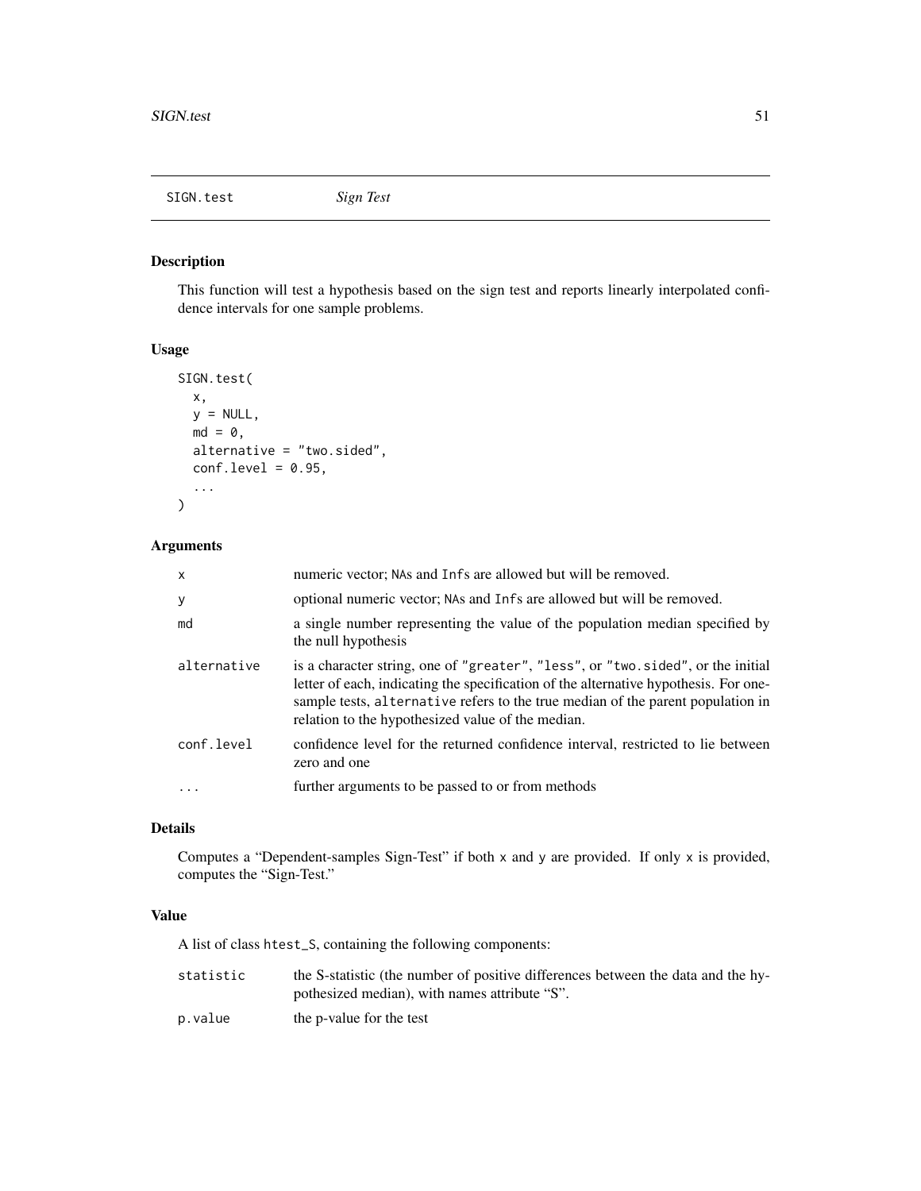SIGN.test *Sign Test*

## Description

This function will test a hypothesis based on the sign test and reports linearly interpolated confidence intervals for one sample problems.

## Usage

```
SIGN.test(
  x,
  y = NULL,
  md = 0,
  alternative = "two.sided",
  conf.level = 0.95,
  ...
)
```

## Arguments

| | |
|---|---|
| `x` | numeric vector; `NA`s and `Inf`s are allowed but will be removed. |
| `y` | optional numeric vector; `NA`s and `Inf`s are allowed but will be removed. |
| `md` | a single number representing the value of the population median specified by the null hypothesis |
| `alternative` | is a character string, one of `"greater"`, `"less"`, or `"two.sided"`, or the initial letter of each, indicating the specification of the alternative hypothesis. For one-sample tests, `alternative` refers to the true median of the parent population in relation to the hypothesized value of the median. |
| `conf.level` | confidence level for the returned confidence interval, restricted to lie between zero and one |
| `...` | further arguments to be passed to or from methods |

## Details

Computes a "Dependent-samples Sign-Test" if both `x` and `y` are provided. If only `x` is provided, computes the "Sign-Test."

## Value

A list of class `htest_S`, containing the following components:

| | |
|---|---|
| `statistic` | the S-statistic (the number of positive differences between the data and the hypothesized median), with names attribute "S". |
| `p.value` | the p-value for the test |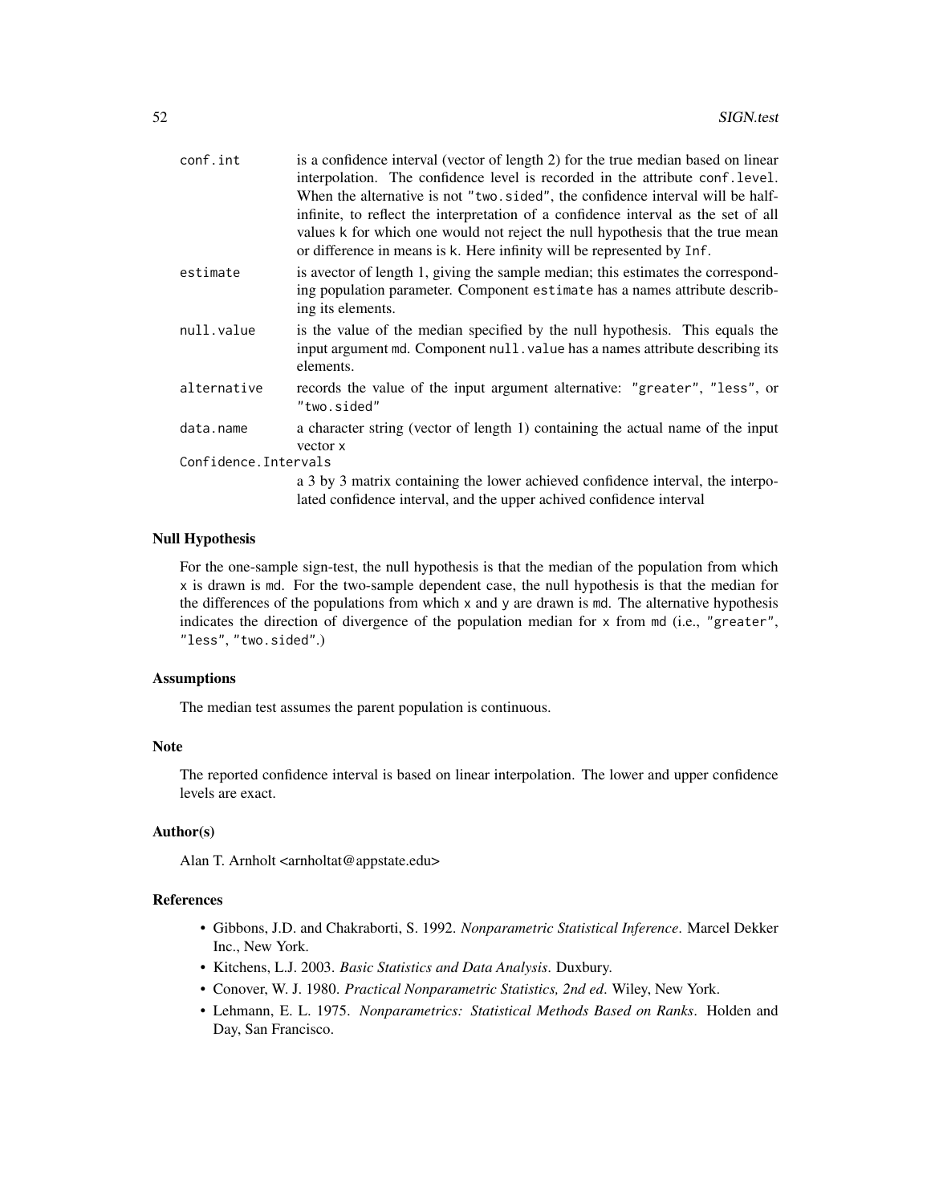`conf.int`
: is a confidence interval (vector of length 2) for the true median based on linear interpolation. The confidence level is recorded in the attribute `conf.level`. When the alternative is not `"two.sided"`, the confidence interval will be half-infinite, to reflect the interpretation of a confidence interval as the set of all values `k` for which one would not reject the null hypothesis that the true mean or difference in means is `k`. Here infinity will be represented by `Inf`.

`estimate`
: is avector of length 1, giving the sample median; this estimates the corresponding population parameter. Component `estimate` has a names attribute describing its elements.

`null.value`
: is the value of the median specified by the null hypothesis. This equals the input argument `md`. Component `null.value` has a names attribute describing its elements.

`alternative`
: records the value of the input argument alternative: `"greater"`, `"less"`, or `"two.sided"`

`data.name`
: a character string (vector of length 1) containing the actual name of the input vector `x`

`Confidence.Intervals`
: a 3 by 3 matrix containing the lower achieved confidence interval, the interpolated confidence interval, and the upper achived confidence interval

### Null Hypothesis

For the one-sample sign-test, the null hypothesis is that the median of the population from which `x` is drawn is `md`. For the two-sample dependent case, the null hypothesis is that the median for the differences of the populations from which `x` and `y` are drawn is `md`. The alternative hypothesis indicates the direction of divergence of the population median for `x` from `md` (i.e., `"greater"`, `"less"`, `"two.sided"`.)

### Assumptions

The median test assumes the parent population is continuous.

### Note

The reported confidence interval is based on linear interpolation. The lower and upper confidence levels are exact.

### Author(s)

Alan T. Arnholt <arnholtat@appstate.edu>

### References

- Gibbons, J.D. and Chakraborti, S. 1992. *Nonparametric Statistical Inference*. Marcel Dekker Inc., New York.
- Kitchens, L.J. 2003. *Basic Statistics and Data Analysis*. Duxbury.
- Conover, W. J. 1980. *Practical Nonparametric Statistics, 2nd ed*. Wiley, New York.
- Lehmann, E. L. 1975. *Nonparametrics: Statistical Methods Based on Ranks*. Holden and Day, San Francisco.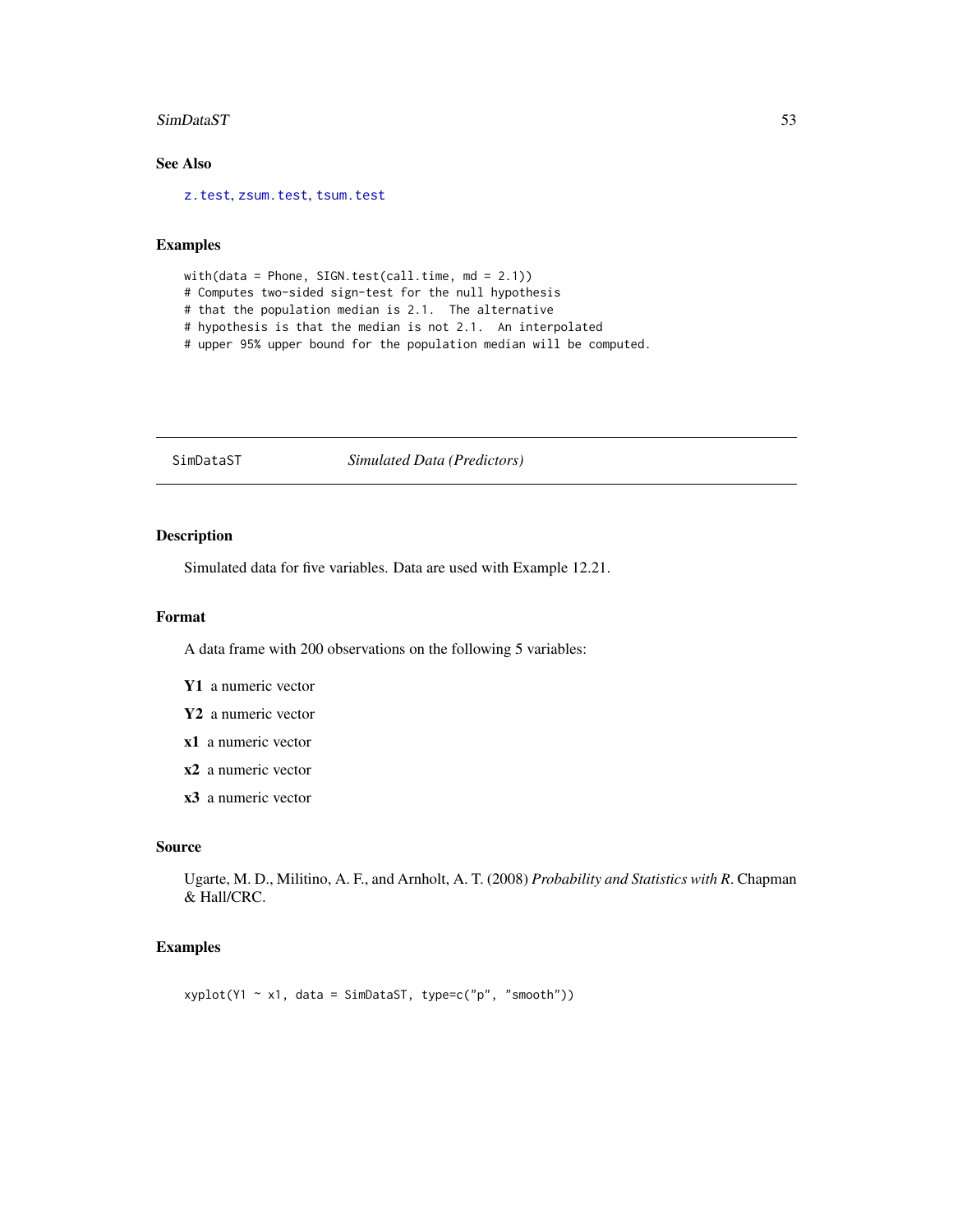## See Also

z.test, zsum.test, tsum.test

## Examples

```
with(data = Phone, SIGN.test(call.time, md = 2.1))
# Computes two-sided sign-test for the null hypothesis
# that the population median is 2.1.  The alternative
# hypothesis is that the median is not 2.1.  An interpolated
# upper 95% upper bound for the population median will be computed.
```

---

# SimDataST *Simulated Data (Predictors)*

---

## Description

Simulated data for five variables. Data are used with Example 12.21.

## Format

A data frame with 200 observations on the following 5 variables:

**Y1** a numeric vector

**Y2** a numeric vector

**x1** a numeric vector

**x2** a numeric vector

**x3** a numeric vector

## Source

Ugarte, M. D., Militino, A. F., and Arnholt, A. T. (2008) *Probability and Statistics with R*. Chapman & Hall/CRC.

## Examples

```
xyplot(Y1 ~ x1, data = SimDataST, type=c("p", "smooth"))
```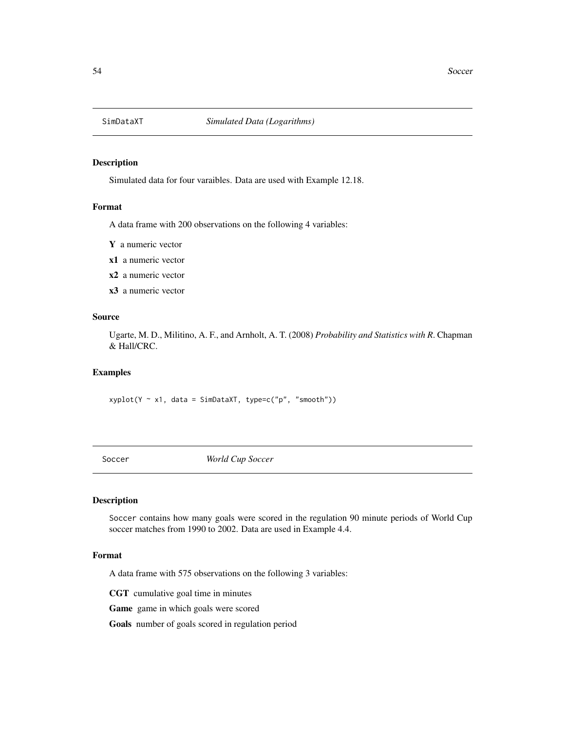## SimDataXT — *Simulated Data (Logarithms)*

### Description

Simulated data for four varaibles. Data are used with Example 12.18.

### Format

A data frame with 200 observations on the following 4 variables:

**Y** a numeric vector

**x1** a numeric vector

**x2** a numeric vector

**x3** a numeric vector

### Source

Ugarte, M. D., Militino, A. F., and Arnholt, A. T. (2008) *Probability and Statistics with R*. Chapman & Hall/CRC.

### Examples

```
xyplot(Y ~ x1, data = SimDataXT, type=c("p", "smooth"))
```

## Soccer — *World Cup Soccer*

### Description

Soccer contains how many goals were scored in the regulation 90 minute periods of World Cup soccer matches from 1990 to 2002. Data are used in Example 4.4.

### Format

A data frame with 575 observations on the following 3 variables:

**CGT** cumulative goal time in minutes

**Game** game in which goals were scored

**Goals** number of goals scored in regulation period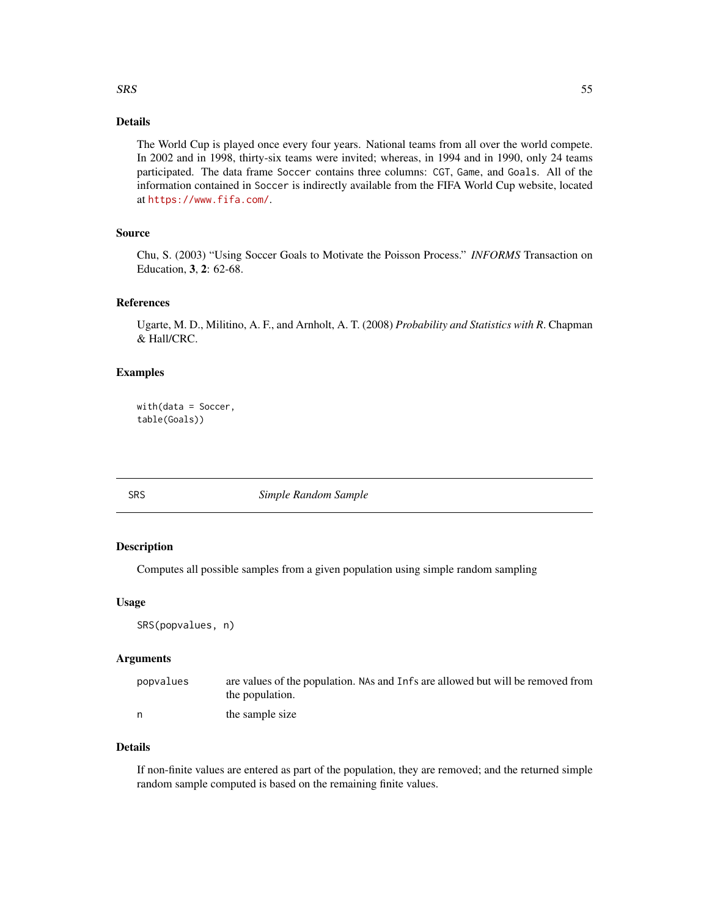## Details

The World Cup is played once every four years. National teams from all over the world compete. In 2002 and in 1998, thirty-six teams were invited; whereas, in 1994 and in 1990, only 24 teams participated. The data frame `Soccer` contains three columns: `CGT`, `Game`, and `Goals`. All of the information contained in `Soccer` is indirectly available from the FIFA World Cup website, located at https://www.fifa.com/.

## Source

Chu, S. (2003) "Using Soccer Goals to Motivate the Poisson Process." *INFORMS* Transaction on Education, **3**, **2**: 62-68.

## References

Ugarte, M. D., Militino, A. F., and Arnholt, A. T. (2008) *Probability and Statistics with R*. Chapman & Hall/CRC.

## Examples

```
with(data = Soccer,
table(Goals))
```

---

# SRS — *Simple Random Sample*

## Description

Computes all possible samples from a given population using simple random sampling

## Usage

```
SRS(popvalues, n)
```

## Arguments

| | |
|---|---|
| `popvalues` | are values of the population. `NA`s and `Inf`s are allowed but will be removed from the population. |
| `n` | the sample size |

## Details

If non-finite values are entered as part of the population, they are removed; and the returned simple random sample computed is based on the remaining finite values.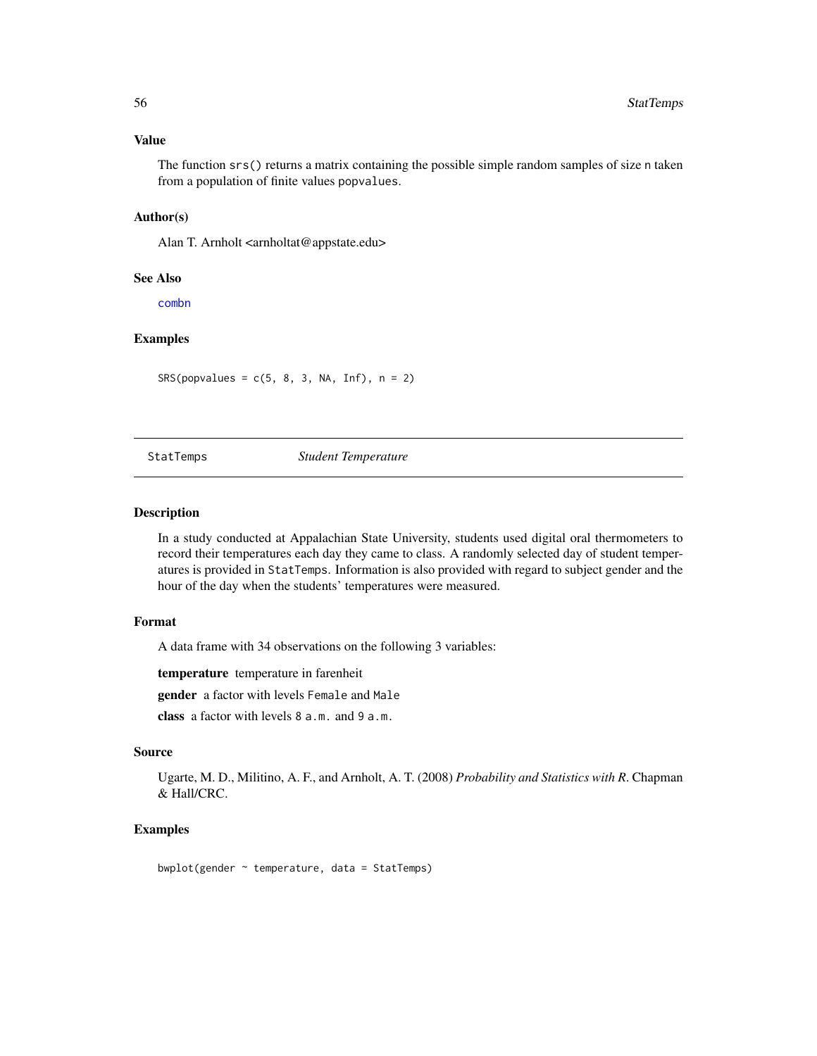### Value

The function `srs()` returns a matrix containing the possible simple random samples of size `n` taken from a population of finite values `popvalues`.

### Author(s)

Alan T. Arnholt <arnholtat@appstate.edu>

### See Also

`combn`

### Examples

```
SRS(popvalues = c(5, 8, 3, NA, Inf), n = 2)
```

---

## StatTemps — *Student Temperature*

---

### Description

In a study conducted at Appalachian State University, students used digital oral thermometers to record their temperatures each day they came to class. A randomly selected day of student temperatures is provided in `StatTemps`. Information is also provided with regard to subject gender and the hour of the day when the students' temperatures were measured.

### Format

A data frame with 34 observations on the following 3 variables:

**temperature** temperature in farenheit

**gender** a factor with levels `Female` and `Male`

**class** a factor with levels `8 a.m.` and `9 a.m.`

### Source

Ugarte, M. D., Militino, A. F., and Arnholt, A. T. (2008) *Probability and Statistics with R*. Chapman & Hall/CRC.

### Examples

```
bwplot(gender ~ temperature, data = StatTemps)
```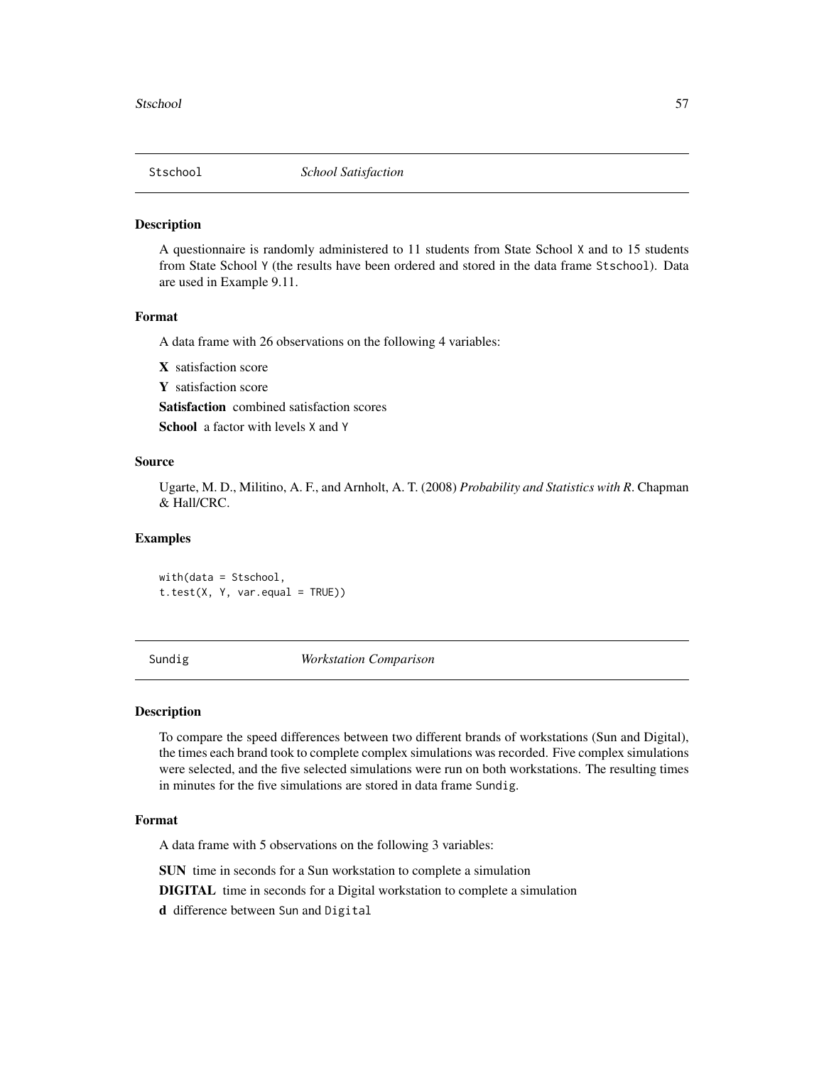## Stschool — *School Satisfaction*

### Description

A questionnaire is randomly administered to 11 students from State School X and to 15 students from State School Y (the results have been ordered and stored in the data frame Stschool). Data are used in Example 9.11.

### Format

A data frame with 26 observations on the following 4 variables:

**X** satisfaction score

**Y** satisfaction score

**Satisfaction** combined satisfaction scores

**School** a factor with levels X and Y

### Source

Ugarte, M. D., Militino, A. F., and Arnholt, A. T. (2008) *Probability and Statistics with R*. Chapman & Hall/CRC.

### Examples

```
with(data = Stschool,
t.test(X, Y, var.equal = TRUE))
```

## Sundig — *Workstation Comparison*

### Description

To compare the speed differences between two different brands of workstations (Sun and Digital), the times each brand took to complete complex simulations was recorded. Five complex simulations were selected, and the five selected simulations were run on both workstations. The resulting times in minutes for the five simulations are stored in data frame Sundig.

### Format

A data frame with 5 observations on the following 3 variables:

**SUN** time in seconds for a Sun workstation to complete a simulation

**DIGITAL** time in seconds for a Digital workstation to complete a simulation

**d** difference between Sun and Digital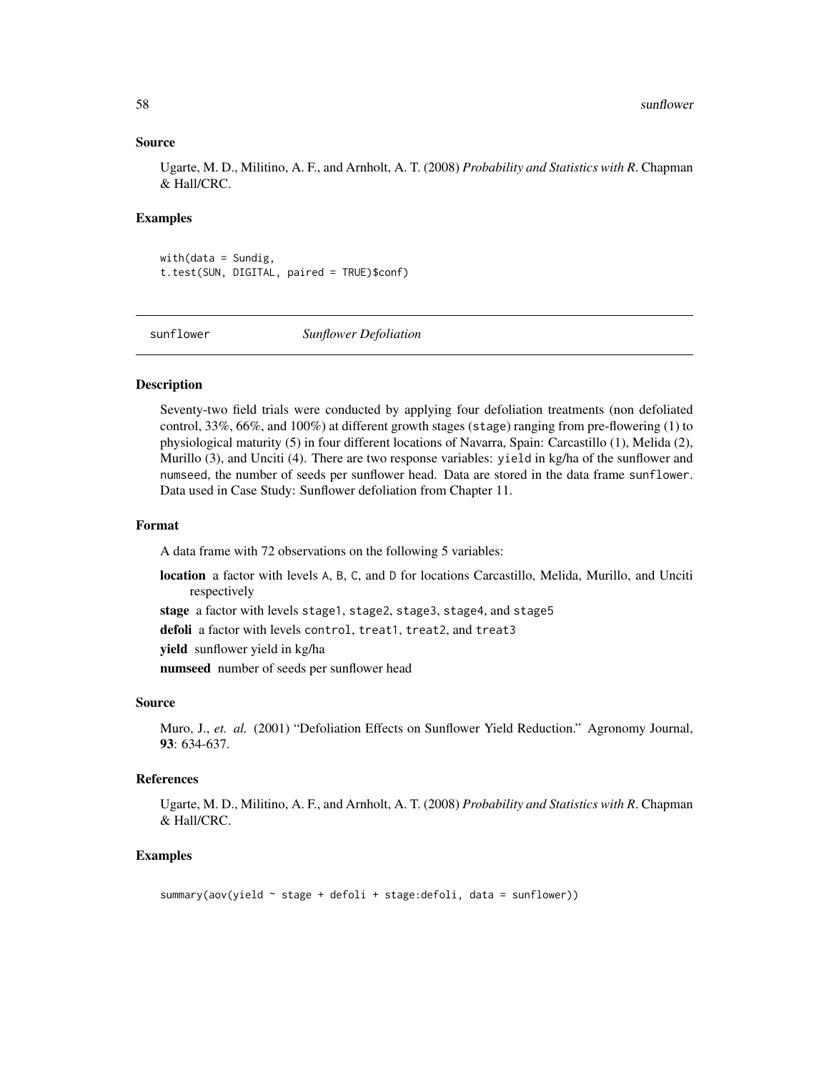### Source

Ugarte, M. D., Militino, A. F., and Arnholt, A. T. (2008) *Probability and Statistics with R*. Chapman & Hall/CRC.

### Examples

```
with(data = Sundig,
t.test(SUN, DIGITAL, paired = TRUE)$conf)
```

---

## sunflower *Sunflower Defoliation*

### Description

Seventy-two field trials were conducted by applying four defoliation treatments (non defoliated control, 33%, 66%, and 100%) at different growth stages (stage) ranging from pre-flowering (1) to physiological maturity (5) in four different locations of Navarra, Spain: Carcastillo (1), Melida (2), Murillo (3), and Unciti (4). There are two response variables: yield in kg/ha of the sunflower and numseed, the number of seeds per sunflower head. Data are stored in the data frame sunflower. Data used in Case Study: Sunflower defoliation from Chapter 11.

### Format

A data frame with 72 observations on the following 5 variables:

**location** a factor with levels A, B, C, and D for locations Carcastillo, Melida, Murillo, and Unciti respectively

**stage** a factor with levels stage1, stage2, stage3, stage4, and stage5

**defoli** a factor with levels control, treat1, treat2, and treat3

**yield** sunflower yield in kg/ha

**numseed** number of seeds per sunflower head

### Source

Muro, J., *et. al.* (2001) "Defoliation Effects on Sunflower Yield Reduction." Agronomy Journal, **93**: 634-637.

### References

Ugarte, M. D., Militino, A. F., and Arnholt, A. T. (2008) *Probability and Statistics with R*. Chapman & Hall/CRC.

### Examples

```
summary(aov(yield ~ stage + defoli + stage:defoli, data = sunflower))
```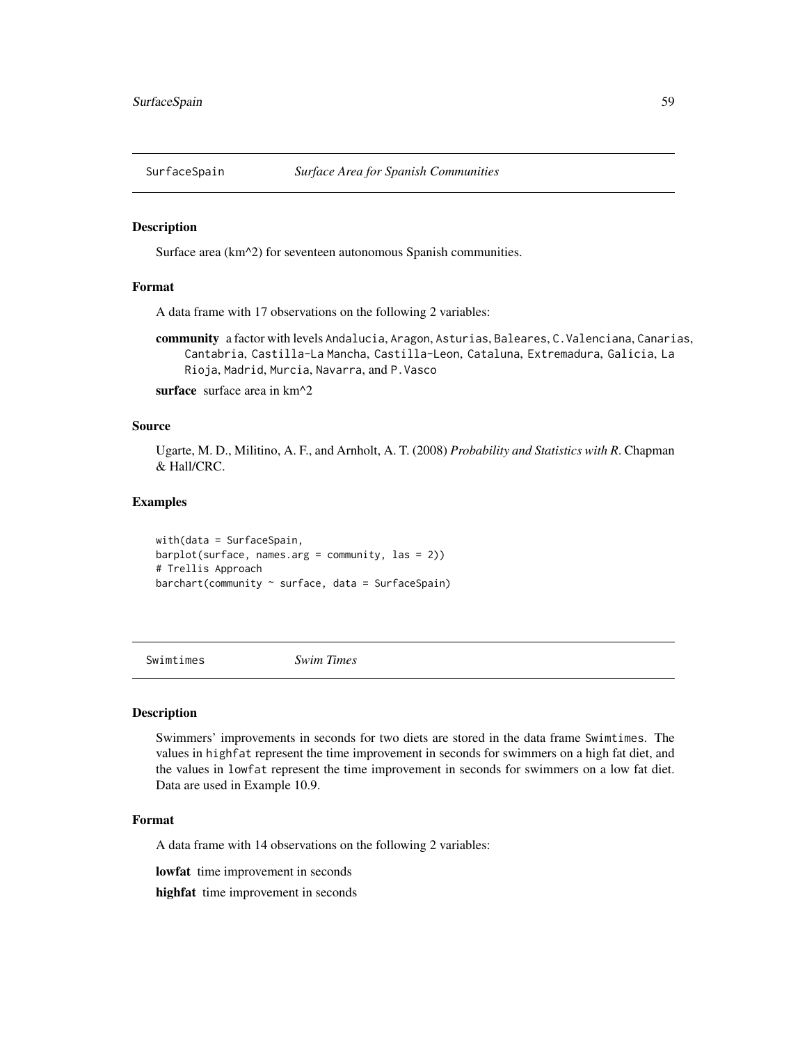## SurfaceSpain *Surface Area for Spanish Communities*

### Description

Surface area (km^2) for seventeen autonomous Spanish communities.

### Format

A data frame with 17 observations on the following 2 variables:

**community** a factor with levels Andalucia, Aragon, Asturias, Baleares, C.Valenciana, Canarias, Cantabria, Castilla-La Mancha, Castilla-Leon, Cataluna, Extremadura, Galicia, La Rioja, Madrid, Murcia, Navarra, and P.Vasco

**surface** surface area in km^2

### Source

Ugarte, M. D., Militino, A. F., and Arnholt, A. T. (2008) *Probability and Statistics with R*. Chapman & Hall/CRC.

### Examples

```
with(data = SurfaceSpain,
barplot(surface, names.arg = community, las = 2))
# Trellis Approach
barchart(community ~ surface, data = SurfaceSpain)
```

## Swimtimes *Swim Times*

### Description

Swimmers' improvements in seconds for two diets are stored in the data frame Swimtimes. The values in highfat represent the time improvement in seconds for swimmers on a high fat diet, and the values in lowfat represent the time improvement in seconds for swimmers on a low fat diet. Data are used in Example 10.9.

### Format

A data frame with 14 observations on the following 2 variables:

**lowfat** time improvement in seconds

**highfat** time improvement in seconds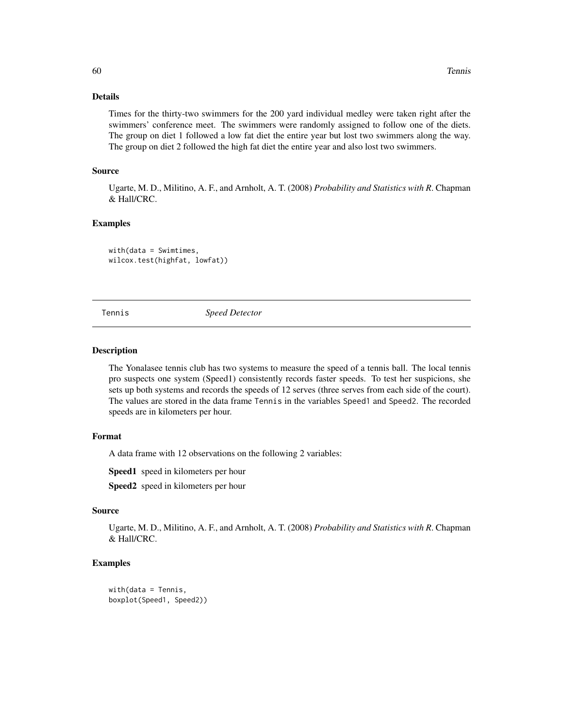### Details

Times for the thirty-two swimmers for the 200 yard individual medley were taken right after the swimmers' conference meet. The swimmers were randomly assigned to follow one of the diets. The group on diet 1 followed a low fat diet the entire year but lost two swimmers along the way. The group on diet 2 followed the high fat diet the entire year and also lost two swimmers.

### Source

Ugarte, M. D., Militino, A. F., and Arnholt, A. T. (2008) *Probability and Statistics with R*. Chapman & Hall/CRC.

### Examples

```
with(data = Swimtimes,
wilcox.test(highfat, lowfat))
```

---

## Tennis *Speed Detector*

---

### Description

The Yonalasee tennis club has two systems to measure the speed of a tennis ball. The local tennis pro suspects one system (Speed1) consistently records faster speeds. To test her suspicions, she sets up both systems and records the speeds of 12 serves (three serves from each side of the court). The values are stored in the data frame `Tennis` in the variables `Speed1` and `Speed2`. The recorded speeds are in kilometers per hour.

### Format

A data frame with 12 observations on the following 2 variables:

**Speed1** speed in kilometers per hour

**Speed2** speed in kilometers per hour

### Source

Ugarte, M. D., Militino, A. F., and Arnholt, A. T. (2008) *Probability and Statistics with R*. Chapman & Hall/CRC.

### Examples

```
with(data = Tennis,
boxplot(Speed1, Speed2))
```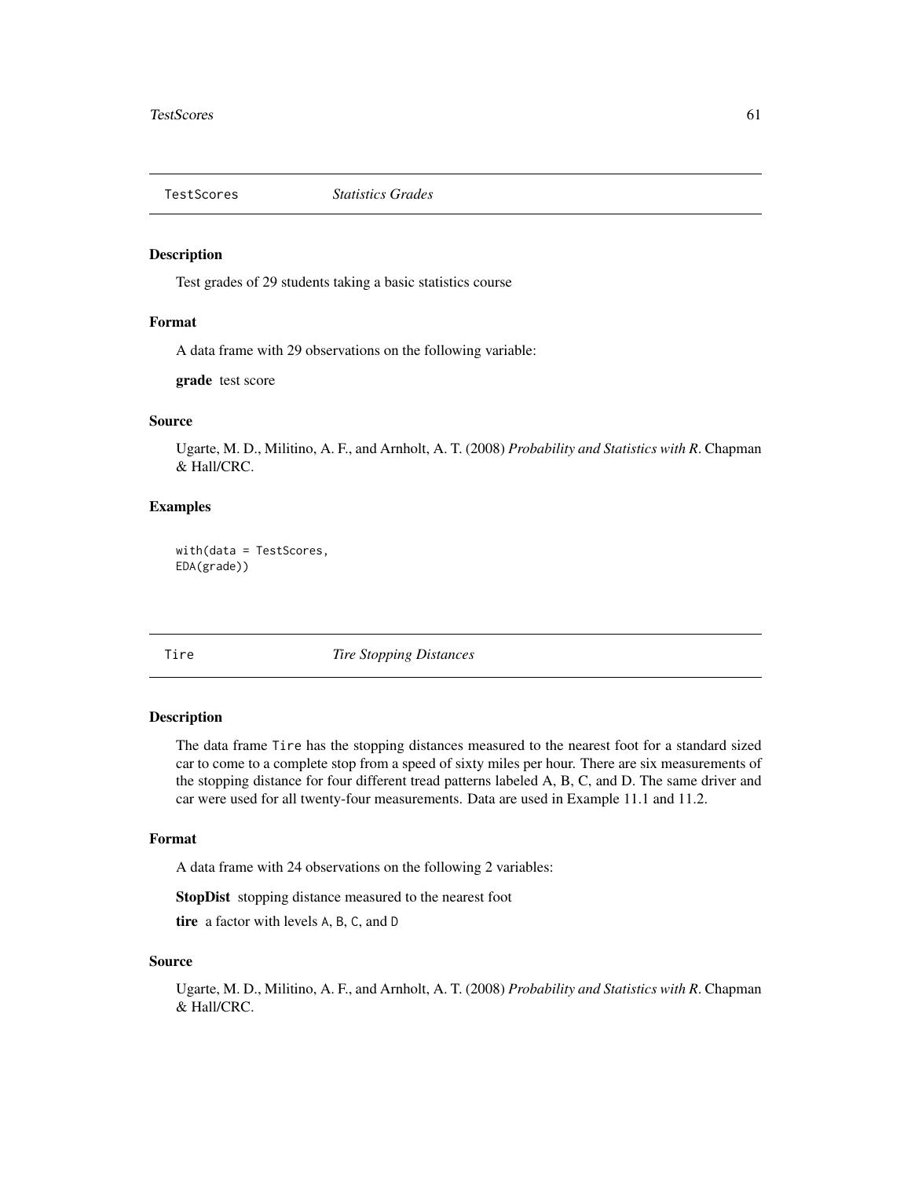## TestScores *Statistics Grades*

### Description

Test grades of 29 students taking a basic statistics course

### Format

A data frame with 29 observations on the following variable:

**grade** test score

### Source

Ugarte, M. D., Militino, A. F., and Arnholt, A. T. (2008) *Probability and Statistics with R*. Chapman & Hall/CRC.

### Examples

```
with(data = TestScores,
EDA(grade))
```

## Tire *Tire Stopping Distances*

### Description

The data frame Tire has the stopping distances measured to the nearest foot for a standard sized car to come to a complete stop from a speed of sixty miles per hour. There are six measurements of the stopping distance for four different tread patterns labeled A, B, C, and D. The same driver and car were used for all twenty-four measurements. Data are used in Example 11.1 and 11.2.

### Format

A data frame with 24 observations on the following 2 variables:

**StopDist** stopping distance measured to the nearest foot

**tire** a factor with levels A, B, C, and D

### Source

Ugarte, M. D., Militino, A. F., and Arnholt, A. T. (2008) *Probability and Statistics with R*. Chapman & Hall/CRC.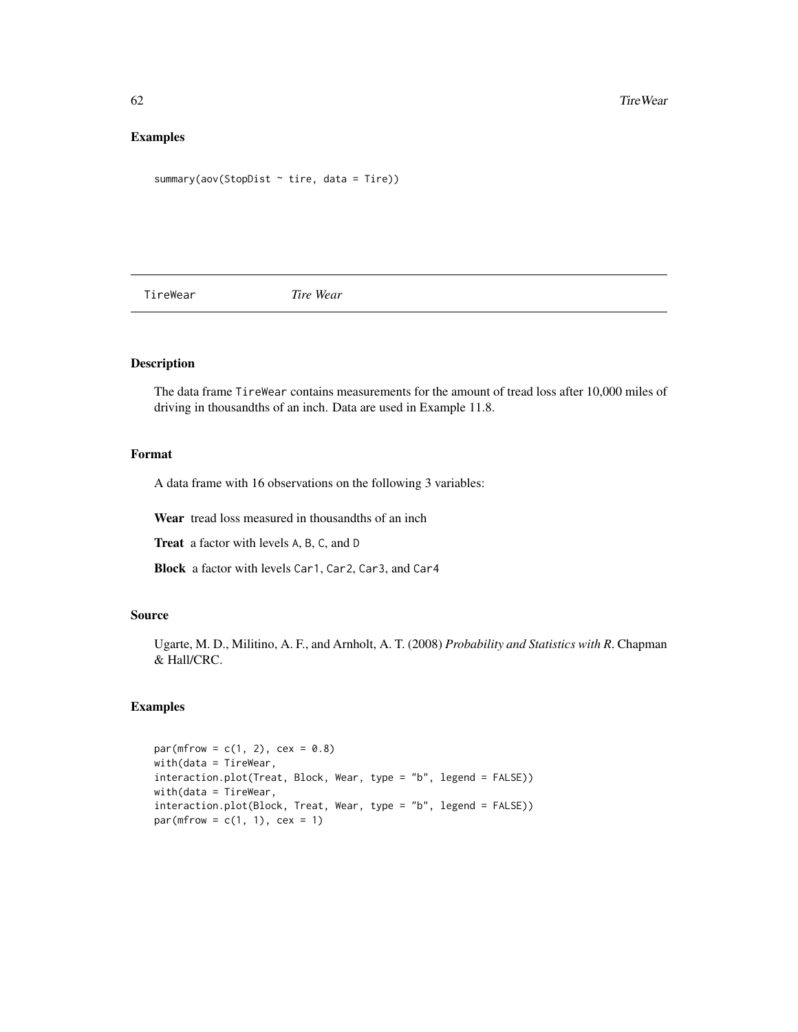## Examples

```
summary(aov(StopDist ~ tire, data = Tire))
```

---

TireWear *Tire Wear*

---

## Description

The data frame `TireWear` contains measurements for the amount of tread loss after 10,000 miles of driving in thousandths of an inch. Data are used in Example 11.8.

## Format

A data frame with 16 observations on the following 3 variables:

**Wear** tread loss measured in thousandths of an inch

**Treat** a factor with levels A, B, C, and D

**Block** a factor with levels Car1, Car2, Car3, and Car4

## Source

Ugarte, M. D., Militino, A. F., and Arnholt, A. T. (2008) *Probability and Statistics with R*. Chapman & Hall/CRC.

## Examples

```
par(mfrow = c(1, 2), cex = 0.8)
with(data = TireWear,
interaction.plot(Treat, Block, Wear, type = "b", legend = FALSE))
with(data = TireWear,
interaction.plot(Block, Treat, Wear, type = "b", legend = FALSE))
par(mfrow = c(1, 1), cex = 1)
```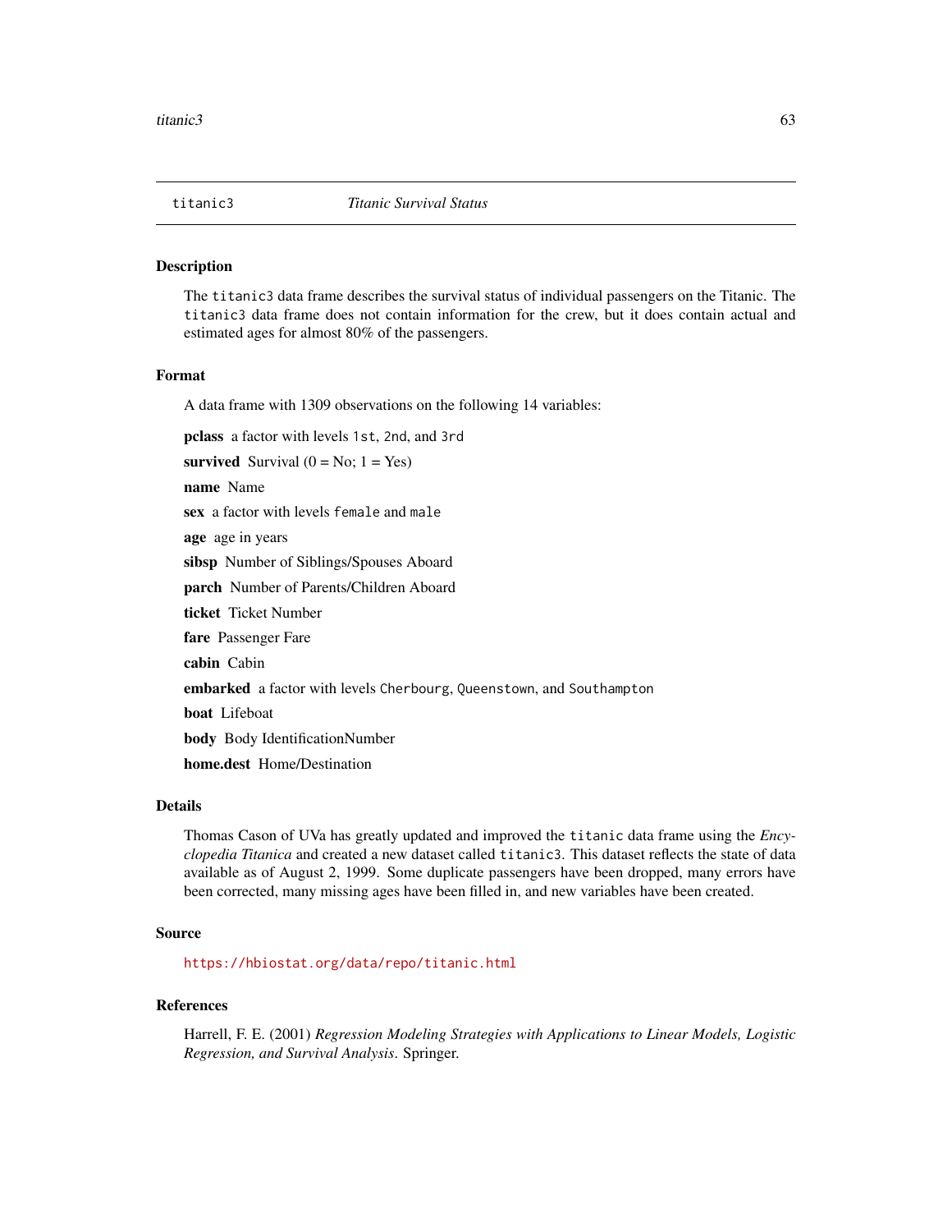## titanic3 — *Titanic Survival Status*

### Description

The `titanic3` data frame describes the survival status of individual passengers on the Titanic. The `titanic3` data frame does not contain information for the crew, but it does contain actual and estimated ages for almost 80% of the passengers.

### Format

A data frame with 1309 observations on the following 14 variables:

**pclass** a factor with levels `1st`, `2nd`, and `3rd`

**survived** Survival (0 = No; 1 = Yes)

**name** Name

**sex** a factor with levels `female` and `male`

**age** age in years

**sibsp** Number of Siblings/Spouses Aboard

**parch** Number of Parents/Children Aboard

**ticket** Ticket Number

**fare** Passenger Fare

**cabin** Cabin

**embarked** a factor with levels `Cherbourg`, `Queenstown`, and `Southampton`

**boat** Lifeboat

**body** Body IdentificationNumber

**home.dest** Home/Destination

### Details

Thomas Cason of UVa has greatly updated and improved the `titanic` data frame using the *Encyclopedia Titanica* and created a new dataset called `titanic3`. This dataset reflects the state of data available as of August 2, 1999. Some duplicate passengers have been dropped, many errors have been corrected, many missing ages have been filled in, and new variables have been created.

### Source

https://hbiostat.org/data/repo/titanic.html

### References

Harrell, F. E. (2001) *Regression Modeling Strategies with Applications to Linear Models, Logistic Regression, and Survival Analysis*. Springer.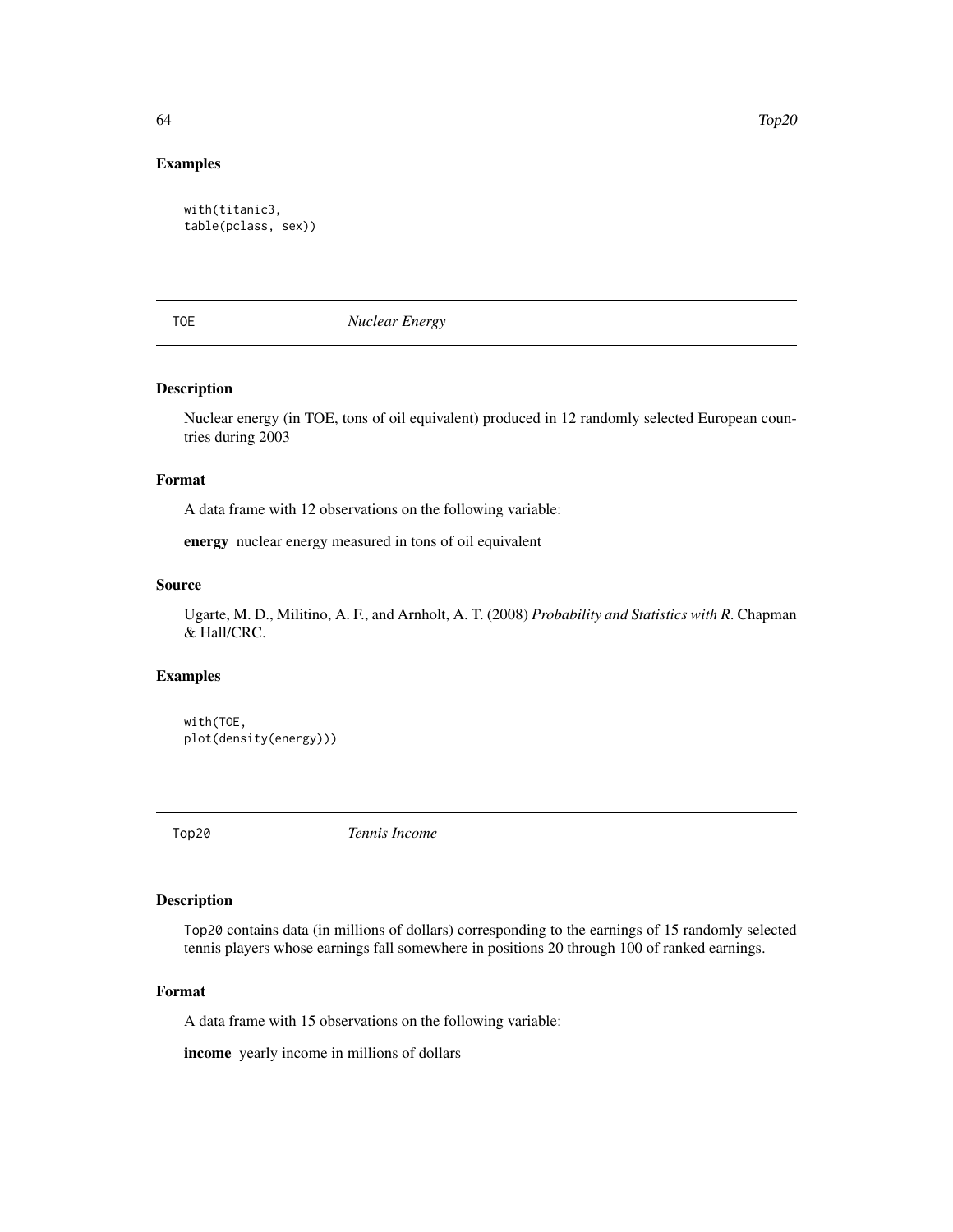### Examples

```
with(titanic3,
table(pclass, sex))
```

## TOE *Nuclear Energy*

### Description

Nuclear energy (in TOE, tons of oil equivalent) produced in 12 randomly selected European countries during 2003

### Format

A data frame with 12 observations on the following variable:

**energy** nuclear energy measured in tons of oil equivalent

### Source

Ugarte, M. D., Militino, A. F., and Arnholt, A. T. (2008) *Probability and Statistics with R*. Chapman & Hall/CRC.

### Examples

```
with(TOE,
plot(density(energy)))
```

## Top20 *Tennis Income*

### Description

Top20 contains data (in millions of dollars) corresponding to the earnings of 15 randomly selected tennis players whose earnings fall somewhere in positions 20 through 100 of ranked earnings.

### Format

A data frame with 15 observations on the following variable:

**income** yearly income in millions of dollars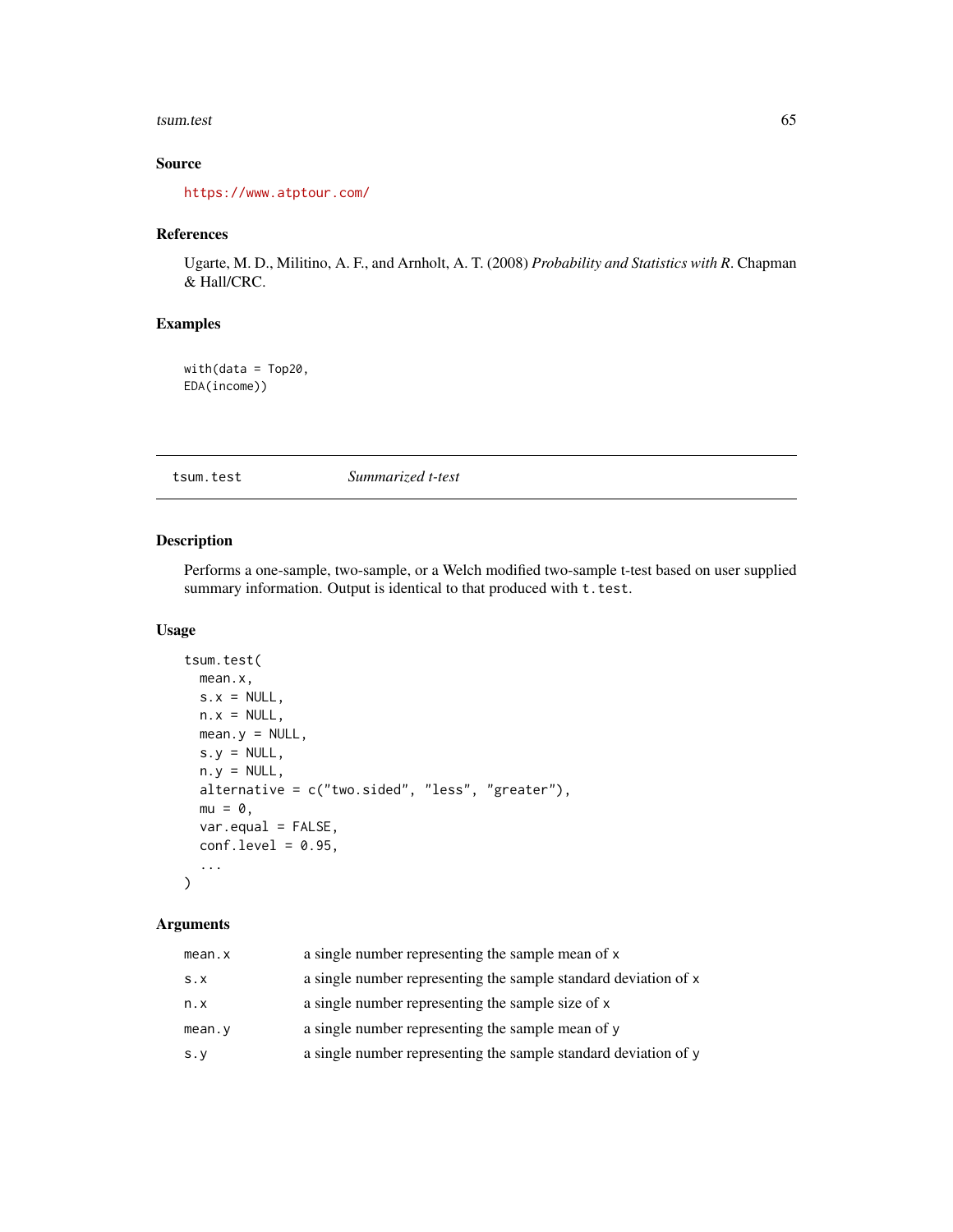## Source

https://www.atptour.com/

## References

Ugarte, M. D., Militino, A. F., and Arnholt, A. T. (2008) *Probability and Statistics with R*. Chapman & Hall/CRC.

## Examples

```
with(data = Top20,
EDA(income))
```

---

# tsum.test    *Summarized t-test*

## Description

Performs a one-sample, two-sample, or a Welch modified two-sample t-test based on user supplied summary information. Output is identical to that produced with `t.test`.

## Usage

```
tsum.test(
  mean.x,
  s.x = NULL,
  n.x = NULL,
  mean.y = NULL,
  s.y = NULL,
  n.y = NULL,
  alternative = c("two.sided", "less", "greater"),
  mu = 0,
  var.equal = FALSE,
  conf.level = 0.95,
  ...
)
```

## Arguments

| | |
|---|---|
| `mean.x` | a single number representing the sample mean of `x` |
| `s.x` | a single number representing the sample standard deviation of `x` |
| `n.x` | a single number representing the sample size of `x` |
| `mean.y` | a single number representing the sample mean of `y` |
| `s.y` | a single number representing the sample standard deviation of `y` |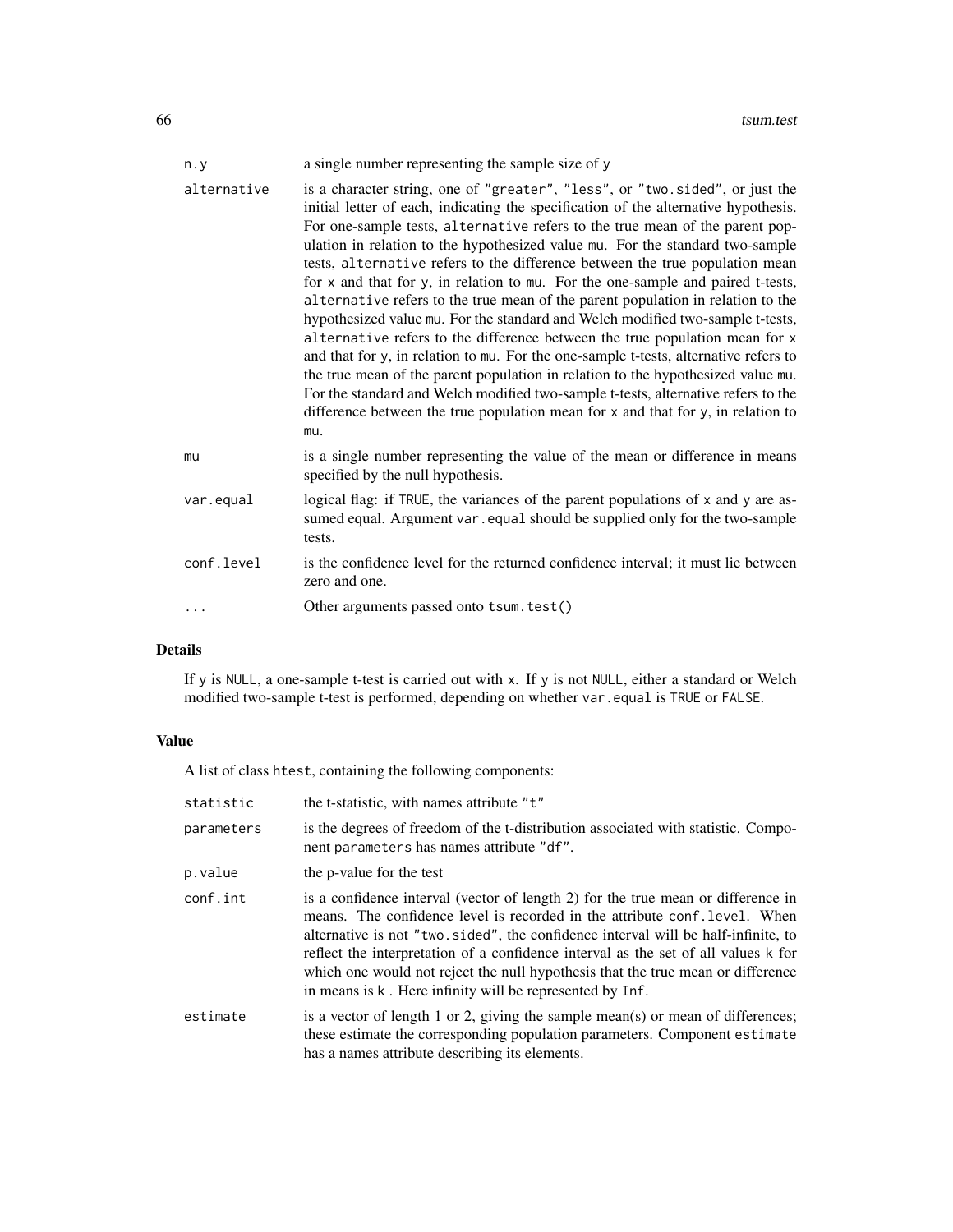| | |
|---|---|
| n.y | a single number representing the sample size of y |
| alternative | is a character string, one of "greater", "less", or "two.sided", or just the initial letter of each, indicating the specification of the alternative hypothesis. For one-sample tests, alternative refers to the true mean of the parent population in relation to the hypothesized value mu. For the standard two-sample tests, alternative refers to the difference between the true population mean for x and that for y, in relation to mu. For the one-sample and paired t-tests, alternative refers to the true mean of the parent population in relation to the hypothesized value mu. For the standard and Welch modified two-sample t-tests, alternative refers to the difference between the true population mean for x and that for y, in relation to mu. For the one-sample t-tests, alternative refers to the true mean of the parent population in relation to the hypothesized value mu. For the standard and Welch modified two-sample t-tests, alternative refers to the difference between the true population mean for x and that for y, in relation to mu. |
| mu | is a single number representing the value of the mean or difference in means specified by the null hypothesis. |
| var.equal | logical flag: if TRUE, the variances of the parent populations of x and y are assumed equal. Argument var.equal should be supplied only for the two-sample tests. |
| conf.level | is the confidence level for the returned confidence interval; it must lie between zero and one. |
| ... | Other arguments passed onto tsum.test() |

### Details

If y is NULL, a one-sample t-test is carried out with x. If y is not NULL, either a standard or Welch modified two-sample t-test is performed, depending on whether var.equal is TRUE or FALSE.

### Value

A list of class htest, containing the following components:

| | |
|---|---|
| statistic | the t-statistic, with names attribute "t" |
| parameters | is the degrees of freedom of the t-distribution associated with statistic. Component parameters has names attribute "df". |
| p.value | the p-value for the test |
| conf.int | is a confidence interval (vector of length 2) for the true mean or difference in means. The confidence level is recorded in the attribute conf.level. When alternative is not "two.sided", the confidence interval will be half-infinite, to reflect the interpretation of a confidence interval as the set of all values k for which one would not reject the null hypothesis that the true mean or difference in means is k . Here infinity will be represented by Inf. |
| estimate | is a vector of length 1 or 2, giving the sample mean(s) or mean of differences; these estimate the corresponding population parameters. Component estimate has a names attribute describing its elements. |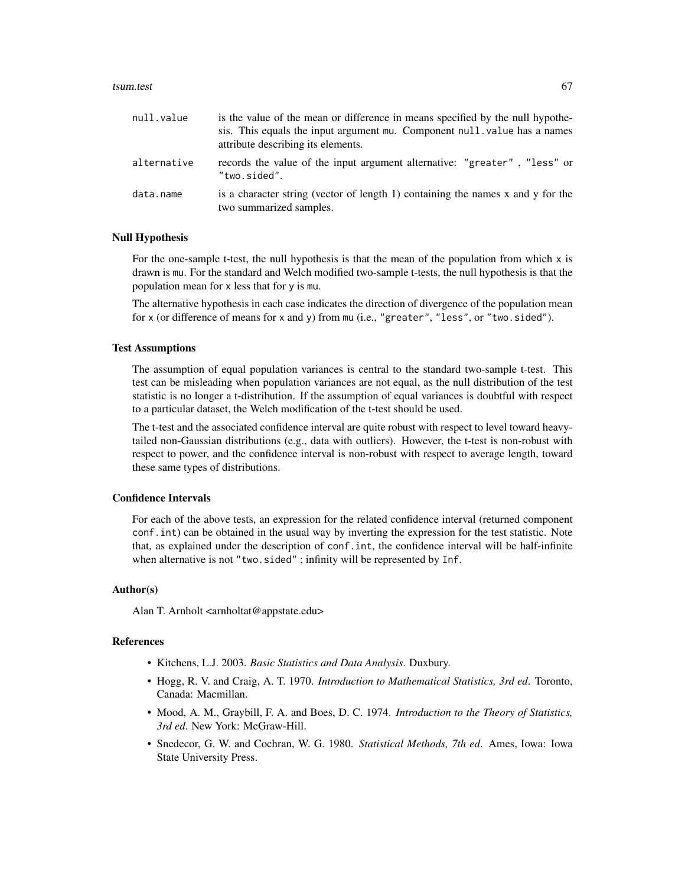| | |
|---|---|
| `null.value` | is the value of the mean or difference in means specified by the null hypothesis. This equals the input argument `mu`. Component `null.value` has a names attribute describing its elements. |
| `alternative` | records the value of the input argument alternative: `"greater"` , `"less"` or `"two.sided"`. |
| `data.name` | is a character string (vector of length 1) containing the names x and y for the two summarized samples. |

### Null Hypothesis

For the one-sample t-test, the null hypothesis is that the mean of the population from which `x` is drawn is `mu`. For the standard and Welch modified two-sample t-tests, the null hypothesis is that the population mean for `x` less that for `y` is `mu`.

The alternative hypothesis in each case indicates the direction of divergence of the population mean for `x` (or difference of means for `x` and `y`) from `mu` (i.e., `"greater"`, `"less"`, or `"two.sided"`).

### Test Assumptions

The assumption of equal population variances is central to the standard two-sample t-test. This test can be misleading when population variances are not equal, as the null distribution of the test statistic is no longer a t-distribution. If the assumption of equal variances is doubtful with respect to a particular dataset, the Welch modification of the t-test should be used.

The t-test and the associated confidence interval are quite robust with respect to level toward heavy-tailed non-Gaussian distributions (e.g., data with outliers). However, the t-test is non-robust with respect to power, and the confidence interval is non-robust with respect to average length, toward these same types of distributions.

### Confidence Intervals

For each of the above tests, an expression for the related confidence interval (returned component `conf.int`) can be obtained in the usual way by inverting the expression for the test statistic. Note that, as explained under the description of `conf.int`, the confidence interval will be half-infinite when alternative is not `"two.sided"` ; infinity will be represented by `Inf`.

### Author(s)

Alan T. Arnholt <arnholtat@appstate.edu>

### References

- Kitchens, L.J. 2003. *Basic Statistics and Data Analysis*. Duxbury.
- Hogg, R. V. and Craig, A. T. 1970. *Introduction to Mathematical Statistics, 3rd ed*. Toronto, Canada: Macmillan.
- Mood, A. M., Graybill, F. A. and Boes, D. C. 1974. *Introduction to the Theory of Statistics, 3rd ed*. New York: McGraw-Hill.
- Snedecor, G. W. and Cochran, W. G. 1980. *Statistical Methods, 7th ed*. Ames, Iowa: Iowa State University Press.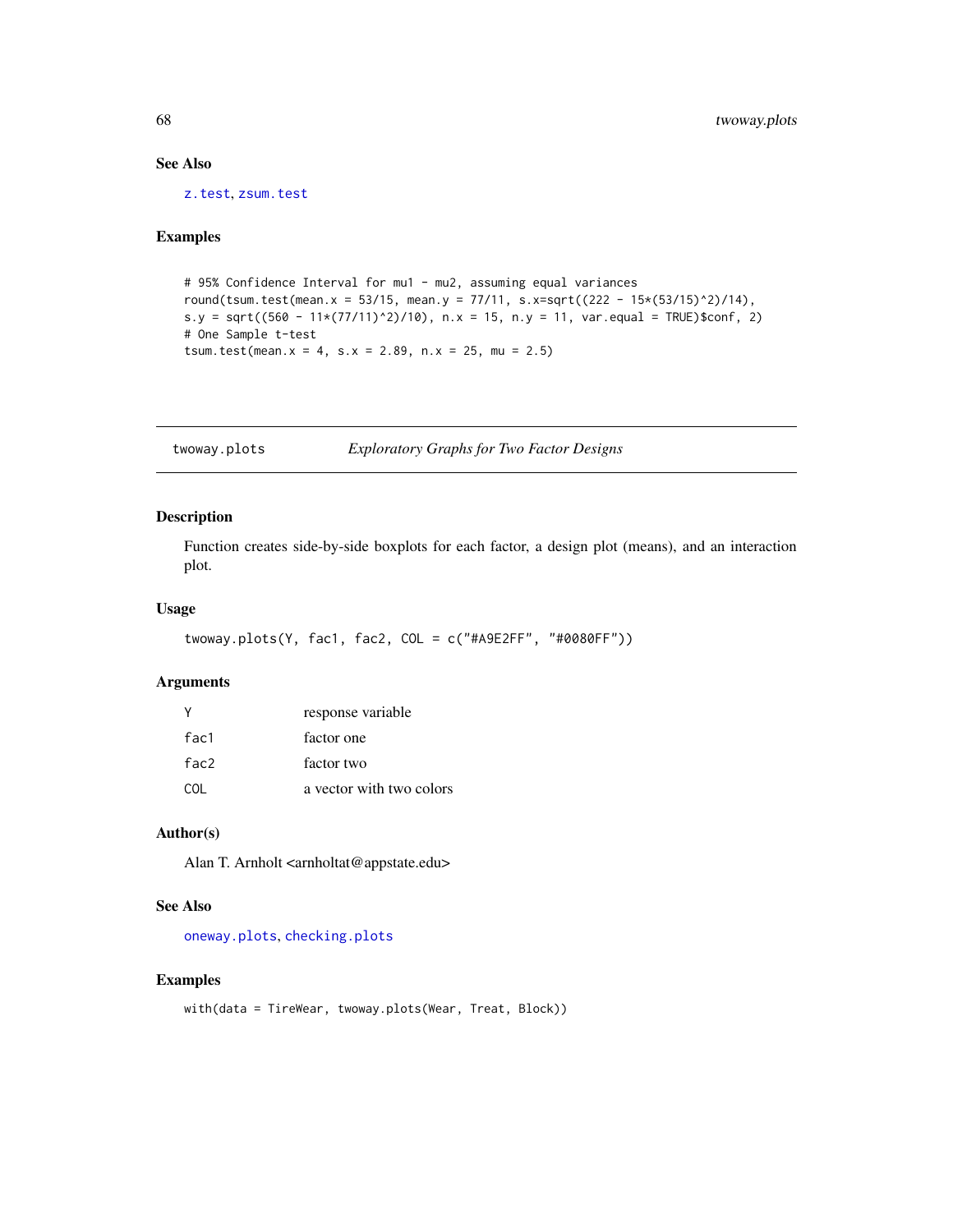### See Also

z.test, zsum.test

### Examples

```
# 95% Confidence Interval for mu1 - mu2, assuming equal variances
round(tsum.test(mean.x = 53/15, mean.y = 77/11, s.x=sqrt((222 - 15*(53/15)^2)/14),
s.y = sqrt((560 - 11*(77/11)^2)/10), n.x = 15, n.y = 11, var.equal = TRUE)$conf, 2)
# One Sample t-test
tsum.test(mean.x = 4, s.x = 2.89, n.x = 25, mu = 2.5)
```

---

## twoway.plots — *Exploratory Graphs for Two Factor Designs*

### Description

Function creates side-by-side boxplots for each factor, a design plot (means), and an interaction plot.

### Usage

```
twoway.plots(Y, fac1, fac2, COL = c("#A9E2FF", "#0080FF"))
```

### Arguments

| | |
|---|---|
| Y | response variable |
| fac1 | factor one |
| fac2 | factor two |
| COL | a vector with two colors |

### Author(s)

Alan T. Arnholt <arnholtat@appstate.edu>

### See Also

oneway.plots, checking.plots

### Examples

```
with(data = TireWear, twoway.plots(Wear, Treat, Block))
```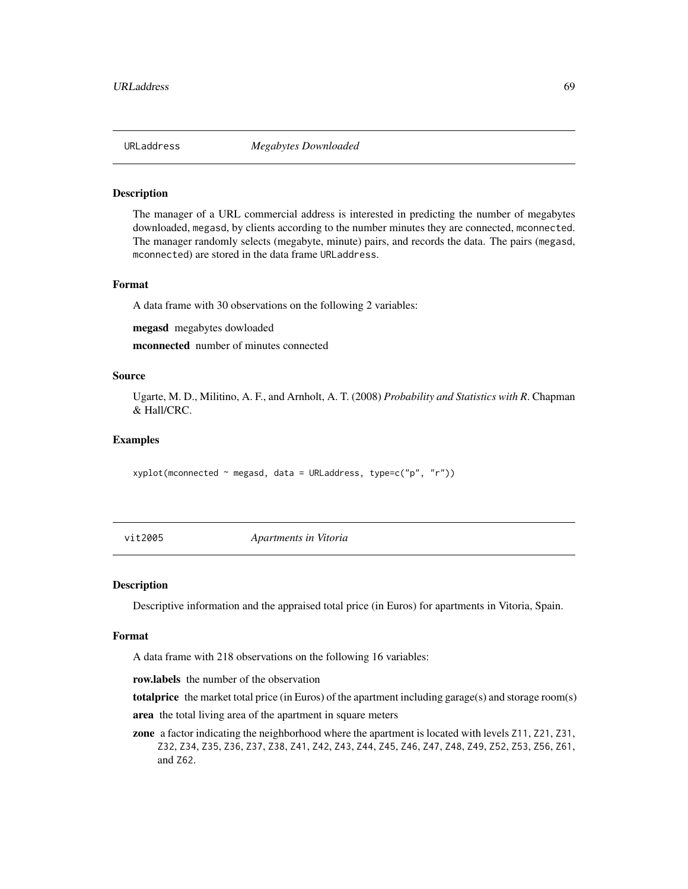## URLaddress — *Megabytes Downloaded*

### Description

The manager of a URL commercial address is interested in predicting the number of megabytes downloaded, `megasd`, by clients according to the number minutes they are connected, `mconnected`. The manager randomly selects (megabyte, minute) pairs, and records the data. The pairs (`megasd`, `mconnected`) are stored in the data frame `URLaddress`.

### Format

A data frame with 30 observations on the following 2 variables:

**megasd** megabytes dowloaded

**mconnected** number of minutes connected

### Source

Ugarte, M. D., Militino, A. F., and Arnholt, A. T. (2008) *Probability and Statistics with R*. Chapman & Hall/CRC.

### Examples

```
xyplot(mconnected ~ megasd, data = URLaddress, type=c("p", "r"))
```

## vit2005 — *Apartments in Vitoria*

### Description

Descriptive information and the appraised total price (in Euros) for apartments in Vitoria, Spain.

### Format

A data frame with 218 observations on the following 16 variables:

**row.labels** the number of the observation

**totalprice** the market total price (in Euros) of the apartment including garage(s) and storage room(s)

**area** the total living area of the apartment in square meters

**zone** a factor indicating the neighborhood where the apartment is located with levels `Z11`, `Z21`, `Z31`, `Z32`, `Z34`, `Z35`, `Z36`, `Z37`, `Z38`, `Z41`, `Z42`, `Z43`, `Z44`, `Z45`, `Z46`, `Z47`, `Z48`, `Z49`, `Z52`, `Z53`, `Z56`, `Z61`, and `Z62`.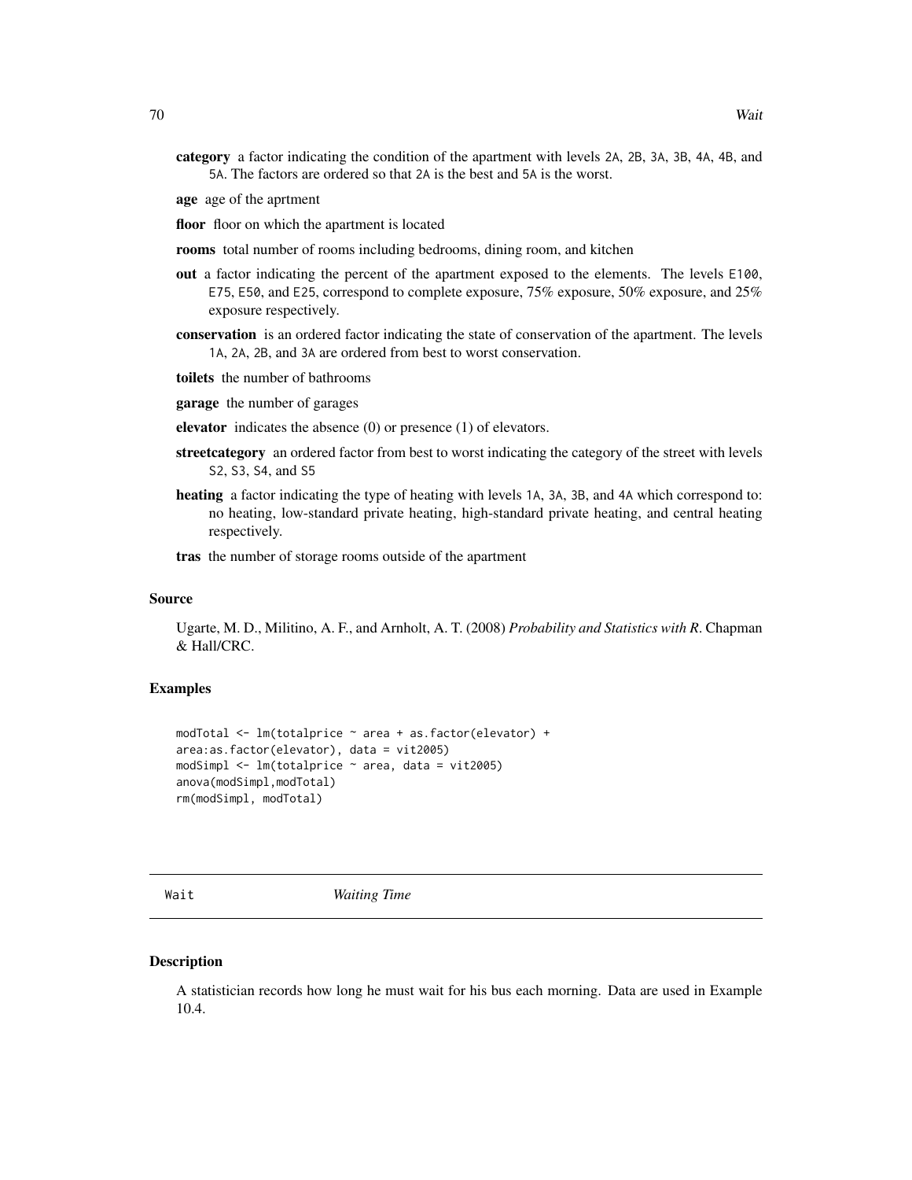**category** a factor indicating the condition of the apartment with levels 2A, 2B, 3A, 3B, 4A, 4B, and 5A. The factors are ordered so that 2A is the best and 5A is the worst.

**age** age of the aprtment

**floor** floor on which the apartment is located

**rooms** total number of rooms including bedrooms, dining room, and kitchen

**out** a factor indicating the percent of the apartment exposed to the elements. The levels E100, E75, E50, and E25, correspond to complete exposure, 75% exposure, 50% exposure, and 25% exposure respectively.

**conservation** is an ordered factor indicating the state of conservation of the apartment. The levels 1A, 2A, 2B, and 3A are ordered from best to worst conservation.

**toilets** the number of bathrooms

**garage** the number of garages

**elevator** indicates the absence (0) or presence (1) of elevators.

**streetcategory** an ordered factor from best to worst indicating the category of the street with levels S2, S3, S4, and S5

**heating** a factor indicating the type of heating with levels 1A, 3A, 3B, and 4A which correspond to: no heating, low-standard private heating, high-standard private heating, and central heating respectively.

**tras** the number of storage rooms outside of the apartment

### Source

Ugarte, M. D., Militino, A. F., and Arnholt, A. T. (2008) *Probability and Statistics with R*. Chapman & Hall/CRC.

### Examples

```
modTotal <- lm(totalprice ~ area + as.factor(elevator) +
area:as.factor(elevator), data = vit2005)
modSimpl <- lm(totalprice ~ area, data = vit2005)
anova(modSimpl,modTotal)
rm(modSimpl, modTotal)
```

---

## Wait *Waiting Time*

### Description

A statistician records how long he must wait for his bus each morning. Data are used in Example 10.4.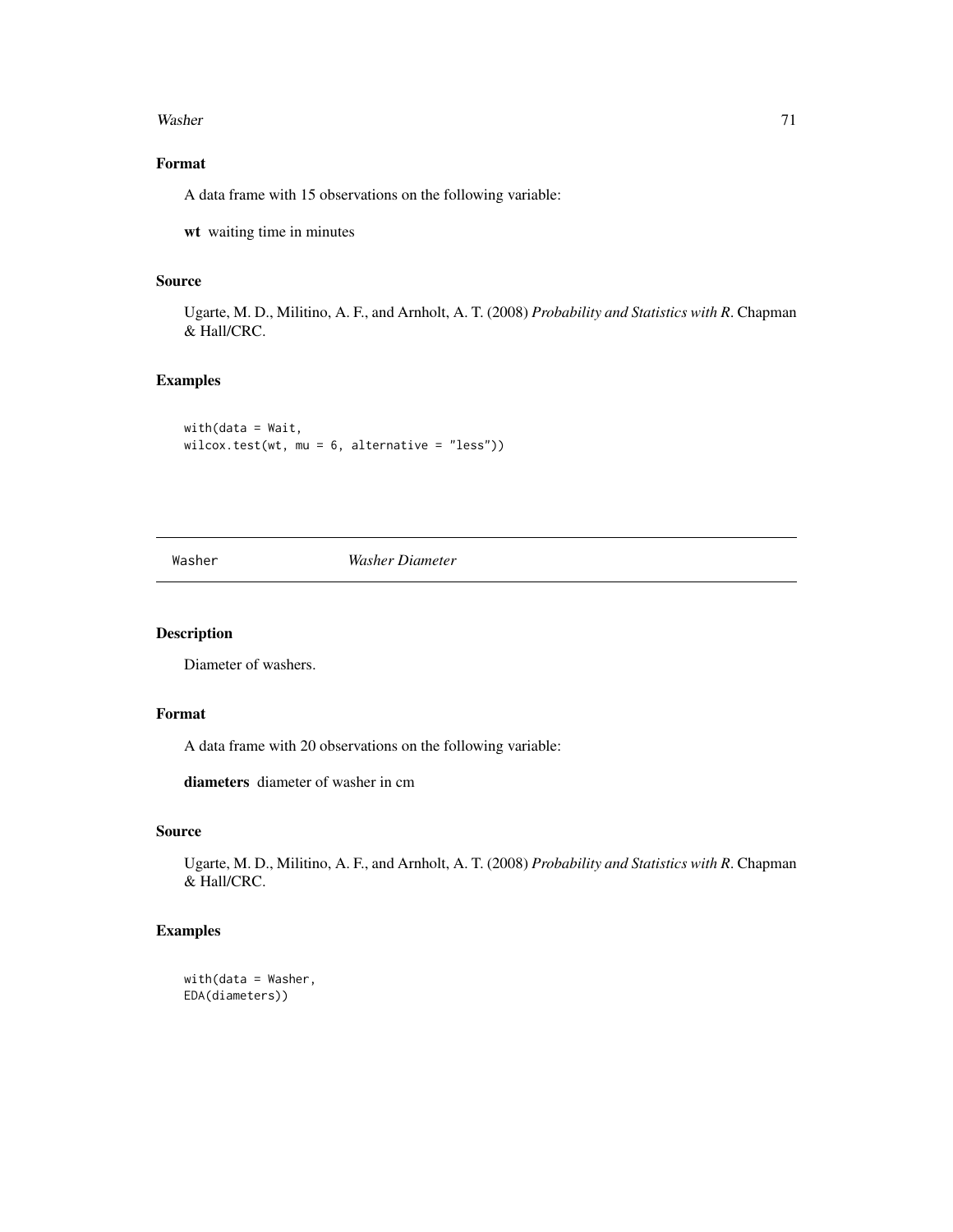### Format

A data frame with 15 observations on the following variable:

**wt** waiting time in minutes

### Source

Ugarte, M. D., Militino, A. F., and Arnholt, A. T. (2008) *Probability and Statistics with R*. Chapman & Hall/CRC.

### Examples

```
with(data = Wait,
wilcox.test(wt, mu = 6, alternative = "less"))
```

---

## Washer *Washer Diameter*

---

### Description

Diameter of washers.

### Format

A data frame with 20 observations on the following variable:

**diameters** diameter of washer in cm

### Source

Ugarte, M. D., Militino, A. F., and Arnholt, A. T. (2008) *Probability and Statistics with R*. Chapman & Hall/CRC.

### Examples

```
with(data = Washer,
EDA(diameters))
```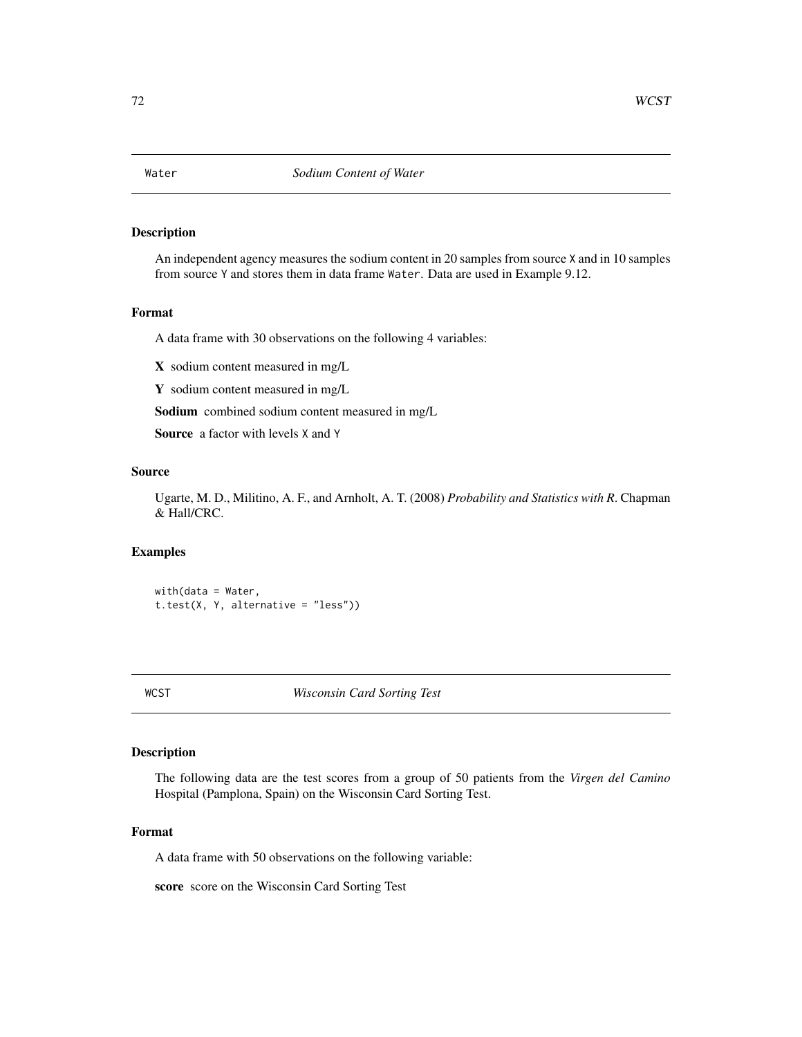## Water — *Sodium Content of Water*

### Description

An independent agency measures the sodium content in 20 samples from source X and in 10 samples from source Y and stores them in data frame Water. Data are used in Example 9.12.

### Format

A data frame with 30 observations on the following 4 variables:

**X** sodium content measured in mg/L

**Y** sodium content measured in mg/L

**Sodium** combined sodium content measured in mg/L

**Source** a factor with levels X and Y

### Source

Ugarte, M. D., Militino, A. F., and Arnholt, A. T. (2008) *Probability and Statistics with R*. Chapman & Hall/CRC.

### Examples

```
with(data = Water,
t.test(X, Y, alternative = "less"))
```

## WCST — *Wisconsin Card Sorting Test*

### Description

The following data are the test scores from a group of 50 patients from the *Virgen del Camino* Hospital (Pamplona, Spain) on the Wisconsin Card Sorting Test.

### Format

A data frame with 50 observations on the following variable:

**score** score on the Wisconsin Card Sorting Test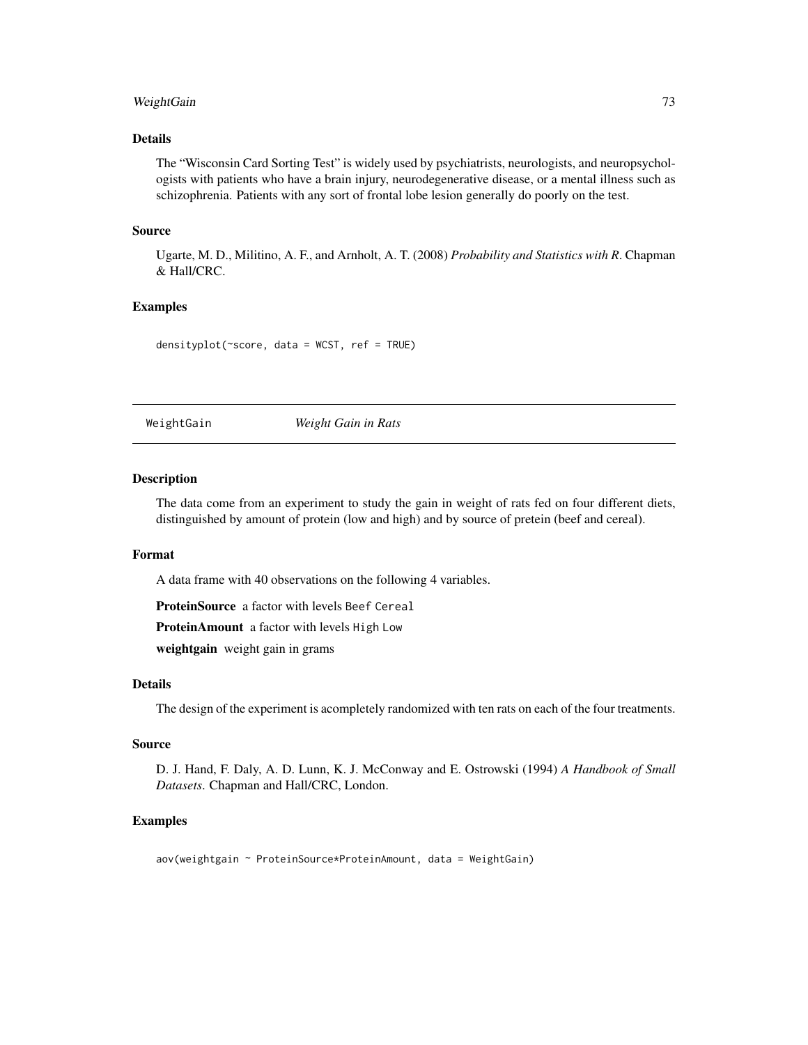### Details

The "Wisconsin Card Sorting Test" is widely used by psychiatrists, neurologists, and neuropsychologists with patients who have a brain injury, neurodegenerative disease, or a mental illness such as schizophrenia. Patients with any sort of frontal lobe lesion generally do poorly on the test.

### Source

Ugarte, M. D., Militino, A. F., and Arnholt, A. T. (2008) *Probability and Statistics with R*. Chapman & Hall/CRC.

### Examples

```
densityplot(~score, data = WCST, ref = TRUE)
```

---

## WeightGain — *Weight Gain in Rats*

---

### Description

The data come from an experiment to study the gain in weight of rats fed on four different diets, distinguished by amount of protein (low and high) and by source of pretein (beef and cereal).

### Format

A data frame with 40 observations on the following 4 variables.

**ProteinSource** a factor with levels `Beef` `Cereal`

**ProteinAmount** a factor with levels `High` `Low`

**weightgain** weight gain in grams

### Details

The design of the experiment is acompletely randomized with ten rats on each of the four treatments.

### Source

D. J. Hand, F. Daly, A. D. Lunn, K. J. McConway and E. Ostrowski (1994) *A Handbook of Small Datasets*. Chapman and Hall/CRC, London.

### Examples

```
aov(weightgain ~ ProteinSource*ProteinAmount, data = WeightGain)
```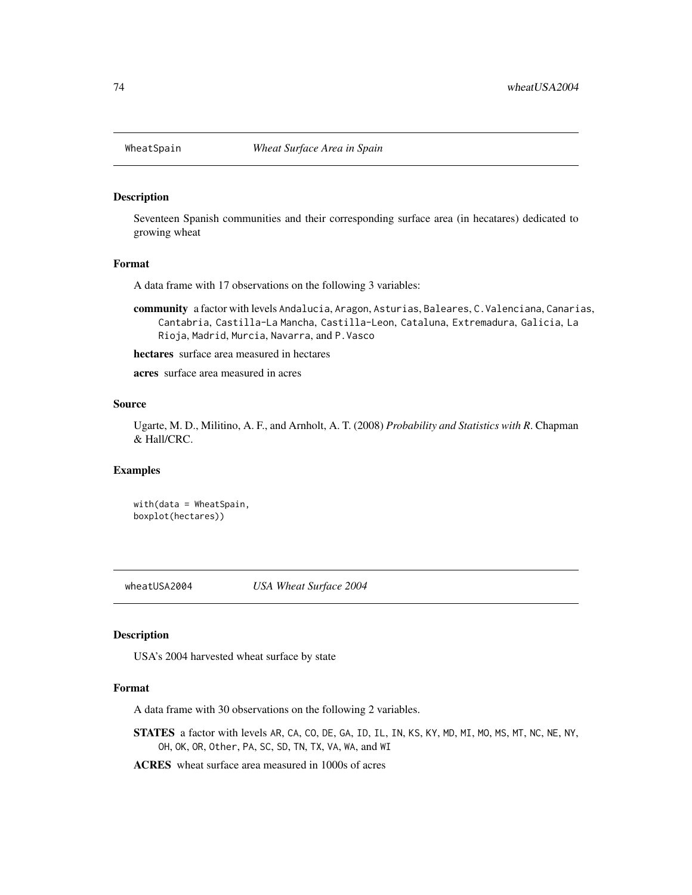## WheatSpain *Wheat Surface Area in Spain*

### Description

Seventeen Spanish communities and their corresponding surface area (in hecatares) dedicated to growing wheat

### Format

A data frame with 17 observations on the following 3 variables:

**community** a factor with levels Andalucia, Aragon, Asturias, Baleares, C.Valenciana, Canarias, Cantabria, Castilla-La Mancha, Castilla-Leon, Cataluna, Extremadura, Galicia, La Rioja, Madrid, Murcia, Navarra, and P.Vasco

**hectares** surface area measured in hectares

**acres** surface area measured in acres

### Source

Ugarte, M. D., Militino, A. F., and Arnholt, A. T. (2008) *Probability and Statistics with R*. Chapman & Hall/CRC.

### Examples

```
with(data = WheatSpain,
boxplot(hectares))
```

## wheatUSA2004 *USA Wheat Surface 2004*

### Description

USA's 2004 harvested wheat surface by state

### Format

A data frame with 30 observations on the following 2 variables.

**STATES** a factor with levels AR, CA, CO, DE, GA, ID, IL, IN, KS, KY, MD, MI, MO, MS, MT, NC, NE, NY, OH, OK, OR, Other, PA, SC, SD, TN, TX, VA, WA, and WI

**ACRES** wheat surface area measured in 1000s of acres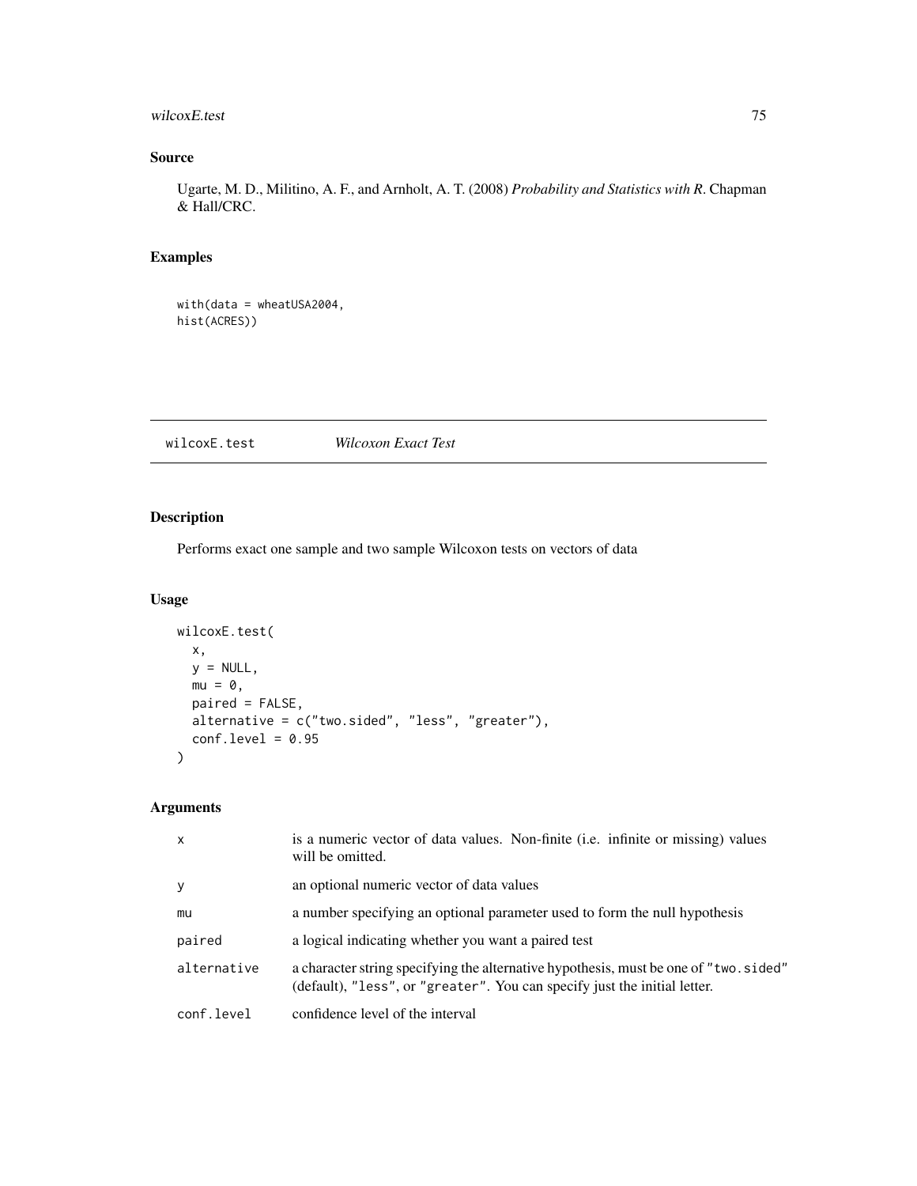## Source

Ugarte, M. D., Militino, A. F., and Arnholt, A. T. (2008) *Probability and Statistics with R*. Chapman & Hall/CRC.

## Examples

```
with(data = wheatUSA2004,
hist(ACRES))
```

---

# wilcoxE.test — *Wilcoxon Exact Test*

---

## Description

Performs exact one sample and two sample Wilcoxon tests on vectors of data

## Usage

```
wilcoxE.test(
  x,
  y = NULL,
  mu = 0,
  paired = FALSE,
  alternative = c("two.sided", "less", "greater"),
  conf.level = 0.95
)
```

## Arguments

| | |
|---|---|
| `x` | is a numeric vector of data values. Non-finite (i.e. infinite or missing) values will be omitted. |
| `y` | an optional numeric vector of data values |
| `mu` | a number specifying an optional parameter used to form the null hypothesis |
| `paired` | a logical indicating whether you want a paired test |
| `alternative` | a character string specifying the alternative hypothesis, must be one of `"two.sided"` (default), `"less"`, or `"greater"`. You can specify just the initial letter. |
| `conf.level` | confidence level of the interval |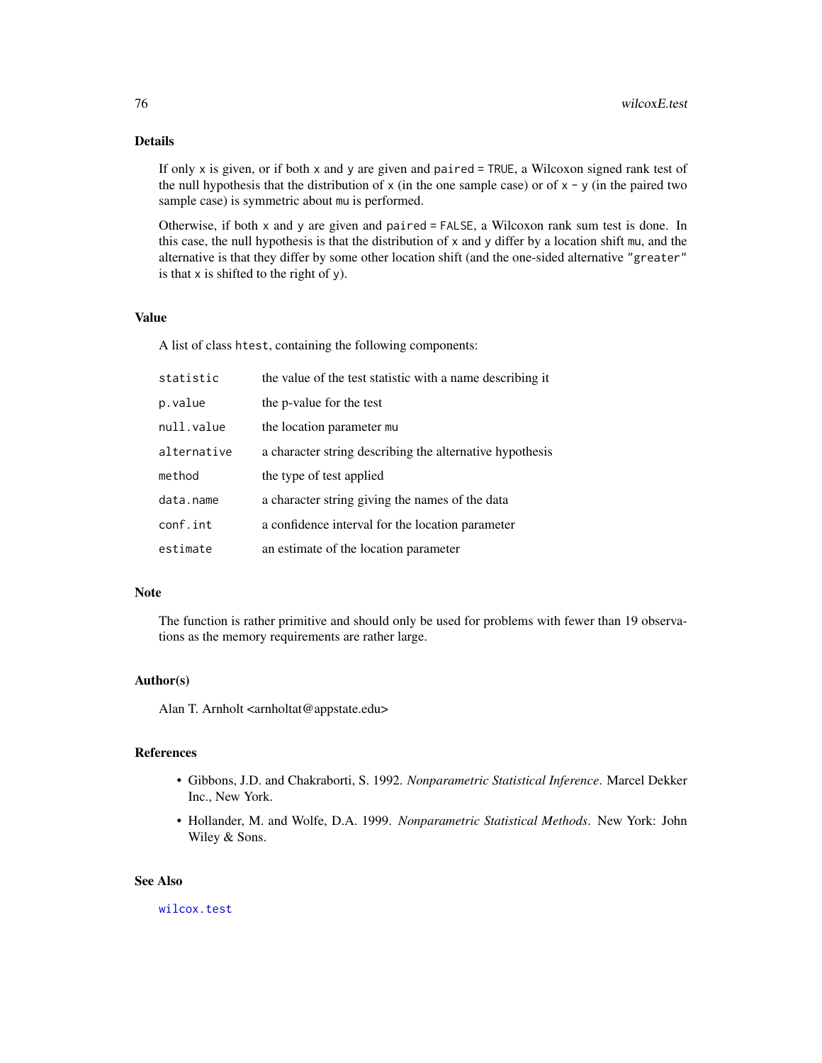### Details

If only `x` is given, or if both `x` and `y` are given and `paired = TRUE`, a Wilcoxon signed rank test of the null hypothesis that the distribution of `x` (in the one sample case) or of `x - y` (in the paired two sample case) is symmetric about `mu` is performed.

Otherwise, if both `x` and `y` are given and `paired = FALSE`, a Wilcoxon rank sum test is done. In this case, the null hypothesis is that the distribution of `x` and `y` differ by a location shift `mu`, and the alternative is that they differ by some other location shift (and the one-sided alternative `"greater"` is that `x` is shifted to the right of `y`).

### Value

A list of class `htest`, containing the following components:

| | |
|---|---|
| `statistic` | the value of the test statistic with a name describing it |
| `p.value` | the p-value for the test |
| `null.value` | the location parameter `mu` |
| `alternative` | a character string describing the alternative hypothesis |
| `method` | the type of test applied |
| `data.name` | a character string giving the names of the data |
| `conf.int` | a confidence interval for the location parameter |
| `estimate` | an estimate of the location parameter |

### Note

The function is rather primitive and should only be used for problems with fewer than 19 observations as the memory requirements are rather large.

### Author(s)

Alan T. Arnholt <arnholtat@appstate.edu>

### References

- Gibbons, J.D. and Chakraborti, S. 1992. *Nonparametric Statistical Inference*. Marcel Dekker Inc., New York.
- Hollander, M. and Wolfe, D.A. 1999. *Nonparametric Statistical Methods*. New York: John Wiley & Sons.

### See Also

`wilcox.test`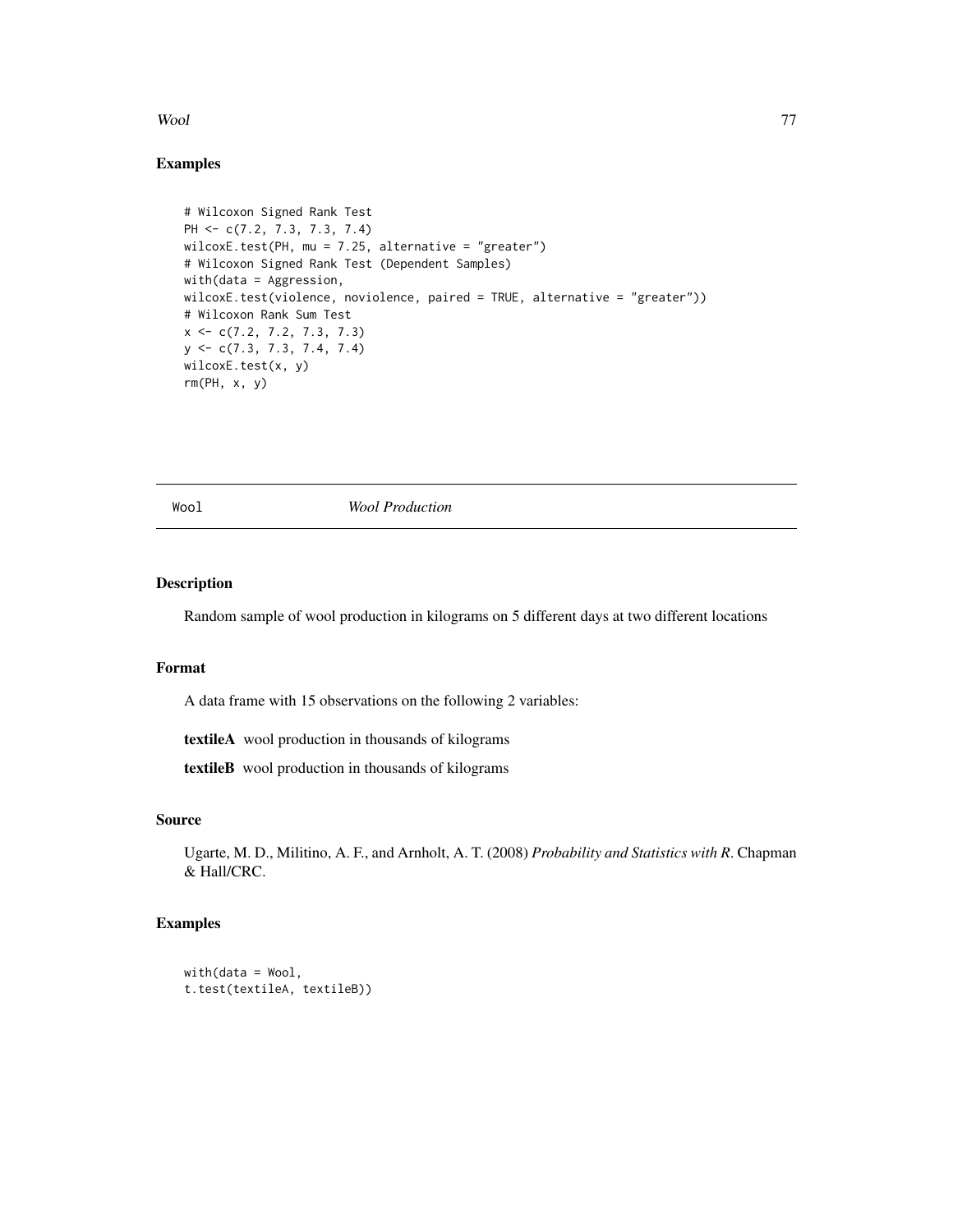## Examples

```
# Wilcoxon Signed Rank Test
PH <- c(7.2, 7.3, 7.3, 7.4)
wilcoxE.test(PH, mu = 7.25, alternative = "greater")
# Wilcoxon Signed Rank Test (Dependent Samples)
with(data = Aggression,
wilcoxE.test(violence, noviolence, paired = TRUE, alternative = "greater"))
# Wilcoxon Rank Sum Test
x <- c(7.2, 7.2, 7.3, 7.3)
y <- c(7.3, 7.3, 7.4, 7.4)
wilcoxE.test(x, y)
rm(PH, x, y)
```

---

# Wool *Wool Production*

## Description

Random sample of wool production in kilograms on 5 different days at two different locations

## Format

A data frame with 15 observations on the following 2 variables:

**textileA** wool production in thousands of kilograms

**textileB** wool production in thousands of kilograms

## Source

Ugarte, M. D., Militino, A. F., and Arnholt, A. T. (2008) *Probability and Statistics with R*. Chapman & Hall/CRC.

## Examples

```
with(data = Wool,
t.test(textileA, textileB))
```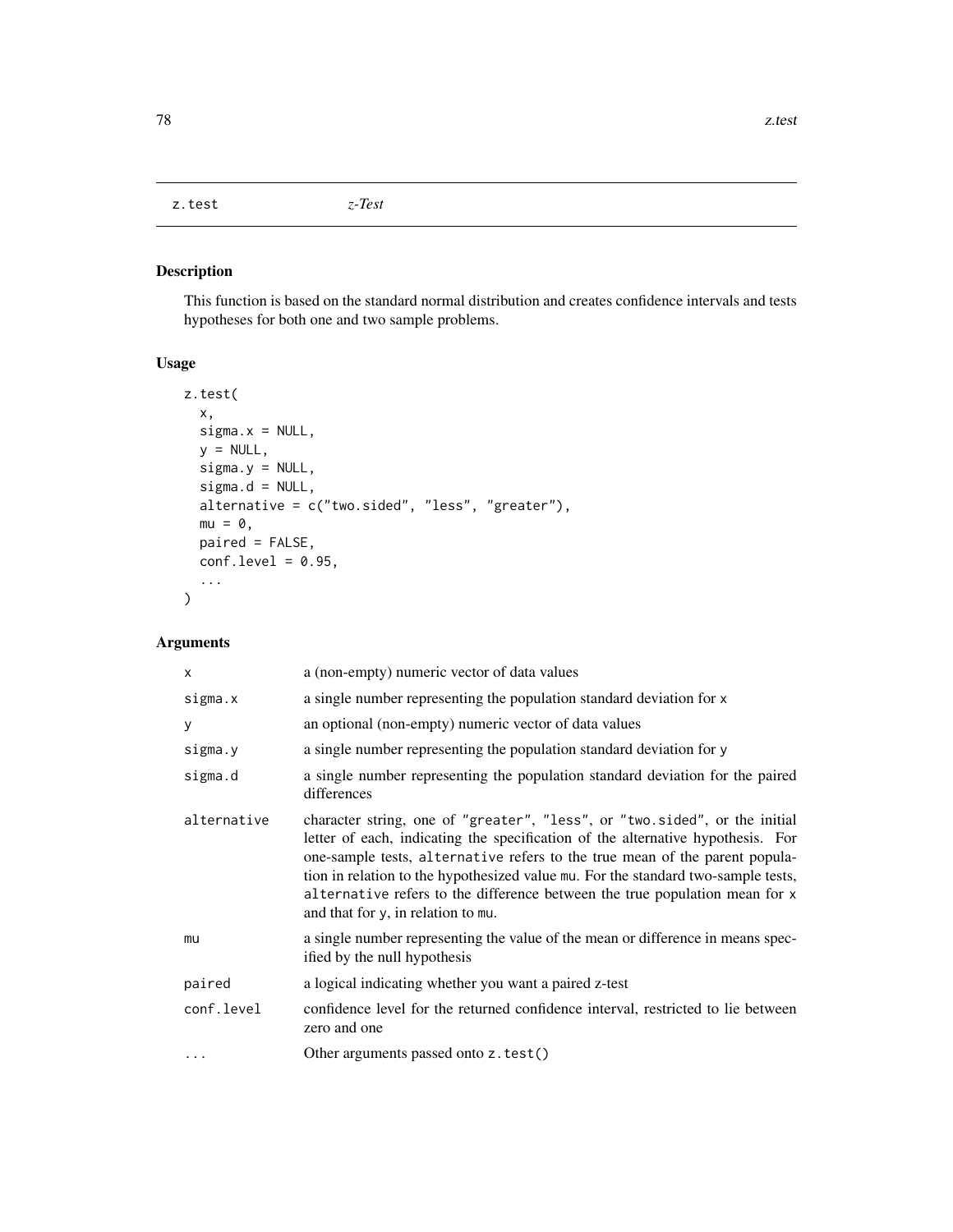## z.test *z-Test*

### Description

This function is based on the standard normal distribution and creates confidence intervals and tests hypotheses for both one and two sample problems.

### Usage

```
z.test(
  x,
  sigma.x = NULL,
  y = NULL,
  sigma.y = NULL,
  sigma.d = NULL,
  alternative = c("two.sided", "less", "greater"),
  mu = 0,
  paired = FALSE,
  conf.level = 0.95,
  ...
)
```

### Arguments

| | |
|---|---|
| x | a (non-empty) numeric vector of data values |
| sigma.x | a single number representing the population standard deviation for x |
| y | an optional (non-empty) numeric vector of data values |
| sigma.y | a single number representing the population standard deviation for y |
| sigma.d | a single number representing the population standard deviation for the paired differences |
| alternative | character string, one of "greater", "less", or "two.sided", or the initial letter of each, indicating the specification of the alternative hypothesis. For one-sample tests, alternative refers to the true mean of the parent population in relation to the hypothesized value mu. For the standard two-sample tests, alternative refers to the difference between the true population mean for x and that for y, in relation to mu. |
| mu | a single number representing the value of the mean or difference in means specified by the null hypothesis |
| paired | a logical indicating whether you want a paired z-test |
| conf.level | confidence level for the returned confidence interval, restricted to lie between zero and one |
| ... | Other arguments passed onto z.test() |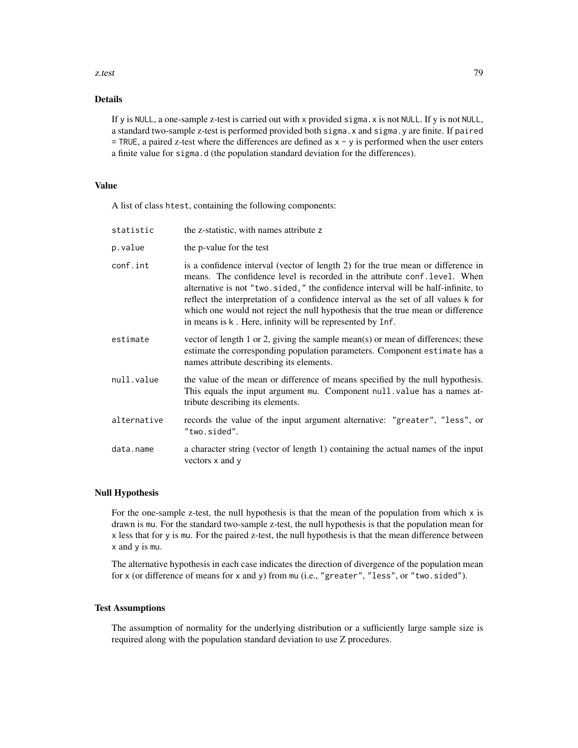### Details

If y is NULL, a one-sample z-test is carried out with x provided sigma.x is not NULL. If y is not NULL, a standard two-sample z-test is performed provided both sigma.x and sigma.y are finite. If paired = TRUE, a paired z-test where the differences are defined as x - y is performed when the user enters a finite value for sigma.d (the population standard deviation for the differences).

### Value

A list of class htest, containing the following components:

| | |
|---|---|
| statistic | the z-statistic, with names attribute z |
| p.value | the p-value for the test |
| conf.int | is a confidence interval (vector of length 2) for the true mean or difference in means. The confidence level is recorded in the attribute conf.level. When alternative is not "two.sided," the confidence interval will be half-infinite, to reflect the interpretation of a confidence interval as the set of all values k for which one would not reject the null hypothesis that the true mean or difference in means is k . Here, infinity will be represented by Inf. |
| estimate | vector of length 1 or 2, giving the sample mean(s) or mean of differences; these estimate the corresponding population parameters. Component estimate has a names attribute describing its elements. |
| null.value | the value of the mean or difference of means specified by the null hypothesis. This equals the input argument mu. Component null.value has a names attribute describing its elements. |
| alternative | records the value of the input argument alternative: "greater", "less", or "two.sided". |
| data.name | a character string (vector of length 1) containing the actual names of the input vectors x and y |

### Null Hypothesis

For the one-sample z-test, the null hypothesis is that the mean of the population from which x is drawn is mu. For the standard two-sample z-test, the null hypothesis is that the population mean for x less that for y is mu. For the paired z-test, the null hypothesis is that the mean difference between x and y is mu.

The alternative hypothesis in each case indicates the direction of divergence of the population mean for x (or difference of means for x and y) from mu (i.e., "greater", "less", or "two.sided").

### Test Assumptions

The assumption of normality for the underlying distribution or a sufficiently large sample size is required along with the population standard deviation to use Z procedures.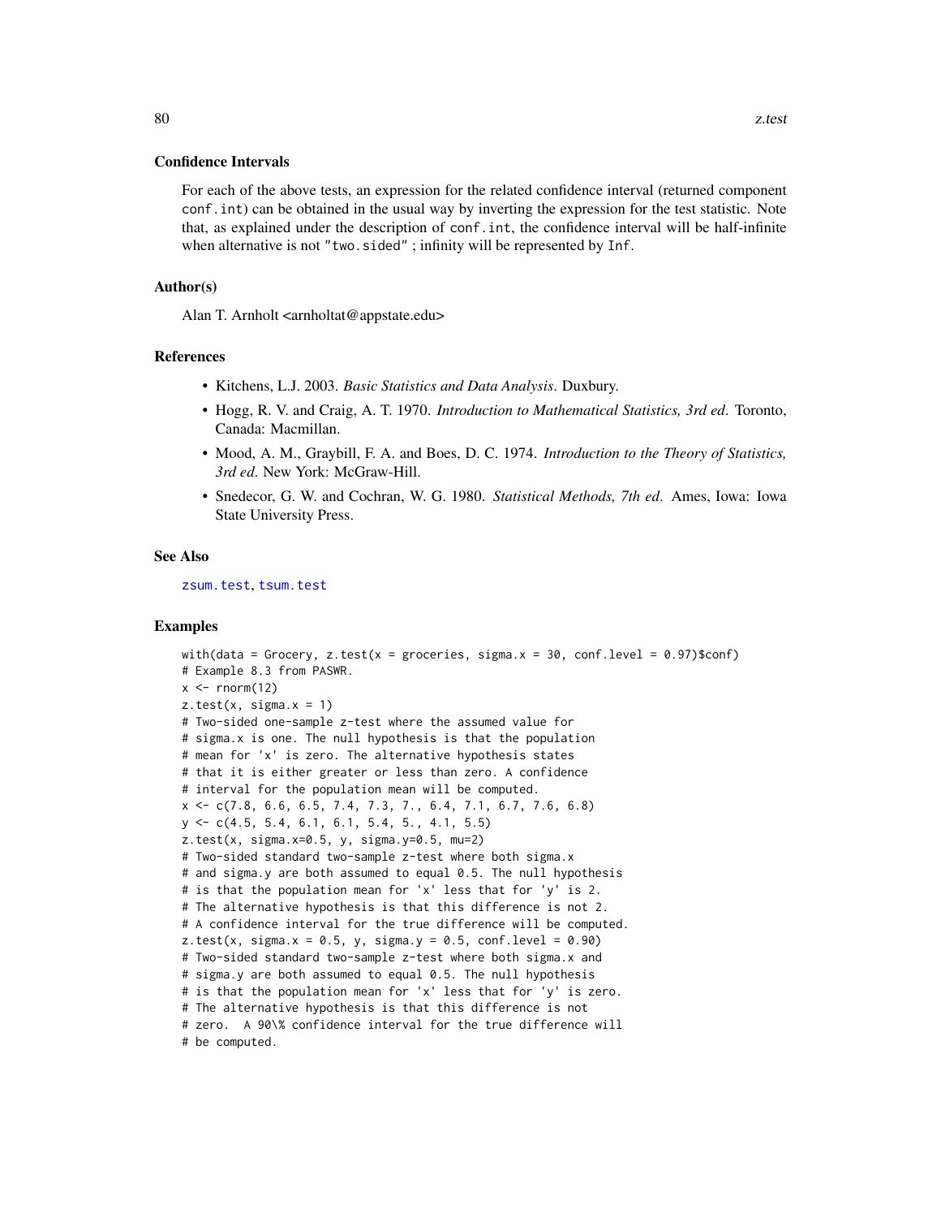### Confidence Intervals

For each of the above tests, an expression for the related confidence interval (returned component `conf.int`) can be obtained in the usual way by inverting the expression for the test statistic. Note that, as explained under the description of `conf.int`, the confidence interval will be half-infinite when alternative is not `"two.sided"` ; infinity will be represented by `Inf`.

### Author(s)

Alan T. Arnholt <arnholtat@appstate.edu>

### References

- Kitchens, L.J. 2003. *Basic Statistics and Data Analysis*. Duxbury.
- Hogg, R. V. and Craig, A. T. 1970. *Introduction to Mathematical Statistics, 3rd ed*. Toronto, Canada: Macmillan.
- Mood, A. M., Graybill, F. A. and Boes, D. C. 1974. *Introduction to the Theory of Statistics, 3rd ed*. New York: McGraw-Hill.
- Snedecor, G. W. and Cochran, W. G. 1980. *Statistical Methods, 7th ed*. Ames, Iowa: Iowa State University Press.

### See Also

`zsum.test`, `tsum.test`

### Examples

```
with(data = Grocery, z.test(x = groceries, sigma.x = 30, conf.level = 0.97)$conf)
# Example 8.3 from PASWR.
x <- rnorm(12)
z.test(x, sigma.x = 1)
# Two-sided one-sample z-test where the assumed value for
# sigma.x is one. The null hypothesis is that the population
# mean for 'x' is zero. The alternative hypothesis states
# that it is either greater or less than zero. A confidence
# interval for the population mean will be computed.
x <- c(7.8, 6.6, 6.5, 7.4, 7.3, 7., 6.4, 7.1, 6.7, 7.6, 6.8)
y <- c(4.5, 5.4, 6.1, 6.1, 5.4, 5., 4.1, 5.5)
z.test(x, sigma.x=0.5, y, sigma.y=0.5, mu=2)
# Two-sided standard two-sample z-test where both sigma.x
# and sigma.y are both assumed to equal 0.5. The null hypothesis
# is that the population mean for 'x' less that for 'y' is 2.
# The alternative hypothesis is that this difference is not 2.
# A confidence interval for the true difference will be computed.
z.test(x, sigma.x = 0.5, y, sigma.y = 0.5, conf.level = 0.90)
# Two-sided standard two-sample z-test where both sigma.x and
# sigma.y are both assumed to equal 0.5. The null hypothesis
# is that the population mean for 'x' less that for 'y' is zero.
# The alternative hypothesis is that this difference is not
# zero.  A 90\% confidence interval for the true difference will
# be computed.
```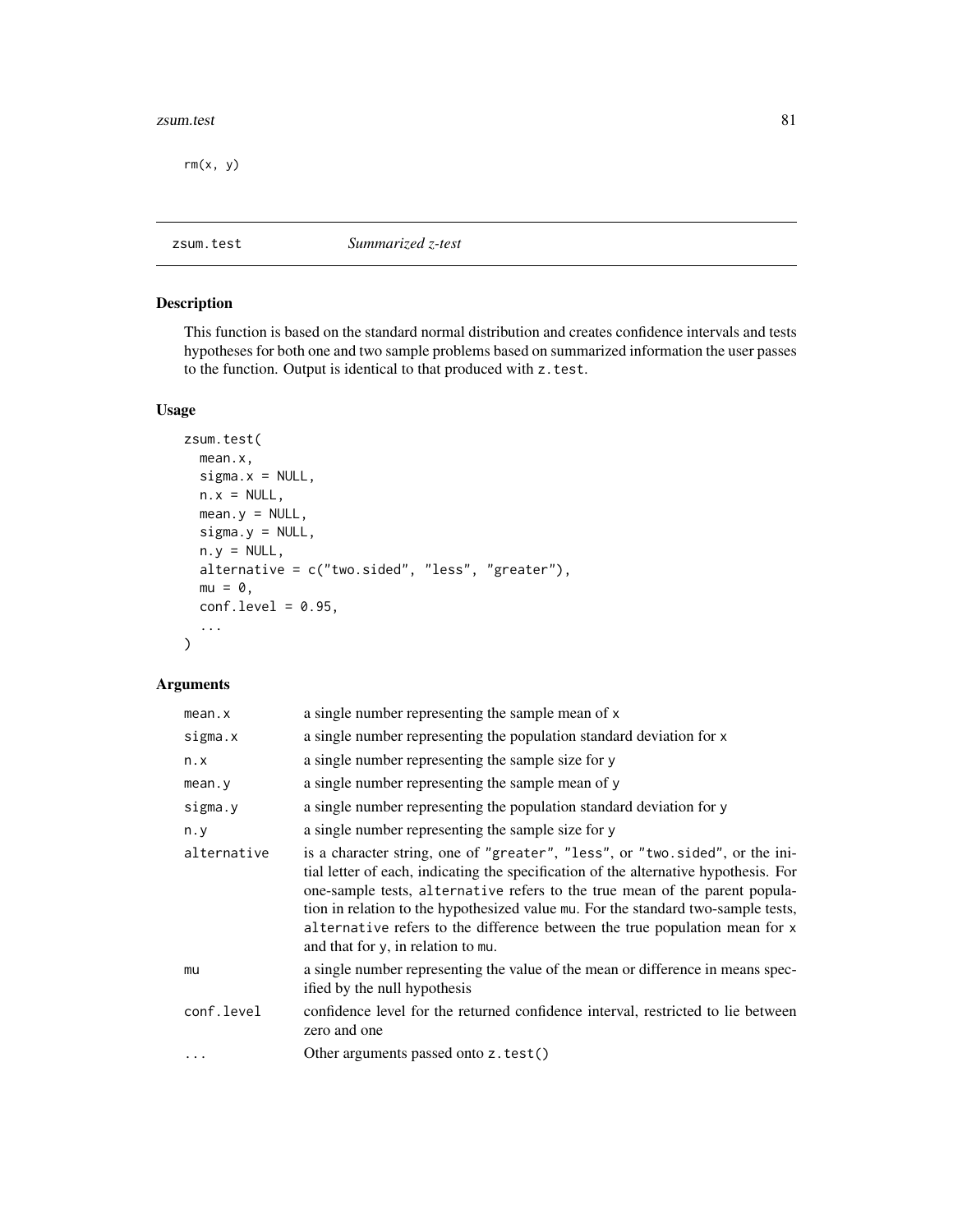```
rm(x, y)
```

## zsum.test *Summarized z-test*

### Description

This function is based on the standard normal distribution and creates confidence intervals and tests hypotheses for both one and two sample problems based on summarized information the user passes to the function. Output is identical to that produced with `z.test`.

### Usage

```
zsum.test(
  mean.x,
  sigma.x = NULL,
  n.x = NULL,
  mean.y = NULL,
  sigma.y = NULL,
  n.y = NULL,
  alternative = c("two.sided", "less", "greater"),
  mu = 0,
  conf.level = 0.95,
  ...
)
```

### Arguments

| | |
|---|---|
| `mean.x` | a single number representing the sample mean of `x` |
| `sigma.x` | a single number representing the population standard deviation for `x` |
| `n.x` | a single number representing the sample size for `y` |
| `mean.y` | a single number representing the sample mean of `y` |
| `sigma.y` | a single number representing the population standard deviation for `y` |
| `n.y` | a single number representing the sample size for `y` |
| `alternative` | is a character string, one of `"greater"`, `"less"`, or `"two.sided"`, or the initial letter of each, indicating the specification of the alternative hypothesis. For one-sample tests, `alternative` refers to the true mean of the parent population in relation to the hypothesized value `mu`. For the standard two-sample tests, `alternative` refers to the difference between the true population mean for `x` and that for `y`, in relation to `mu`. |
| `mu` | a single number representing the value of the mean or difference in means specified by the null hypothesis |
| `conf.level` | confidence level for the returned confidence interval, restricted to lie between zero and one |
| `...` | Other arguments passed onto `z.test()` |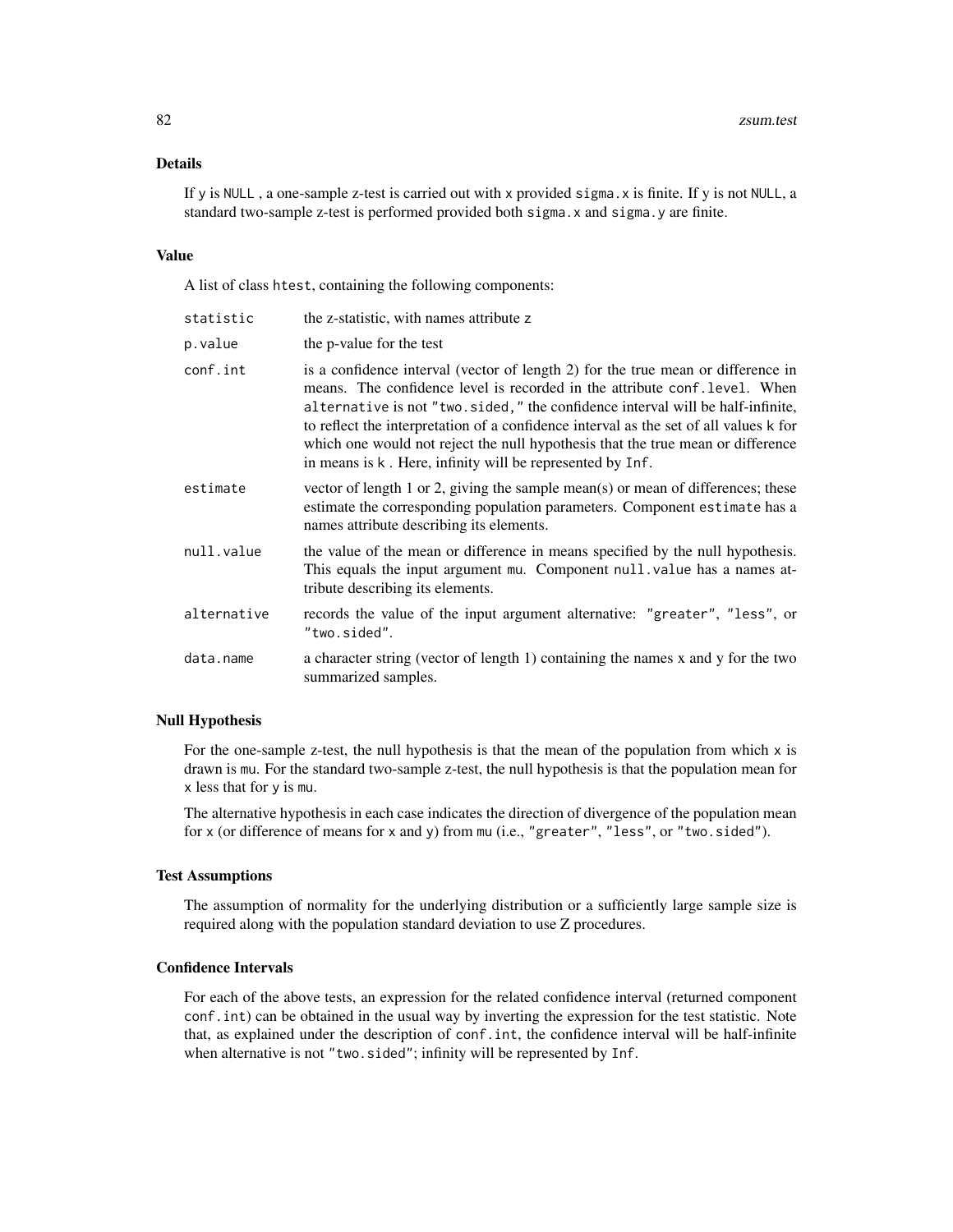### Details

If y is NULL , a one-sample z-test is carried out with x provided sigma.x is finite. If y is not NULL, a standard two-sample z-test is performed provided both sigma.x and sigma.y are finite.

### Value

A list of class htest, containing the following components:

| | |
|---|---|
| statistic | the z-statistic, with names attribute z |
| p.value | the p-value for the test |
| conf.int | is a confidence interval (vector of length 2) for the true mean or difference in means. The confidence level is recorded in the attribute conf.level. When alternative is not "two.sided," the confidence interval will be half-infinite, to reflect the interpretation of a confidence interval as the set of all values k for which one would not reject the null hypothesis that the true mean or difference in means is k . Here, infinity will be represented by Inf. |
| estimate | vector of length 1 or 2, giving the sample mean(s) or mean of differences; these estimate the corresponding population parameters. Component estimate has a names attribute describing its elements. |
| null.value | the value of the mean or difference in means specified by the null hypothesis. This equals the input argument mu. Component null.value has a names attribute describing its elements. |
| alternative | records the value of the input argument alternative: "greater", "less", or "two.sided". |
| data.name | a character string (vector of length 1) containing the names x and y for the two summarized samples. |

### Null Hypothesis

For the one-sample z-test, the null hypothesis is that the mean of the population from which x is drawn is mu. For the standard two-sample z-test, the null hypothesis is that the population mean for x less that for y is mu.

The alternative hypothesis in each case indicates the direction of divergence of the population mean for x (or difference of means for x and y) from mu (i.e., "greater", "less", or "two.sided").

### Test Assumptions

The assumption of normality for the underlying distribution or a sufficiently large sample size is required along with the population standard deviation to use Z procedures.

### Confidence Intervals

For each of the above tests, an expression for the related confidence interval (returned component conf.int) can be obtained in the usual way by inverting the expression for the test statistic. Note that, as explained under the description of conf.int, the confidence interval will be half-infinite when alternative is not "two.sided"; infinity will be represented by Inf.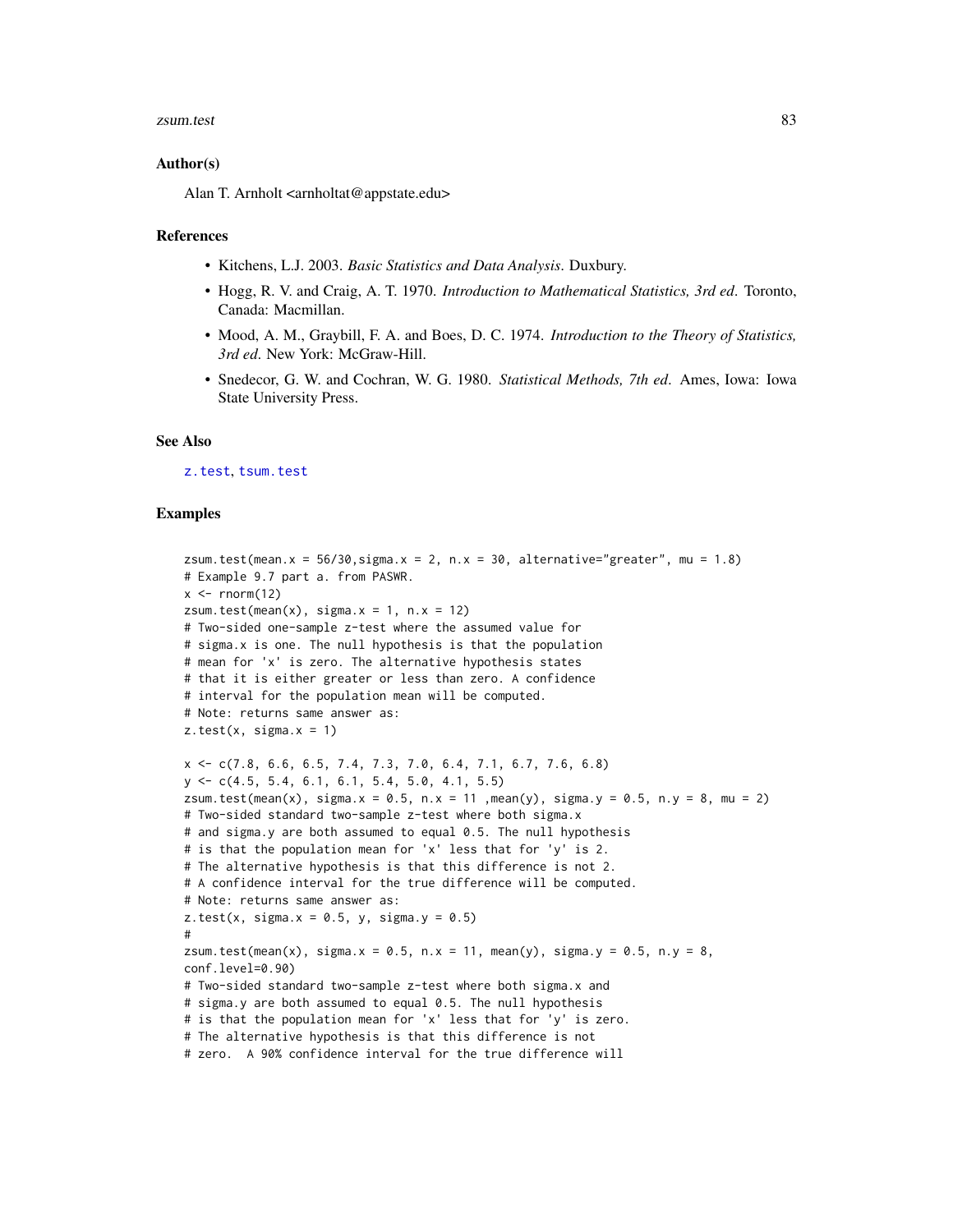## Author(s)

Alan T. Arnholt <arnholtat@appstate.edu>

## References

- Kitchens, L.J. 2003. *Basic Statistics and Data Analysis*. Duxbury.
- Hogg, R. V. and Craig, A. T. 1970. *Introduction to Mathematical Statistics, 3rd ed*. Toronto, Canada: Macmillan.
- Mood, A. M., Graybill, F. A. and Boes, D. C. 1974. *Introduction to the Theory of Statistics, 3rd ed*. New York: McGraw-Hill.
- Snedecor, G. W. and Cochran, W. G. 1980. *Statistical Methods, 7th ed*. Ames, Iowa: Iowa State University Press.

## See Also

z.test, tsum.test

## Examples

```
zsum.test(mean.x = 56/30,sigma.x = 2, n.x = 30, alternative="greater", mu = 1.8)
# Example 9.7 part a. from PASWR.
x <- rnorm(12)
zsum.test(mean(x), sigma.x = 1, n.x = 12)
# Two-sided one-sample z-test where the assumed value for
# sigma.x is one. The null hypothesis is that the population
# mean for 'x' is zero. The alternative hypothesis states
# that it is either greater or less than zero. A confidence
# interval for the population mean will be computed.
# Note: returns same answer as:
z.test(x, sigma.x = 1)

x <- c(7.8, 6.6, 6.5, 7.4, 7.3, 7.0, 6.4, 7.1, 6.7, 7.6, 6.8)
y <- c(4.5, 5.4, 6.1, 6.1, 5.4, 5.0, 4.1, 5.5)
zsum.test(mean(x), sigma.x = 0.5, n.x = 11 ,mean(y), sigma.y = 0.5, n.y = 8, mu = 2)
# Two-sided standard two-sample z-test where both sigma.x
# and sigma.y are both assumed to equal 0.5. The null hypothesis
# is that the population mean for 'x' less that for 'y' is 2.
# The alternative hypothesis is that this difference is not 2.
# A confidence interval for the true difference will be computed.
# Note: returns same answer as:
z.test(x, sigma.x = 0.5, y, sigma.y = 0.5)
#
zsum.test(mean(x), sigma.x = 0.5, n.x = 11, mean(y), sigma.y = 0.5, n.y = 8,
conf.level=0.90)
# Two-sided standard two-sample z-test where both sigma.x and
# sigma.y are both assumed to equal 0.5. The null hypothesis
# is that the population mean for 'x' less that for 'y' is zero.
# The alternative hypothesis is that this difference is not
# zero.  A 90% confidence interval for the true difference will
```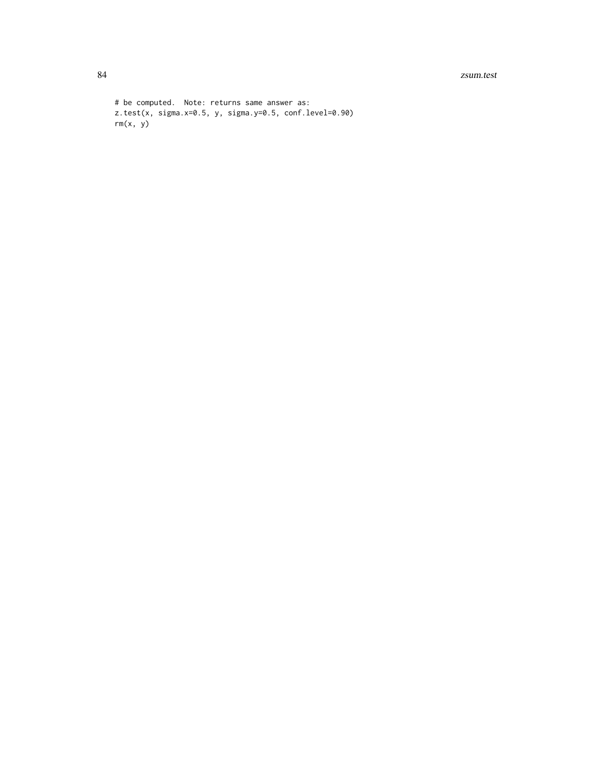```
# be computed.  Note: returns same answer as:
z.test(x, sigma.x=0.5, y, sigma.y=0.5, conf.level=0.90)
rm(x, y)
```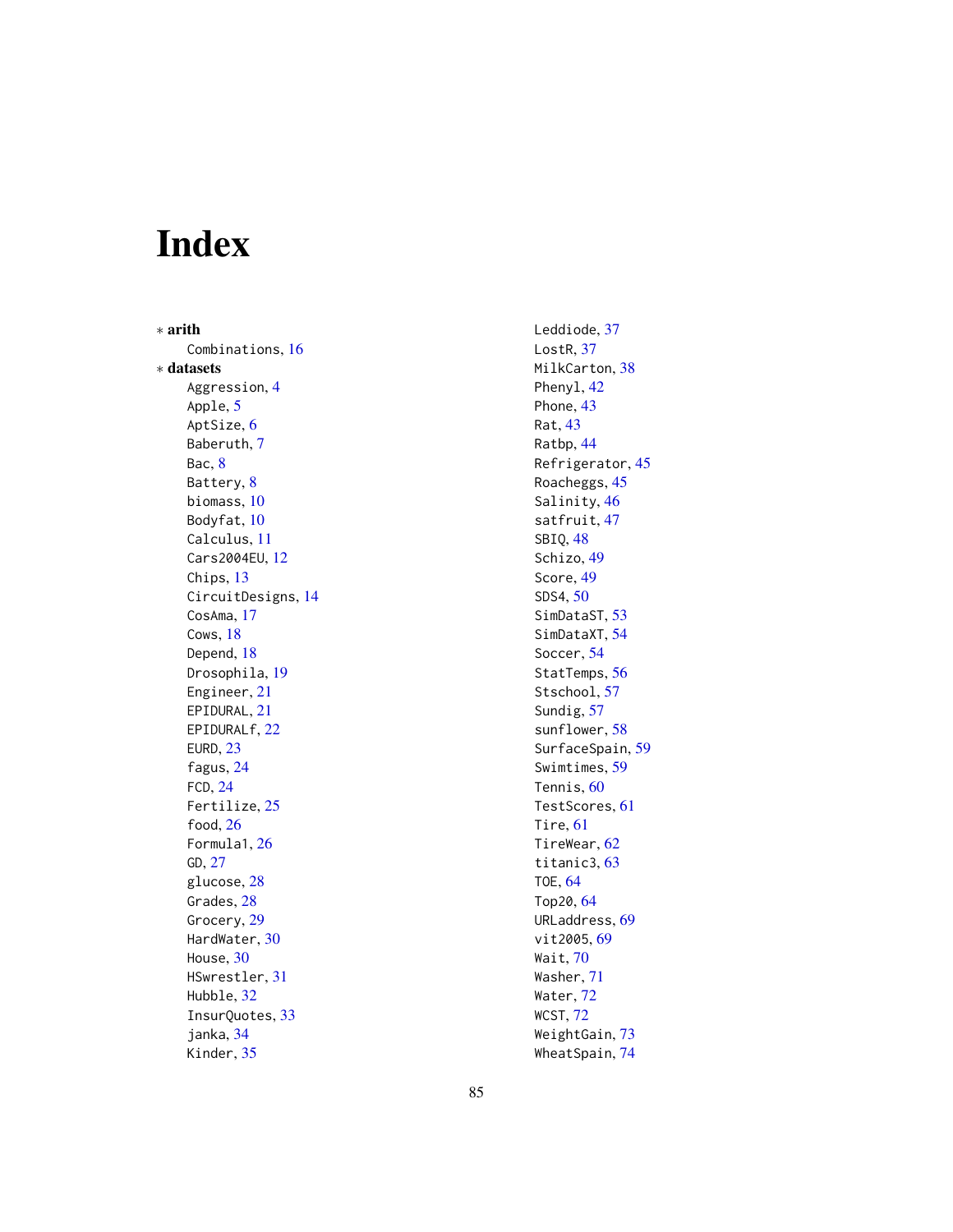# Index

∗ **arith**

Combinations, 16

∗ **datasets**

Aggression, 4
Apple, 5
AptSize, 6
Baberuth, 7
Bac, 8
Battery, 8
biomass, 10
Bodyfat, 10
Calculus, 11
Cars2004EU, 12
Chips, 13
CircuitDesigns, 14
CosAma, 17
Cows, 18
Depend, 18
Drosophila, 19
Engineer, 21
EPIDURAL, 21
EPIDURALf, 22
EURD, 23
fagus, 24
FCD, 24
Fertilize, 25
food, 26
Formula1, 26
GD, 27
glucose, 28
Grades, 28
Grocery, 29
HardWater, 30
House, 30
HSwrestler, 31
Hubble, 32
InsurQuotes, 33
janka, 34
Kinder, 35
Leddiode, 37
LostR, 37
MilkCarton, 38
Phenyl, 42
Phone, 43
Rat, 43
Ratbp, 44
Refrigerator, 45
Roacheggs, 45
Salinity, 46
satfruit, 47
SBIQ, 48
Schizo, 49
Score, 49
SDS4, 50
SimDataST, 53
SimDataXT, 54
Soccer, 54
StatTemps, 56
Stschool, 57
Sundig, 57
sunflower, 58
SurfaceSpain, 59
Swimtimes, 59
Tennis, 60
TestScores, 61
Tire, 61
TireWear, 62
titanic3, 63
TOE, 64
Top20, 64
URLaddress, 69
vit2005, 69
Wait, 70
Washer, 71
Water, 72
WCST, 72
WeightGain, 73
WheatSpain, 74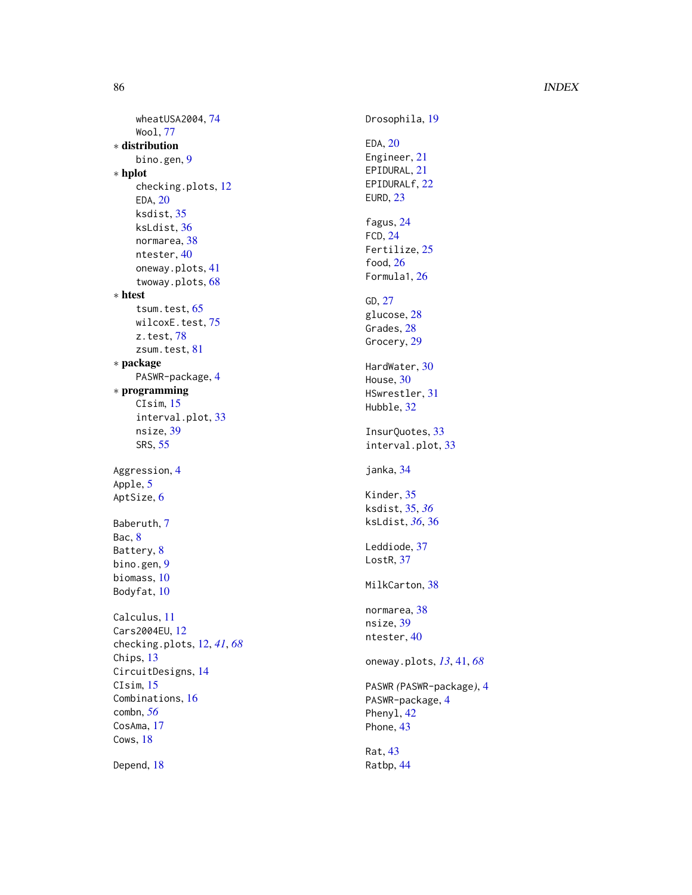wheatUSA2004, 74
Wool, 77

* **distribution**
  bino.gen, 9
* **hplot**
  checking.plots, 12
  EDA, 20
  ksdist, 35
  ksLdist, 36
  normarea, 38
  ntester, 40
  oneway.plots, 41
  twoway.plots, 68
* **htest**
  tsum.test, 65
  wilcoxE.test, 75
  z.test, 78
  zsum.test, 81
* **package**
  PASWR-package, 4
* **programming**
  CIsim, 15
  interval.plot, 33
  nsize, 39
  SRS, 55

Aggression, 4
Apple, 5
AptSize, 6

Baberuth, 7
Bac, 8
Battery, 8
bino.gen, 9
biomass, 10
Bodyfat, 10

Calculus, 11
Cars2004EU, 12
checking.plots, 12, *41*, *68*
Chips, 13
CircuitDesigns, 14
CIsim, 15
Combinations, 16
combn, *56*
CosAma, 17
Cows, 18

Depend, 18
Drosophila, 19

EDA, 20
Engineer, 21
EPIDURAL, 21
EPIDURALf, 22
EURD, 23

fagus, 24
FCD, 24
Fertilize, 25
food, 26
Formula1, 26

GD, 27
glucose, 28
Grades, 28
Grocery, 29

HardWater, 30
House, 30
HSwrestler, 31
Hubble, 32

InsurQuotes, 33
interval.plot, 33

janka, 34

Kinder, 35
ksdist, 35, *36*
ksLdist, *36*, 36

Leddiode, 37
LostR, 37

MilkCarton, 38

normarea, 38
nsize, 39
ntester, 40

oneway.plots, *13*, 41, *68*

PASWR *(*PASWR-package*)*, 4
PASWR-package, 4
Phenyl, 42
Phone, 43

Rat, 43
Ratbp, 44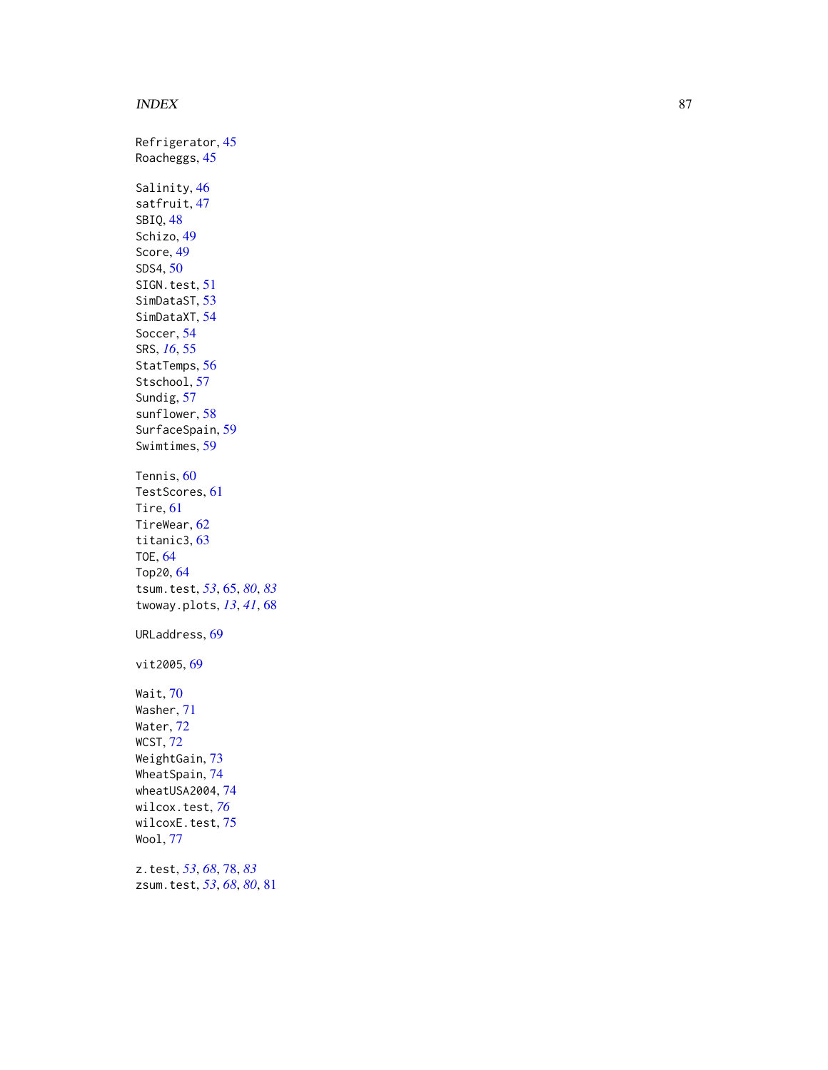Refrigerator, 45
Roacheggs, 45

Salinity, 46
satfruit, 47
SBIQ, 48
Schizo, 49
Score, 49
SDS4, 50
SIGN.test, 51
SimDataST, 53
SimDataXT, 54
Soccer, 54
SRS, *16*, 55
StatTemps, 56
Stschool, 57
Sundig, 57
sunflower, 58
SurfaceSpain, 59
Swimtimes, 59

Tennis, 60
TestScores, 61
Tire, 61
TireWear, 62
titanic3, 63
TOE, 64
Top20, 64
tsum.test, *53*, 65, *80*, *83*
twoway.plots, *13*, *41*, 68

URLaddress, 69

vit2005, 69

Wait, 70
Washer, 71
Water, 72
WCST, 72
WeightGain, 73
WheatSpain, 74
wheatUSA2004, 74
wilcox.test, *76*
wilcoxE.test, 75
Wool, 77

z.test, *53*, *68*, 78, *83*
zsum.test, *53*, *68*, *80*, 81